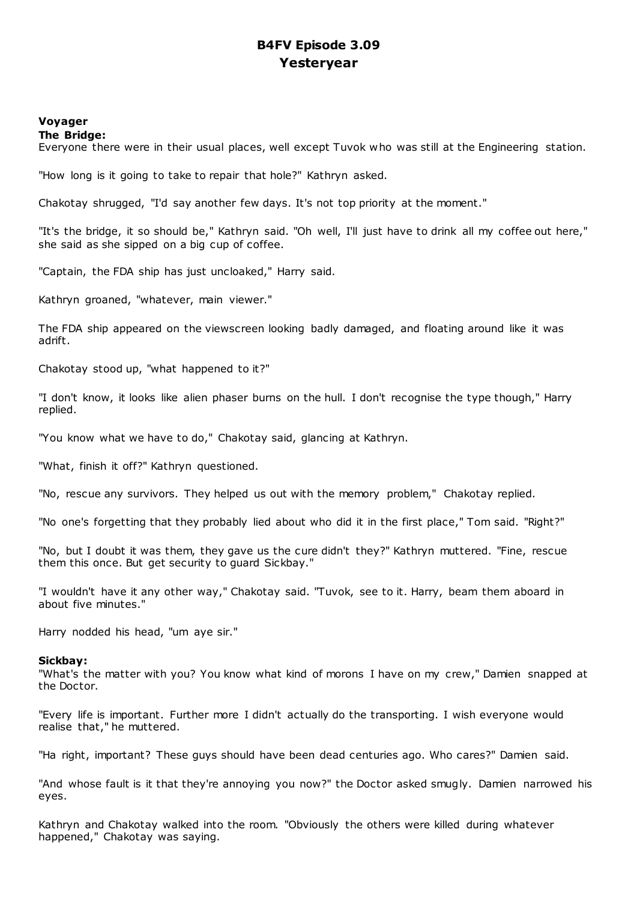# B4FV Episode 3.09
# Yesteryear

**Voyager**
**The Bridge:**
Everyone there were in their usual places, well except Tuvok who was still at the Engineering station.

"How long is it going to take to repair that hole?" Kathryn asked.

Chakotay shrugged, "I'd say another few days. It's not top priority at the moment."

"It's the bridge, it so should be," Kathryn said. "Oh well, I'll just have to drink all my coffee out here," she said as she sipped on a big cup of coffee.

"Captain, the FDA ship has just uncloaked," Harry said.

Kathryn groaned, "whatever, main viewer."

The FDA ship appeared on the viewscreen looking badly damaged, and floating around like it was adrift.

Chakotay stood up, "what happened to it?"

"I don't know, it looks like alien phaser burns on the hull. I don't recognise the type though," Harry replied.

"You know what we have to do," Chakotay said, glancing at Kathryn.

"What, finish it off?" Kathryn questioned.

"No, rescue any survivors. They helped us out with the memory problem," Chakotay replied.

"No one's forgetting that they probably lied about who did it in the first place," Tom said. "Right?"

"No, but I doubt it was them, they gave us the cure didn't they?" Kathryn muttered. "Fine, rescue them this once. But get security to guard Sickbay."

"I wouldn't have it any other way," Chakotay said. "Tuvok, see to it. Harry, beam them aboard in about five minutes."

Harry nodded his head, "um aye sir."

**Sickbay:**
"What's the matter with you? You know what kind of morons I have on my crew," Damien snapped at the Doctor.

"Every life is important. Further more I didn't actually do the transporting. I wish everyone would realise that," he muttered.

"Ha right, important? These guys should have been dead centuries ago. Who cares?" Damien said.

"And whose fault is it that they're annoying you now?" the Doctor asked smugly. Damien narrowed his eyes.

Kathryn and Chakotay walked into the room. "Obviously the others were killed during whatever happened," Chakotay was saying.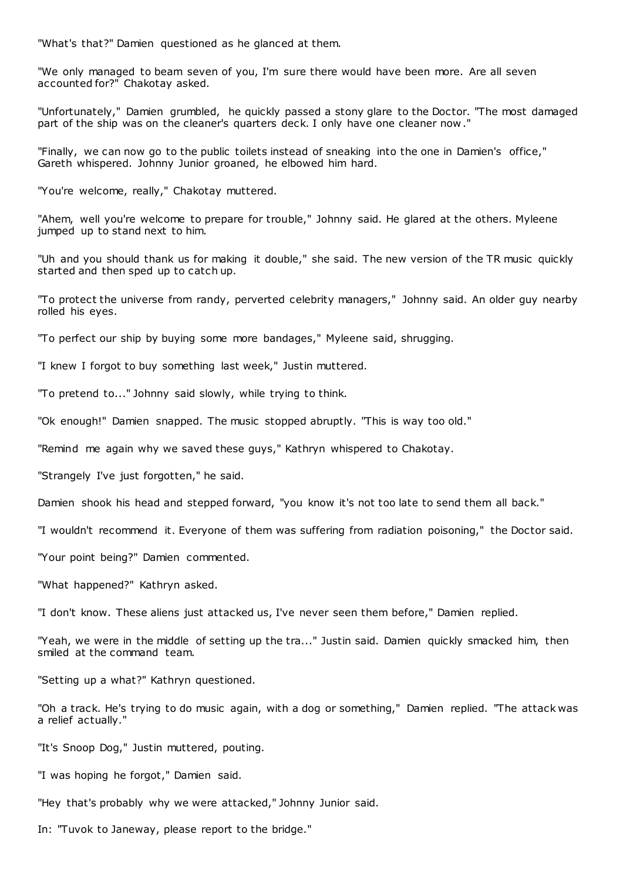"What's that?" Damien questioned as he glanced at them.

"We only managed to beam seven of you, I'm sure there would have been more. Are all seven accounted for?" Chakotay asked.

"Unfortunately," Damien grumbled, he quickly passed a stony glare to the Doctor. "The most damaged part of the ship was on the cleaner's quarters deck. I only have one cleaner now."

"Finally, we can now go to the public toilets instead of sneaking into the one in Damien's office," Gareth whispered. Johnny Junior groaned, he elbowed him hard.

"You're welcome, really," Chakotay muttered.

"Ahem, well you're welcome to prepare for trouble," Johnny said. He glared at the others. Myleene jumped up to stand next to him.

"Uh and you should thank us for making it double," she said. The new version of the TR music quickly started and then sped up to catch up.

"To protect the universe from randy, perverted celebrity managers," Johnny said. An older guy nearby rolled his eyes.

"To perfect our ship by buying some more bandages," Myleene said, shrugging.

"I knew I forgot to buy something last week," Justin muttered.

"To pretend to..." Johnny said slowly, while trying to think.

"Ok enough!" Damien snapped. The music stopped abruptly. "This is way too old."

"Remind me again why we saved these guys," Kathryn whispered to Chakotay.

"Strangely I've just forgotten," he said.

Damien shook his head and stepped forward, "you know it's not too late to send them all back."

"I wouldn't recommend it. Everyone of them was suffering from radiation poisoning," the Doctor said.

"Your point being?" Damien commented.

"What happened?" Kathryn asked.

"I don't know. These aliens just attacked us, I've never seen them before," Damien replied.

"Yeah, we were in the middle of setting up the tra..." Justin said. Damien quickly smacked him, then smiled at the command team.

"Setting up a what?" Kathryn questioned.

"Oh a track. He's trying to do music again, with a dog or something," Damien replied. "The attack was a relief actually."

"It's Snoop Dog," Justin muttered, pouting.

"I was hoping he forgot," Damien said.

"Hey that's probably why we were attacked," Johnny Junior said.

In: "Tuvok to Janeway, please report to the bridge."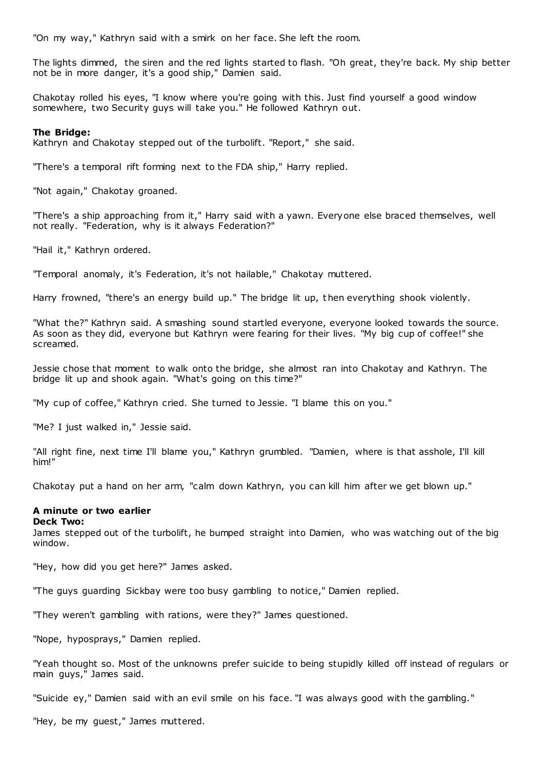"On my way," Kathryn said with a smirk on her face. She left the room.

The lights dimmed, the siren and the red lights started to flash. "Oh great, they're back. My ship better not be in more danger, it's a good ship," Damien said.

Chakotay rolled his eyes, "I know where you're going with this. Just find yourself a good window somewhere, two Security guys will take you." He followed Kathryn out.

**The Bridge:**
Kathryn and Chakotay stepped out of the turbolift. "Report," she said.

"There's a temporal rift forming next to the FDA ship," Harry replied.

"Not again," Chakotay groaned.

"There's a ship approaching from it," Harry said with a yawn. Everyone else braced themselves, well not really. "Federation, why is it always Federation?"

"Hail it," Kathryn ordered.

"Temporal anomaly, it's Federation, it's not hailable," Chakotay muttered.

Harry frowned, "there's an energy build up." The bridge lit up, then everything shook violently.

"What the?" Kathryn said. A smashing sound startled everyone, everyone looked towards the source. As soon as they did, everyone but Kathryn were fearing for their lives. "My big cup of coffee!" she screamed.

Jessie chose that moment to walk onto the bridge, she almost ran into Chakotay and Kathryn. The bridge lit up and shook again. "What's going on this time?"

"My cup of coffee," Kathryn cried. She turned to Jessie. "I blame this on you."

"Me? I just walked in," Jessie said.

"All right fine, next time I'll blame you," Kathryn grumbled. "Damien, where is that asshole, I'll kill him!"

Chakotay put a hand on her arm, "calm down Kathryn, you can kill him after we get blown up."

**A minute or two earlier**
**Deck Two:**
James stepped out of the turbolift, he bumped straight into Damien, who was watching out of the big window.

"Hey, how did you get here?" James asked.

"The guys guarding Sickbay were too busy gambling to notice," Damien replied.

"They weren't gambling with rations, were they?" James questioned.

"Nope, hyposprays," Damien replied.

"Yeah thought so. Most of the unknowns prefer suicide to being stupidly killed off instead of regulars or main guys," James said.

"Suicide ey," Damien said with an evil smile on his face. "I was always good with the gambling."

"Hey, be my guest," James muttered.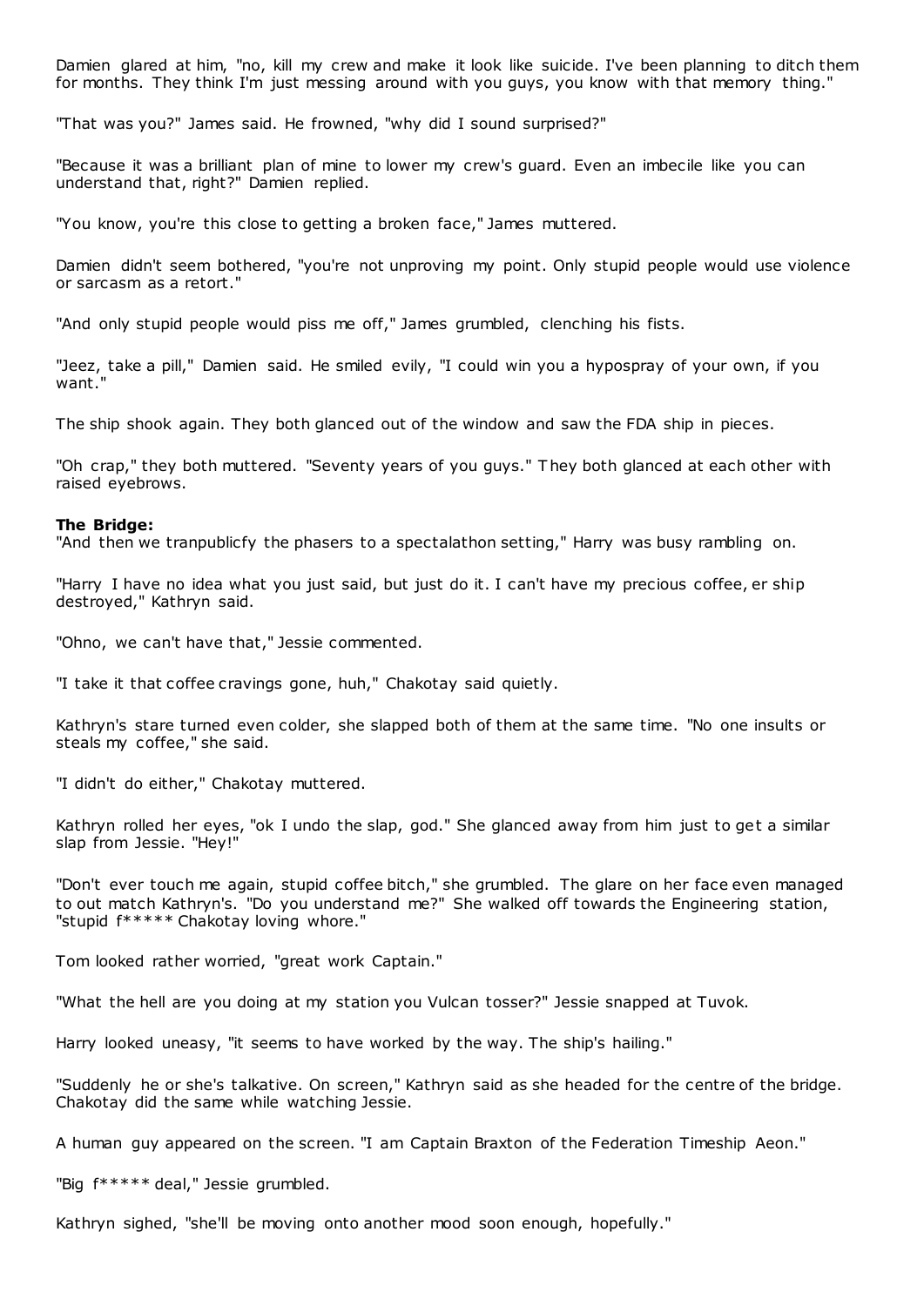Damien glared at him, "no, kill my crew and make it look like suicide. I've been planning to ditch them for months. They think I'm just messing around with you guys, you know with that memory thing."

"That was you?" James said. He frowned, "why did I sound surprised?"

"Because it was a brilliant plan of mine to lower my crew's guard. Even an imbecile like you can understand that, right?" Damien replied.

"You know, you're this close to getting a broken face," James muttered.

Damien didn't seem bothered, "you're not unproving my point. Only stupid people would use violence or sarcasm as a retort."

"And only stupid people would piss me off," James grumbled, clenching his fists.

"Jeez, take a pill," Damien said. He smiled evily, "I could win you a hypospray of your own, if you want."

The ship shook again. They both glanced out of the window and saw the FDA ship in pieces.

"Oh crap," they both muttered. "Seventy years of you guys." They both glanced at each other with raised eyebrows.

**The Bridge:**

"And then we tranpublicfy the phasers to a spectalathon setting," Harry was busy rambling on.

"Harry I have no idea what you just said, but just do it. I can't have my precious coffee, er ship destroyed," Kathryn said.

"Ohno, we can't have that," Jessie commented.

"I take it that coffee cravings gone, huh," Chakotay said quietly.

Kathryn's stare turned even colder, she slapped both of them at the same time. "No one insults or steals my coffee," she said.

"I didn't do either," Chakotay muttered.

Kathryn rolled her eyes, "ok I undo the slap, god." She glanced away from him just to get a similar slap from Jessie. "Hey!"

"Don't ever touch me again, stupid coffee bitch," she grumbled. The glare on her face even managed to out match Kathryn's. "Do you understand me?" She walked off towards the Engineering station, "stupid f***** Chakotay loving whore."

Tom looked rather worried, "great work Captain."

"What the hell are you doing at my station you Vulcan tosser?" Jessie snapped at Tuvok.

Harry looked uneasy, "it seems to have worked by the way. The ship's hailing."

"Suddenly he or she's talkative. On screen," Kathryn said as she headed for the centre of the bridge. Chakotay did the same while watching Jessie.

A human guy appeared on the screen. "I am Captain Braxton of the Federation Timeship Aeon."

"Big f***** deal," Jessie grumbled.

Kathryn sighed, "she'll be moving onto another mood soon enough, hopefully."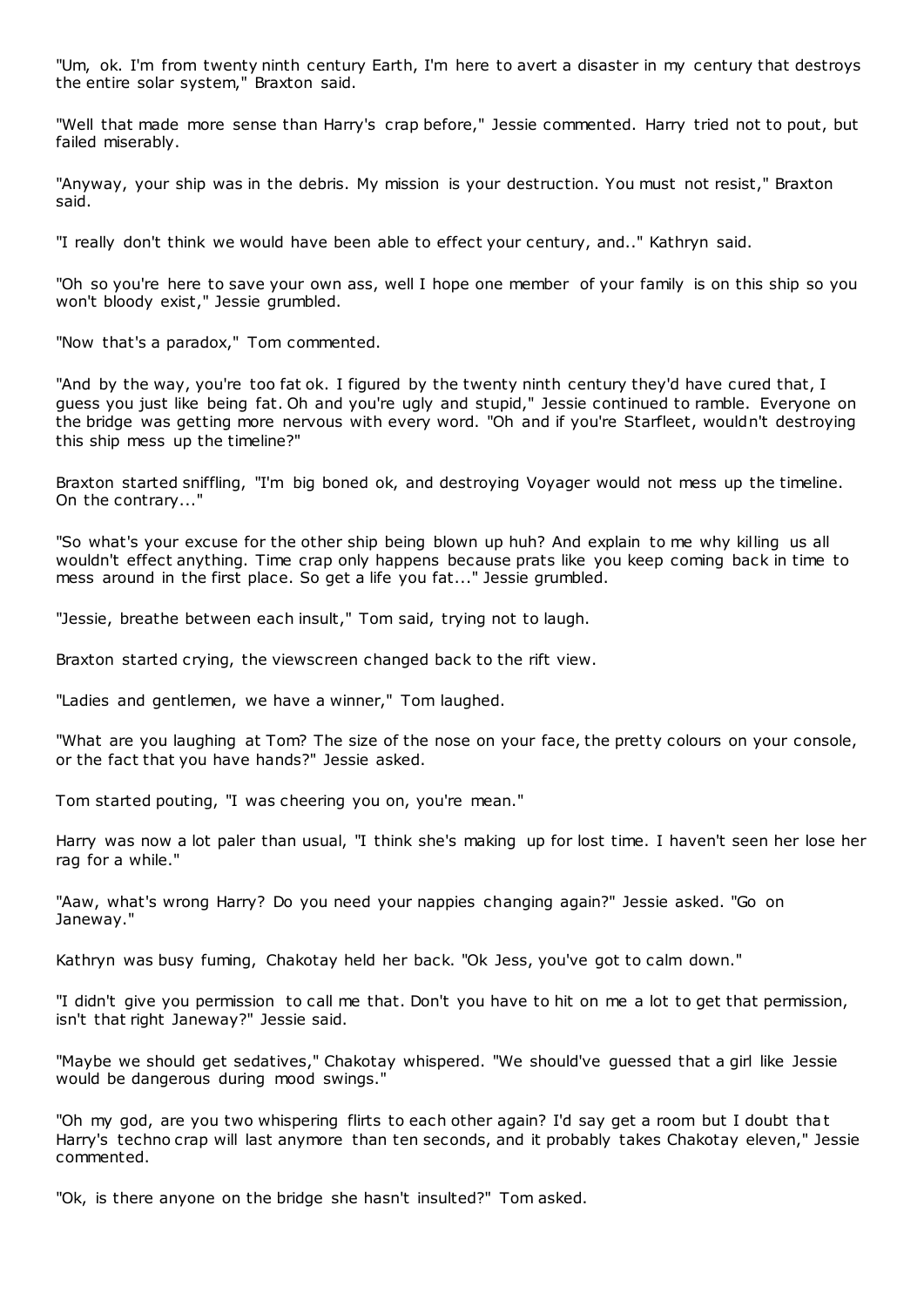"Um, ok. I'm from twenty ninth century Earth, I'm here to avert a disaster in my century that destroys the entire solar system," Braxton said.

"Well that made more sense than Harry's crap before," Jessie commented. Harry tried not to pout, but failed miserably.

"Anyway, your ship was in the debris. My mission is your destruction. You must not resist," Braxton said.

"I really don't think we would have been able to effect your century, and.." Kathryn said.

"Oh so you're here to save your own ass, well I hope one member of your family is on this ship so you won't bloody exist," Jessie grumbled.

"Now that's a paradox," Tom commented.

"And by the way, you're too fat ok. I figured by the twenty ninth century they'd have cured that, I guess you just like being fat. Oh and you're ugly and stupid," Jessie continued to ramble. Everyone on the bridge was getting more nervous with every word. "Oh and if you're Starfleet, wouldn't destroying this ship mess up the timeline?"

Braxton started sniffling, "I'm big boned ok, and destroying Voyager would not mess up the timeline. On the contrary..."

"So what's your excuse for the other ship being blown up huh? And explain to me why killing us all wouldn't effect anything. Time crap only happens because prats like you keep coming back in time to mess around in the first place. So get a life you fat..." Jessie grumbled.

"Jessie, breathe between each insult," Tom said, trying not to laugh.

Braxton started crying, the viewscreen changed back to the rift view.

"Ladies and gentlemen, we have a winner," Tom laughed.

"What are you laughing at Tom? The size of the nose on your face, the pretty colours on your console, or the fact that you have hands?" Jessie asked.

Tom started pouting, "I was cheering you on, you're mean."

Harry was now a lot paler than usual, "I think she's making up for lost time. I haven't seen her lose her rag for a while."

"Aaw, what's wrong Harry? Do you need your nappies changing again?" Jessie asked. "Go on Janeway."

Kathryn was busy fuming, Chakotay held her back. "Ok Jess, you've got to calm down."

"I didn't give you permission to call me that. Don't you have to hit on me a lot to get that permission, isn't that right Janeway?" Jessie said.

"Maybe we should get sedatives," Chakotay whispered. "We should've guessed that a girl like Jessie would be dangerous during mood swings."

"Oh my god, are you two whispering flirts to each other again? I'd say get a room but I doubt that Harry's techno crap will last anymore than ten seconds, and it probably takes Chakotay eleven," Jessie commented.

"Ok, is there anyone on the bridge she hasn't insulted?" Tom asked.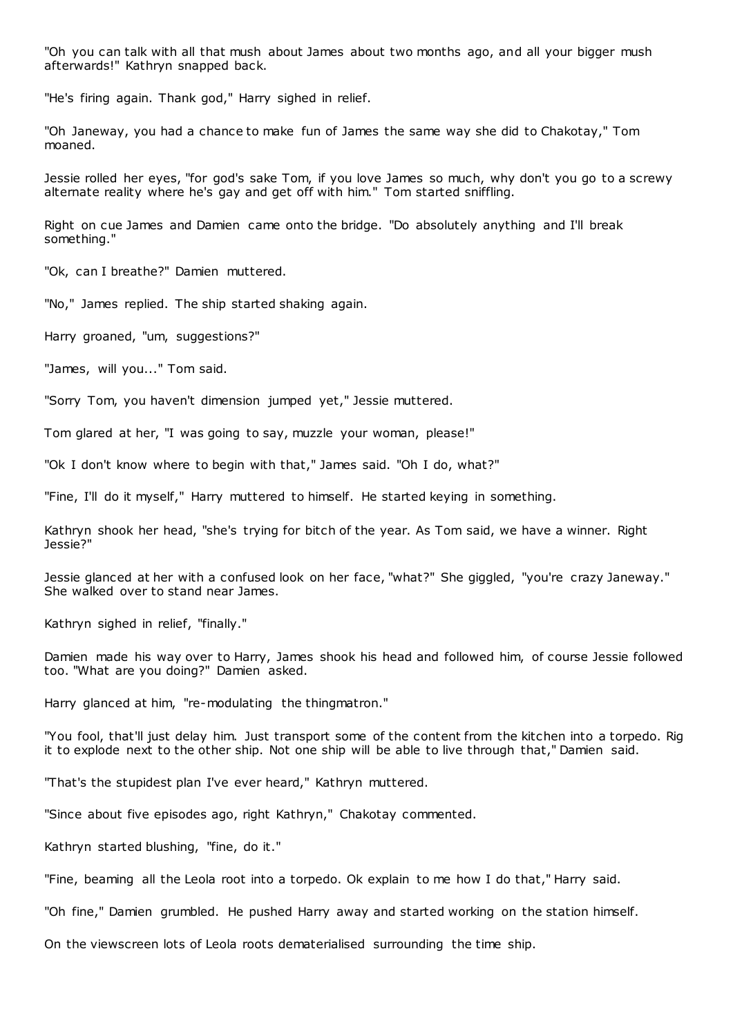"Oh you can talk with all that mush about James about two months ago, and all your bigger mush afterwards!" Kathryn snapped back.

"He's firing again. Thank god," Harry sighed in relief.

"Oh Janeway, you had a chance to make fun of James the same way she did to Chakotay," Tom moaned.

Jessie rolled her eyes, "for god's sake Tom, if you love James so much, why don't you go to a screwy alternate reality where he's gay and get off with him." Tom started sniffling.

Right on cue James and Damien came onto the bridge. "Do absolutely anything and I'll break something."

"Ok, can I breathe?" Damien muttered.

"No," James replied. The ship started shaking again.

Harry groaned, "um, suggestions?"

"James, will you..." Tom said.

"Sorry Tom, you haven't dimension jumped yet," Jessie muttered.

Tom glared at her, "I was going to say, muzzle your woman, please!"

"Ok I don't know where to begin with that," James said. "Oh I do, what?"

"Fine, I'll do it myself," Harry muttered to himself. He started keying in something.

Kathryn shook her head, "she's trying for bitch of the year. As Tom said, we have a winner. Right Jessie?"

Jessie glanced at her with a confused look on her face, "what?" She giggled, "you're crazy Janeway." She walked over to stand near James.

Kathryn sighed in relief, "finally."

Damien made his way over to Harry, James shook his head and followed him, of course Jessie followed too. "What are you doing?" Damien asked.

Harry glanced at him, "re-modulating the thingmatron."

"You fool, that'll just delay him. Just transport some of the content from the kitchen into a torpedo. Rig it to explode next to the other ship. Not one ship will be able to live through that," Damien said.

"That's the stupidest plan I've ever heard," Kathryn muttered.

"Since about five episodes ago, right Kathryn," Chakotay commented.

Kathryn started blushing, "fine, do it."

"Fine, beaming all the Leola root into a torpedo. Ok explain to me how I do that," Harry said.

"Oh fine," Damien grumbled. He pushed Harry away and started working on the station himself.

On the viewscreen lots of Leola roots dematerialised surrounding the time ship.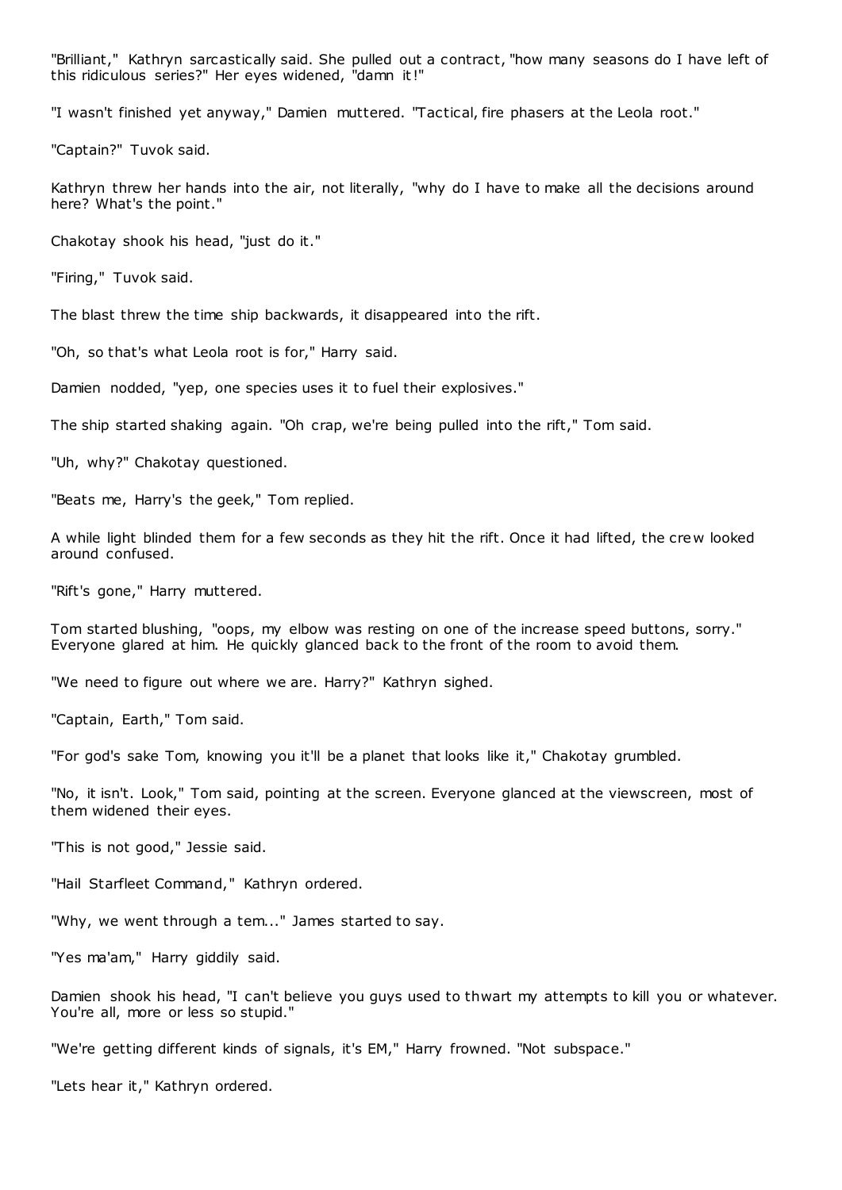"Brilliant," Kathryn sarcastically said. She pulled out a contract, "how many seasons do I have left of this ridiculous series?" Her eyes widened, "damn it!"

"I wasn't finished yet anyway," Damien muttered. "Tactical, fire phasers at the Leola root."

"Captain?" Tuvok said.

Kathryn threw her hands into the air, not literally, "why do I have to make all the decisions around here? What's the point."

Chakotay shook his head, "just do it."

"Firing," Tuvok said.

The blast threw the time ship backwards, it disappeared into the rift.

"Oh, so that's what Leola root is for," Harry said.

Damien nodded, "yep, one species uses it to fuel their explosives."

The ship started shaking again. "Oh crap, we're being pulled into the rift," Tom said.

"Uh, why?" Chakotay questioned.

"Beats me, Harry's the geek," Tom replied.

A while light blinded them for a few seconds as they hit the rift. Once it had lifted, the crew looked around confused.

"Rift's gone," Harry muttered.

Tom started blushing, "oops, my elbow was resting on one of the increase speed buttons, sorry." Everyone glared at him. He quickly glanced back to the front of the room to avoid them.

"We need to figure out where we are. Harry?" Kathryn sighed.

"Captain, Earth," Tom said.

"For god's sake Tom, knowing you it'll be a planet that looks like it," Chakotay grumbled.

"No, it isn't. Look," Tom said, pointing at the screen. Everyone glanced at the viewscreen, most of them widened their eyes.

"This is not good," Jessie said.

"Hail Starfleet Command," Kathryn ordered.

"Why, we went through a tem..." James started to say.

"Yes ma'am," Harry giddily said.

Damien shook his head, "I can't believe you guys used to thwart my attempts to kill you or whatever. You're all, more or less so stupid."

"We're getting different kinds of signals, it's EM," Harry frowned. "Not subspace."

"Lets hear it," Kathryn ordered.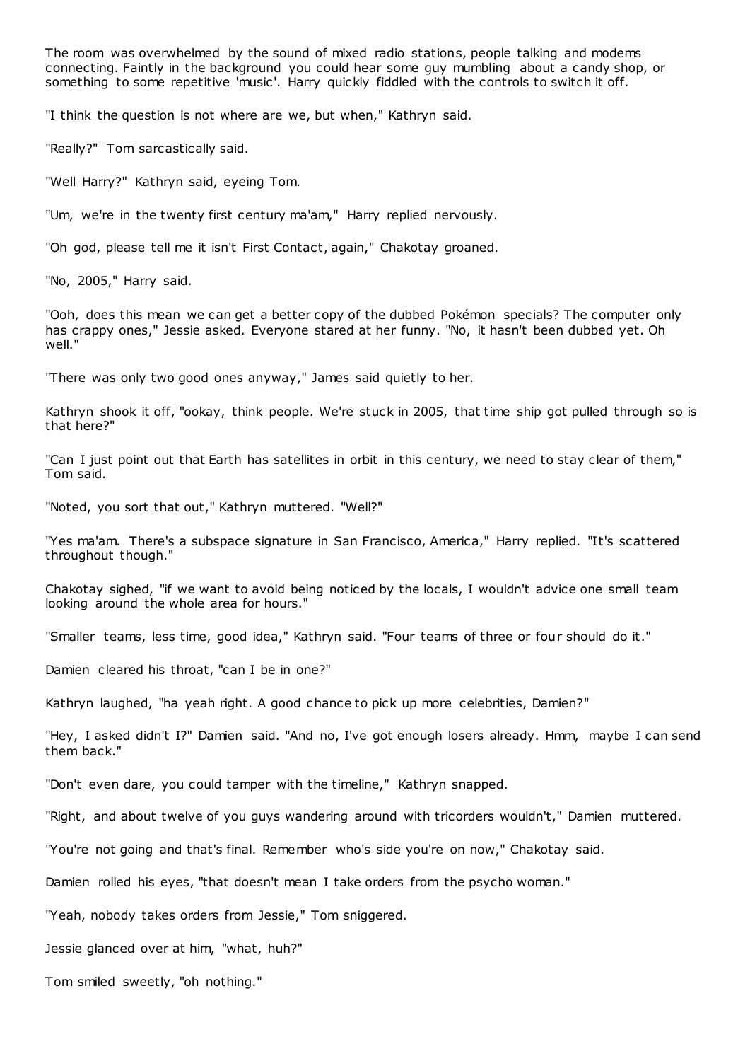The room was overwhelmed by the sound of mixed radio stations, people talking and modems connecting. Faintly in the background you could hear some guy mumbling about a candy shop, or something to some repetitive 'music'. Harry quickly fiddled with the controls to switch it off.

"I think the question is not where are we, but when," Kathryn said.

"Really?" Tom sarcastically said.

"Well Harry?" Kathryn said, eyeing Tom.

"Um, we're in the twenty first century ma'am," Harry replied nervously.

"Oh god, please tell me it isn't First Contact, again," Chakotay groaned.

"No, 2005," Harry said.

"Ooh, does this mean we can get a better copy of the dubbed Pokémon specials? The computer only has crappy ones," Jessie asked. Everyone stared at her funny. "No, it hasn't been dubbed yet. Oh well."

"There was only two good ones anyway," James said quietly to her.

Kathryn shook it off, "ookay, think people. We're stuck in 2005, that time ship got pulled through so is that here?"

"Can I just point out that Earth has satellites in orbit in this century, we need to stay clear of them," Tom said.

"Noted, you sort that out," Kathryn muttered. "Well?"

"Yes ma'am. There's a subspace signature in San Francisco, America," Harry replied. "It's scattered throughout though."

Chakotay sighed, "if we want to avoid being noticed by the locals, I wouldn't advice one small team looking around the whole area for hours."

"Smaller teams, less time, good idea," Kathryn said. "Four teams of three or four should do it."

Damien cleared his throat, "can I be in one?"

Kathryn laughed, "ha yeah right. A good chance to pick up more celebrities, Damien?"

"Hey, I asked didn't I?" Damien said. "And no, I've got enough losers already. Hmm, maybe I can send them back."

"Don't even dare, you could tamper with the timeline," Kathryn snapped.

"Right, and about twelve of you guys wandering around with tricorders wouldn't," Damien muttered.

"You're not going and that's final. Remember who's side you're on now," Chakotay said.

Damien rolled his eyes, "that doesn't mean I take orders from the psycho woman."

"Yeah, nobody takes orders from Jessie," Tom sniggered.

Jessie glanced over at him, "what, huh?"

Tom smiled sweetly, "oh nothing."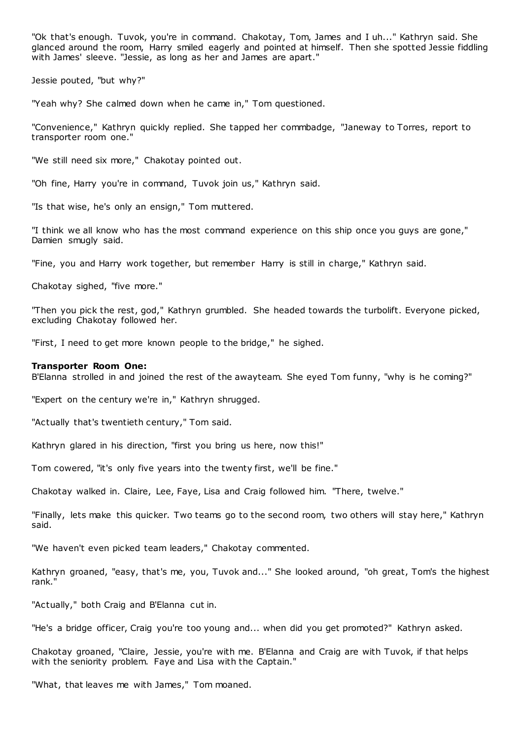"Ok that's enough. Tuvok, you're in command. Chakotay, Tom, James and I uh..." Kathryn said. She glanced around the room, Harry smiled eagerly and pointed at himself. Then she spotted Jessie fiddling with James' sleeve. "Jessie, as long as her and James are apart."

Jessie pouted, "but why?"

"Yeah why? She calmed down when he came in," Tom questioned.

"Convenience," Kathryn quickly replied. She tapped her commbadge, "Janeway to Torres, report to transporter room one."

"We still need six more," Chakotay pointed out.

"Oh fine, Harry you're in command, Tuvok join us," Kathryn said.

"Is that wise, he's only an ensign," Tom muttered.

"I think we all know who has the most command experience on this ship once you guys are gone," Damien smugly said.

"Fine, you and Harry work together, but remember Harry is still in charge," Kathryn said.

Chakotay sighed, "five more."

"Then you pick the rest, god," Kathryn grumbled. She headed towards the turbolift. Everyone picked, excluding Chakotay followed her.

"First, I need to get more known people to the bridge," he sighed.

**Transporter Room One:**
B'Elanna strolled in and joined the rest of the awayteam. She eyed Tom funny, "why is he coming?"

"Expert on the century we're in," Kathryn shrugged.

"Actually that's twentieth century," Tom said.

Kathryn glared in his direction, "first you bring us here, now this!"

Tom cowered, "it's only five years into the twenty first, we'll be fine."

Chakotay walked in. Claire, Lee, Faye, Lisa and Craig followed him. "There, twelve."

"Finally, lets make this quicker. Two teams go to the second room, two others will stay here," Kathryn said.

"We haven't even picked team leaders," Chakotay commented.

Kathryn groaned, "easy, that's me, you, Tuvok and..." She looked around, "oh great, Tom's the highest rank."

"Actually," both Craig and B'Elanna cut in.

"He's a bridge officer, Craig you're too young and... when did you get promoted?" Kathryn asked.

Chakotay groaned, "Claire, Jessie, you're with me. B'Elanna and Craig are with Tuvok, if that helps with the seniority problem. Faye and Lisa with the Captain."

"What, that leaves me with James," Tom moaned.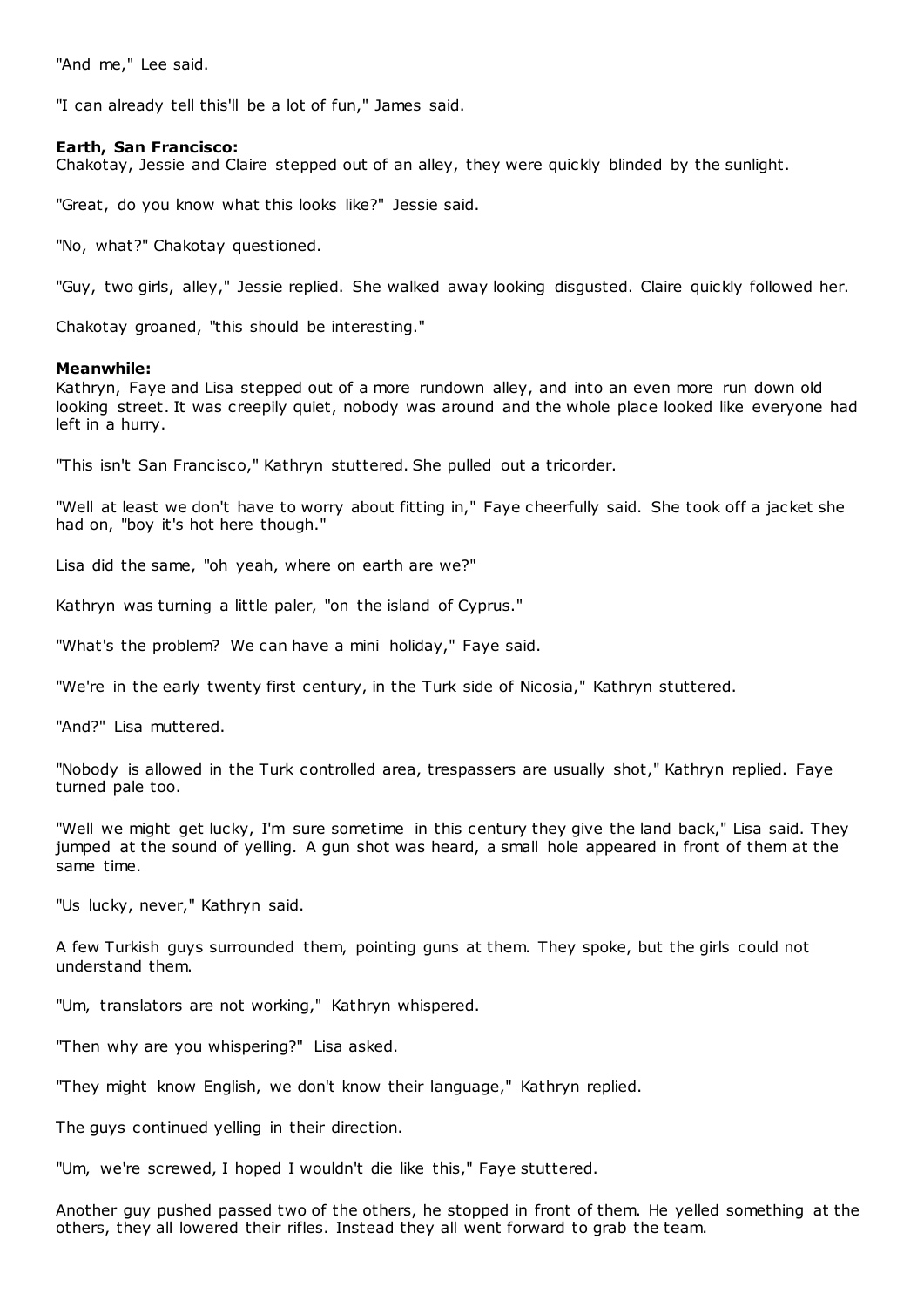"And me," Lee said.

"I can already tell this'll be a lot of fun," James said.

**Earth, San Francisco:**
Chakotay, Jessie and Claire stepped out of an alley, they were quickly blinded by the sunlight.

"Great, do you know what this looks like?" Jessie said.

"No, what?" Chakotay questioned.

"Guy, two girls, alley," Jessie replied. She walked away looking disgusted. Claire quickly followed her.

Chakotay groaned, "this should be interesting."

**Meanwhile:**
Kathryn, Faye and Lisa stepped out of a more rundown alley, and into an even more run down old looking street. It was creepily quiet, nobody was around and the whole place looked like everyone had left in a hurry.

"This isn't San Francisco," Kathryn stuttered. She pulled out a tricorder.

"Well at least we don't have to worry about fitting in," Faye cheerfully said. She took off a jacket she had on, "boy it's hot here though."

Lisa did the same, "oh yeah, where on earth are we?"

Kathryn was turning a little paler, "on the island of Cyprus."

"What's the problem? We can have a mini holiday," Faye said.

"We're in the early twenty first century, in the Turk side of Nicosia," Kathryn stuttered.

"And?" Lisa muttered.

"Nobody is allowed in the Turk controlled area, trespassers are usually shot," Kathryn replied. Faye turned pale too.

"Well we might get lucky, I'm sure sometime in this century they give the land back," Lisa said. They jumped at the sound of yelling. A gun shot was heard, a small hole appeared in front of them at the same time.

"Us lucky, never," Kathryn said.

A few Turkish guys surrounded them, pointing guns at them. They spoke, but the girls could not understand them.

"Um, translators are not working," Kathryn whispered.

"Then why are you whispering?" Lisa asked.

"They might know English, we don't know their language," Kathryn replied.

The guys continued yelling in their direction.

"Um, we're screwed, I hoped I wouldn't die like this," Faye stuttered.

Another guy pushed passed two of the others, he stopped in front of them. He yelled something at the others, they all lowered their rifles. Instead they all went forward to grab the team.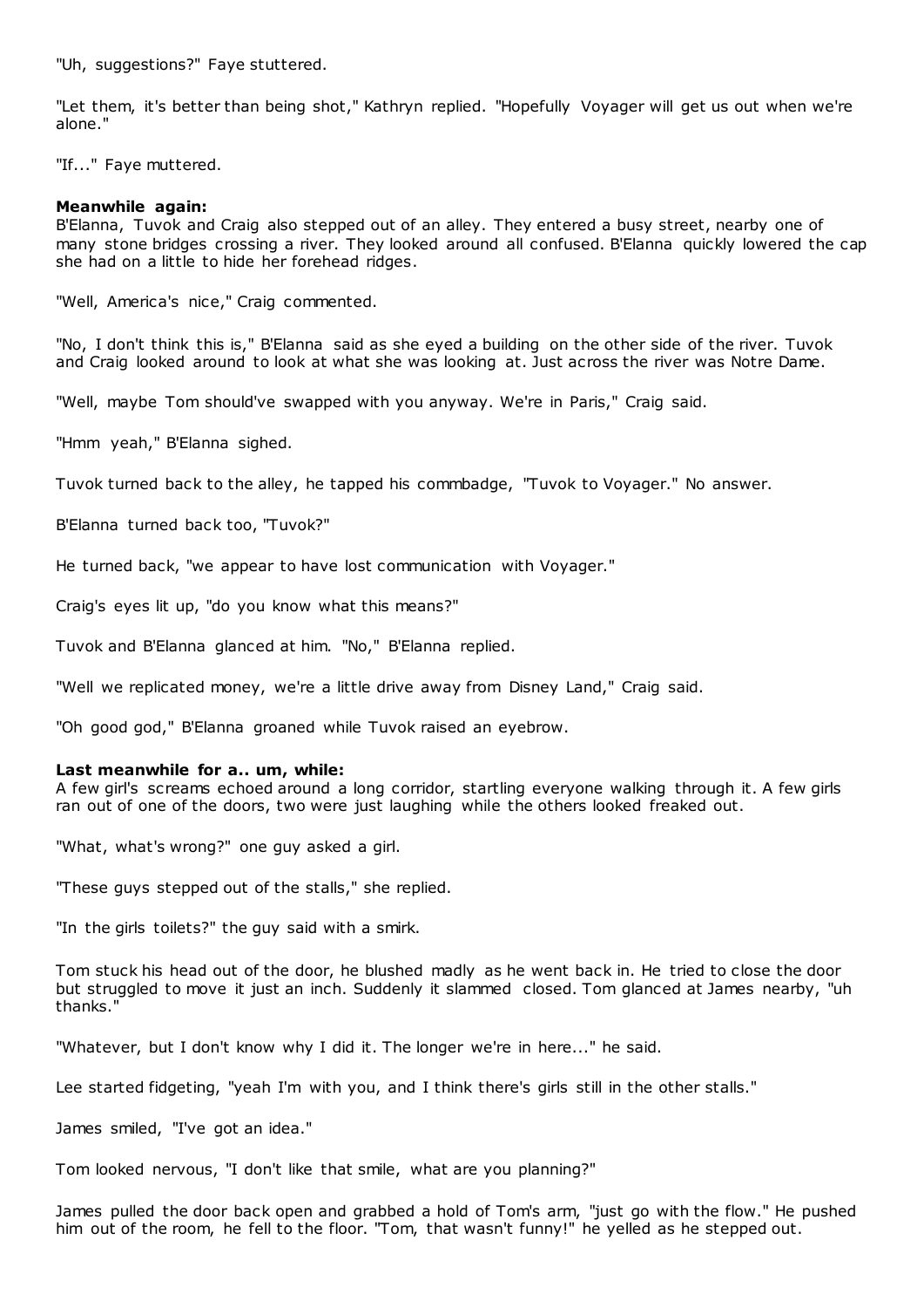"Uh, suggestions?" Faye stuttered.

"Let them, it's better than being shot," Kathryn replied. "Hopefully Voyager will get us out when we're alone."

"If..." Faye muttered.

**Meanwhile again:**
B'Elanna, Tuvok and Craig also stepped out of an alley. They entered a busy street, nearby one of many stone bridges crossing a river. They looked around all confused. B'Elanna quickly lowered the cap she had on a little to hide her forehead ridges.

"Well, America's nice," Craig commented.

"No, I don't think this is," B'Elanna said as she eyed a building on the other side of the river. Tuvok and Craig looked around to look at what she was looking at. Just across the river was Notre Dame.

"Well, maybe Tom should've swapped with you anyway. We're in Paris," Craig said.

"Hmm yeah," B'Elanna sighed.

Tuvok turned back to the alley, he tapped his commbadge, "Tuvok to Voyager." No answer.

B'Elanna turned back too, "Tuvok?"

He turned back, "we appear to have lost communication with Voyager."

Craig's eyes lit up, "do you know what this means?"

Tuvok and B'Elanna glanced at him. "No," B'Elanna replied.

"Well we replicated money, we're a little drive away from Disney Land," Craig said.

"Oh good god," B'Elanna groaned while Tuvok raised an eyebrow.

**Last meanwhile for a.. um, while:**
A few girl's screams echoed around a long corridor, startling everyone walking through it. A few girls ran out of one of the doors, two were just laughing while the others looked freaked out.

"What, what's wrong?" one guy asked a girl.

"These guys stepped out of the stalls," she replied.

"In the girls toilets?" the guy said with a smirk.

Tom stuck his head out of the door, he blushed madly as he went back in. He tried to close the door but struggled to move it just an inch. Suddenly it slammed closed. Tom glanced at James nearby, "uh thanks."

"Whatever, but I don't know why I did it. The longer we're in here..." he said.

Lee started fidgeting, "yeah I'm with you, and I think there's girls still in the other stalls."

James smiled, "I've got an idea."

Tom looked nervous, "I don't like that smile, what are you planning?"

James pulled the door back open and grabbed a hold of Tom's arm, "just go with the flow." He pushed him out of the room, he fell to the floor. "Tom, that wasn't funny!" he yelled as he stepped out.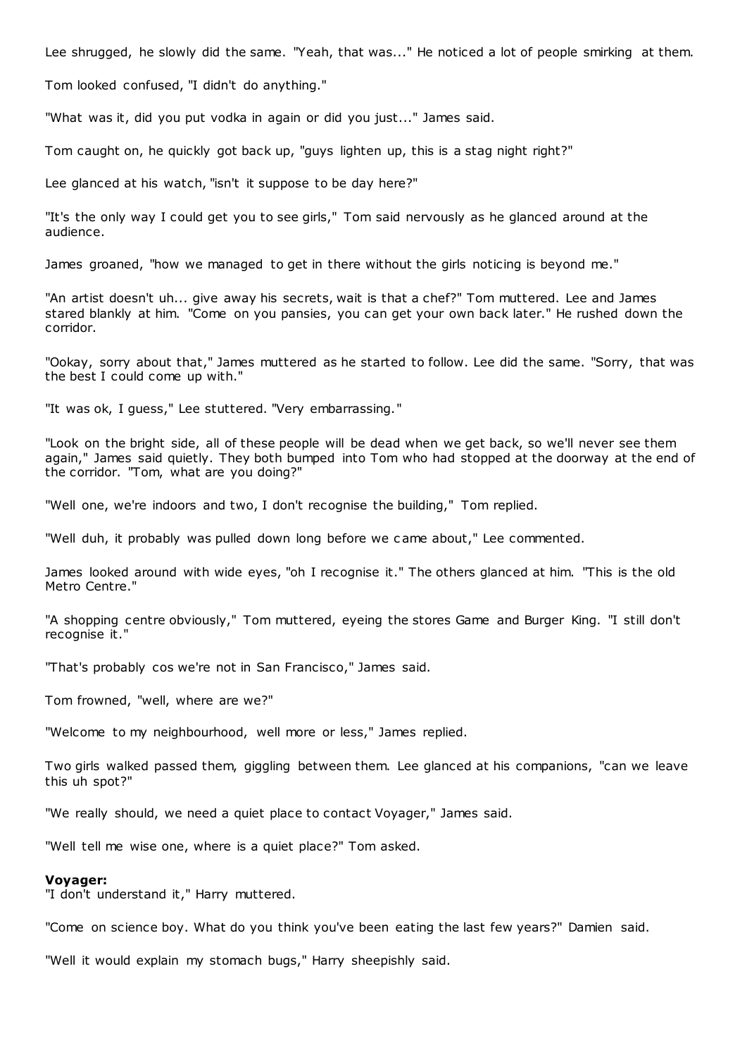Lee shrugged, he slowly did the same. "Yeah, that was..." He noticed a lot of people smirking at them.

Tom looked confused, "I didn't do anything."

"What was it, did you put vodka in again or did you just..." James said.

Tom caught on, he quickly got back up, "guys lighten up, this is a stag night right?"

Lee glanced at his watch, "isn't it suppose to be day here?"

"It's the only way I could get you to see girls," Tom said nervously as he glanced around at the audience.

James groaned, "how we managed to get in there without the girls noticing is beyond me."

"An artist doesn't uh... give away his secrets, wait is that a chef?" Tom muttered. Lee and James stared blankly at him. "Come on you pansies, you can get your own back later." He rushed down the corridor.

"Ookay, sorry about that," James muttered as he started to follow. Lee did the same. "Sorry, that was the best I could come up with."

"It was ok, I guess," Lee stuttered. "Very embarrassing."

"Look on the bright side, all of these people will be dead when we get back, so we'll never see them again," James said quietly. They both bumped into Tom who had stopped at the doorway at the end of the corridor. "Tom, what are you doing?"

"Well one, we're indoors and two, I don't recognise the building," Tom replied.

"Well duh, it probably was pulled down long before we came about," Lee commented.

James looked around with wide eyes, "oh I recognise it." The others glanced at him. "This is the old Metro Centre."

"A shopping centre obviously," Tom muttered, eyeing the stores Game and Burger King. "I still don't recognise it."

"That's probably cos we're not in San Francisco," James said.

Tom frowned, "well, where are we?"

"Welcome to my neighbourhood, well more or less," James replied.

Two girls walked passed them, giggling between them. Lee glanced at his companions, "can we leave this uh spot?"

"We really should, we need a quiet place to contact Voyager," James said.

"Well tell me wise one, where is a quiet place?" Tom asked.

**Voyager:**
"I don't understand it," Harry muttered.

"Come on science boy. What do you think you've been eating the last few years?" Damien said.

"Well it would explain my stomach bugs," Harry sheepishly said.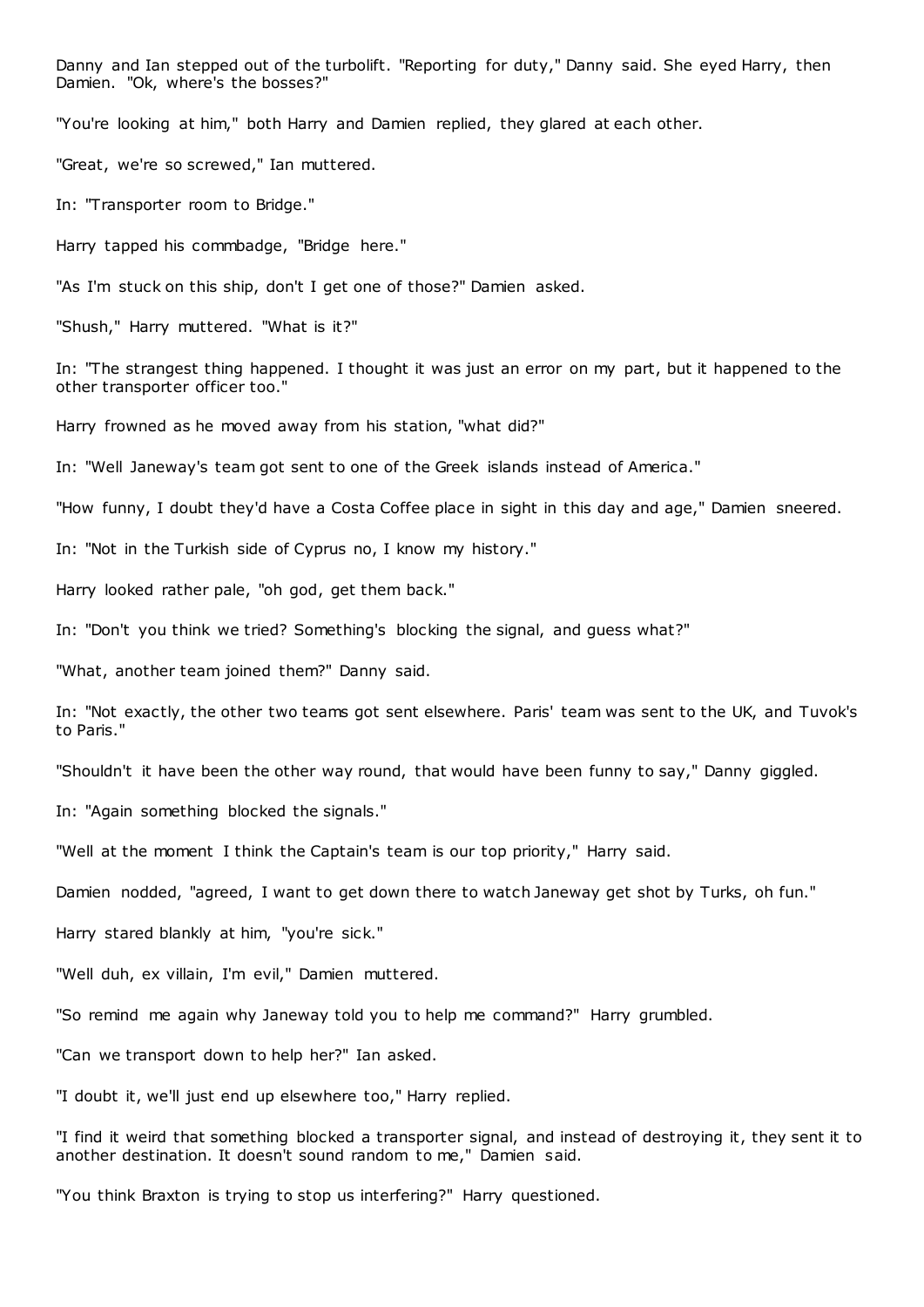Danny and Ian stepped out of the turbolift. "Reporting for duty," Danny said. She eyed Harry, then Damien. "Ok, where's the bosses?"

"You're looking at him," both Harry and Damien replied, they glared at each other.

"Great, we're so screwed," Ian muttered.

In: "Transporter room to Bridge."

Harry tapped his commbadge, "Bridge here."

"As I'm stuck on this ship, don't I get one of those?" Damien asked.

"Shush," Harry muttered. "What is it?"

In: "The strangest thing happened. I thought it was just an error on my part, but it happened to the other transporter officer too."

Harry frowned as he moved away from his station, "what did?"

In: "Well Janeway's team got sent to one of the Greek islands instead of America."

"How funny, I doubt they'd have a Costa Coffee place in sight in this day and age," Damien sneered.

In: "Not in the Turkish side of Cyprus no, I know my history."

Harry looked rather pale, "oh god, get them back."

In: "Don't you think we tried? Something's blocking the signal, and guess what?"

"What, another team joined them?" Danny said.

In: "Not exactly, the other two teams got sent elsewhere. Paris' team was sent to the UK, and Tuvok's to Paris."

"Shouldn't it have been the other way round, that would have been funny to say," Danny giggled.

In: "Again something blocked the signals."

"Well at the moment I think the Captain's team is our top priority," Harry said.

Damien nodded, "agreed, I want to get down there to watch Janeway get shot by Turks, oh fun."

Harry stared blankly at him, "you're sick."

"Well duh, ex villain, I'm evil," Damien muttered.

"So remind me again why Janeway told you to help me command?" Harry grumbled.

"Can we transport down to help her?" Ian asked.

"I doubt it, we'll just end up elsewhere too," Harry replied.

"I find it weird that something blocked a transporter signal, and instead of destroying it, they sent it to another destination. It doesn't sound random to me," Damien said.

"You think Braxton is trying to stop us interfering?" Harry questioned.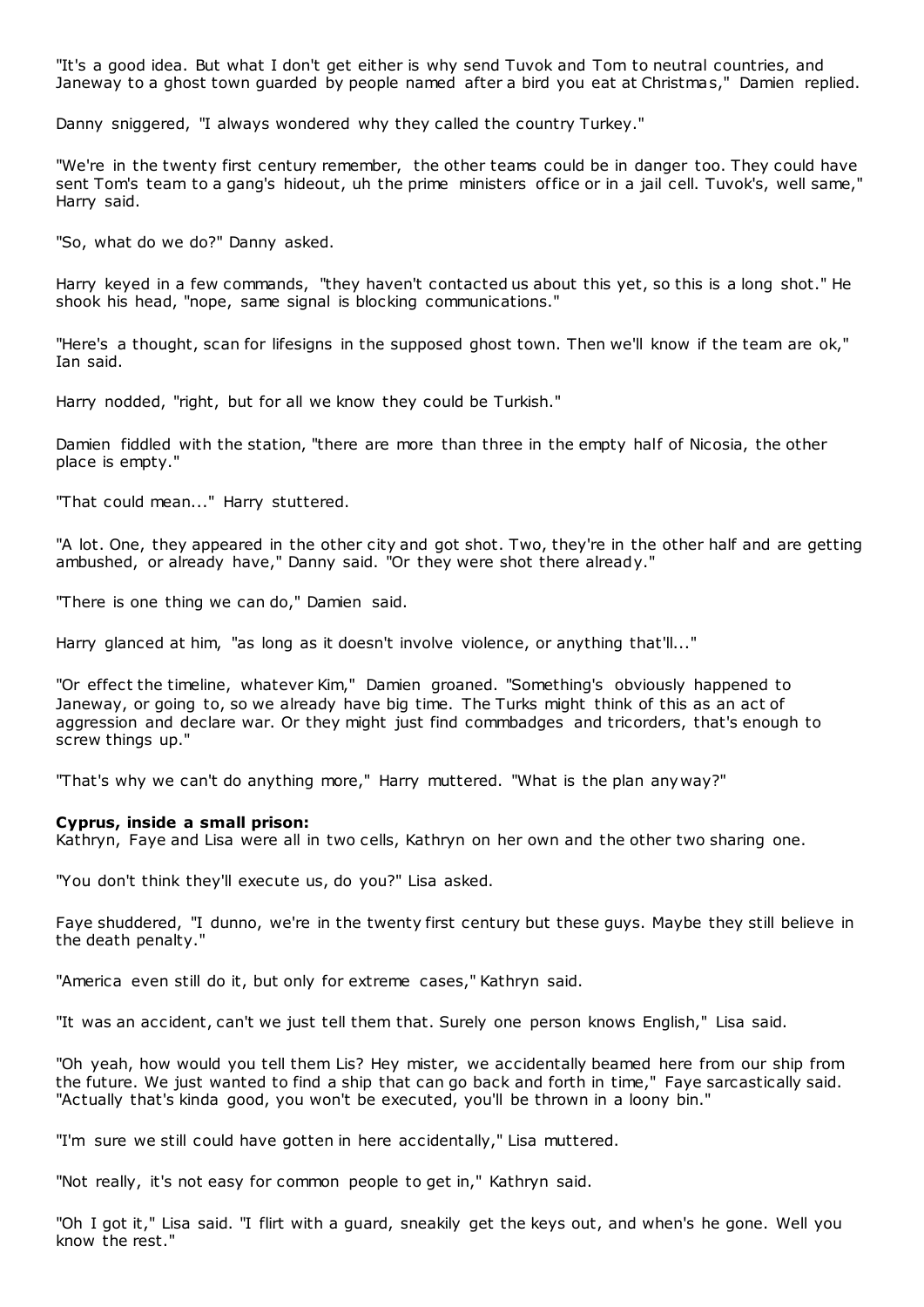"It's a good idea. But what I don't get either is why send Tuvok and Tom to neutral countries, and Janeway to a ghost town guarded by people named after a bird you eat at Christmas," Damien replied.

Danny sniggered, "I always wondered why they called the country Turkey."

"We're in the twenty first century remember, the other teams could be in danger too. They could have sent Tom's team to a gang's hideout, uh the prime ministers office or in a jail cell. Tuvok's, well same," Harry said.

"So, what do we do?" Danny asked.

Harry keyed in a few commands, "they haven't contacted us about this yet, so this is a long shot." He shook his head, "nope, same signal is blocking communications."

"Here's a thought, scan for lifesigns in the supposed ghost town. Then we'll know if the team are ok," Ian said.

Harry nodded, "right, but for all we know they could be Turkish."

Damien fiddled with the station, "there are more than three in the empty half of Nicosia, the other place is empty."

"That could mean..." Harry stuttered.

"A lot. One, they appeared in the other city and got shot. Two, they're in the other half and are getting ambushed, or already have," Danny said. "Or they were shot there already."

"There is one thing we can do," Damien said.

Harry glanced at him, "as long as it doesn't involve violence, or anything that'll..."

"Or effect the timeline, whatever Kim," Damien groaned. "Something's obviously happened to Janeway, or going to, so we already have big time. The Turks might think of this as an act of aggression and declare war. Or they might just find commbadges and tricorders, that's enough to screw things up."

"That's why we can't do anything more," Harry muttered. "What is the plan anyway?"

**Cyprus, inside a small prison:**
Kathryn, Faye and Lisa were all in two cells, Kathryn on her own and the other two sharing one.

"You don't think they'll execute us, do you?" Lisa asked.

Faye shuddered, "I dunno, we're in the twenty first century but these guys. Maybe they still believe in the death penalty."

"America even still do it, but only for extreme cases," Kathryn said.

"It was an accident, can't we just tell them that. Surely one person knows English," Lisa said.

"Oh yeah, how would you tell them Lis? Hey mister, we accidentally beamed here from our ship from the future. We just wanted to find a ship that can go back and forth in time," Faye sarcastically said. "Actually that's kinda good, you won't be executed, you'll be thrown in a loony bin."

"I'm sure we still could have gotten in here accidentally," Lisa muttered.

"Not really, it's not easy for common people to get in," Kathryn said.

"Oh I got it," Lisa said. "I flirt with a guard, sneakily get the keys out, and when's he gone. Well you know the rest."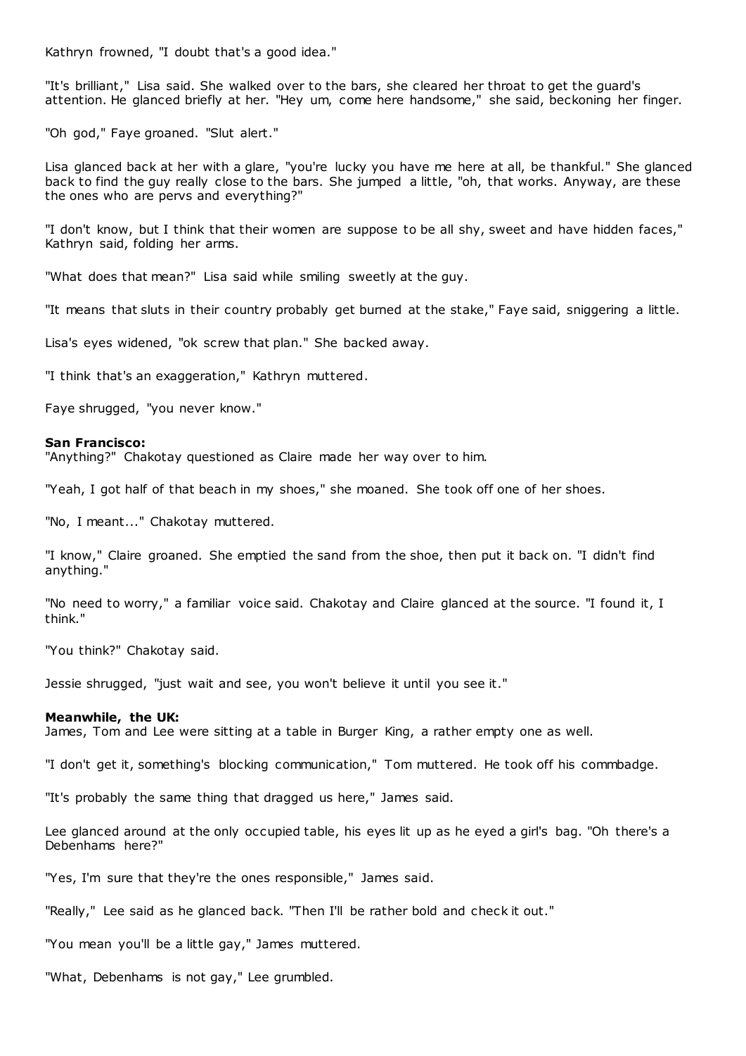Kathryn frowned, "I doubt that's a good idea."

"It's brilliant," Lisa said. She walked over to the bars, she cleared her throat to get the guard's attention. He glanced briefly at her. "Hey um, come here handsome," she said, beckoning her finger.

"Oh god," Faye groaned. "Slut alert."

Lisa glanced back at her with a glare, "you're lucky you have me here at all, be thankful." She glanced back to find the guy really close to the bars. She jumped a little, "oh, that works. Anyway, are these the ones who are pervs and everything?"

"I don't know, but I think that their women are suppose to be all shy, sweet and have hidden faces," Kathryn said, folding her arms.

"What does that mean?" Lisa said while smiling sweetly at the guy.

"It means that sluts in their country probably get burned at the stake," Faye said, sniggering a little.

Lisa's eyes widened, "ok screw that plan." She backed away.

"I think that's an exaggeration," Kathryn muttered.

Faye shrugged, "you never know."

**San Francisco:**
"Anything?" Chakotay questioned as Claire made her way over to him.

"Yeah, I got half of that beach in my shoes," she moaned. She took off one of her shoes.

"No, I meant..." Chakotay muttered.

"I know," Claire groaned. She emptied the sand from the shoe, then put it back on. "I didn't find anything."

"No need to worry," a familiar voice said. Chakotay and Claire glanced at the source. "I found it, I think."

"You think?" Chakotay said.

Jessie shrugged, "just wait and see, you won't believe it until you see it."

**Meanwhile, the UK:**
James, Tom and Lee were sitting at a table in Burger King, a rather empty one as well.

"I don't get it, something's blocking communication," Tom muttered. He took off his commbadge.

"It's probably the same thing that dragged us here," James said.

Lee glanced around at the only occupied table, his eyes lit up as he eyed a girl's bag. "Oh there's a Debenhams here?"

"Yes, I'm sure that they're the ones responsible," James said.

"Really," Lee said as he glanced back. "Then I'll be rather bold and check it out."

"You mean you'll be a little gay," James muttered.

"What, Debenhams is not gay," Lee grumbled.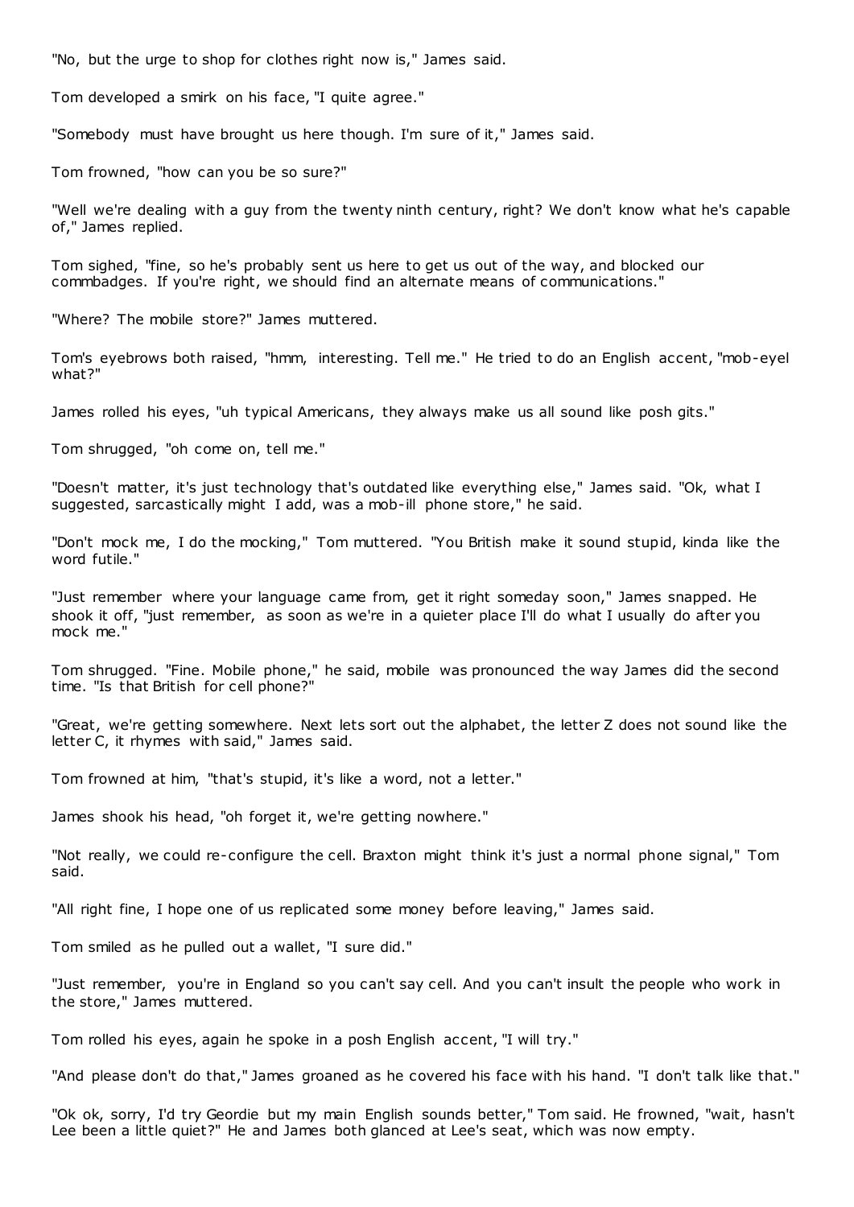"No, but the urge to shop for clothes right now is," James said.

Tom developed a smirk on his face, "I quite agree."

"Somebody must have brought us here though. I'm sure of it," James said.

Tom frowned, "how can you be so sure?"

"Well we're dealing with a guy from the twenty ninth century, right? We don't know what he's capable of," James replied.

Tom sighed, "fine, so he's probably sent us here to get us out of the way, and blocked our commbadges. If you're right, we should find an alternate means of communications."

"Where? The mobile store?" James muttered.

Tom's eyebrows both raised, "hmm, interesting. Tell me." He tried to do an English accent, "mob-eyel what?"

James rolled his eyes, "uh typical Americans, they always make us all sound like posh gits."

Tom shrugged, "oh come on, tell me."

"Doesn't matter, it's just technology that's outdated like everything else," James said. "Ok, what I suggested, sarcastically might I add, was a mob-ill phone store," he said.

"Don't mock me, I do the mocking," Tom muttered. "You British make it sound stupid, kinda like the word futile."

"Just remember where your language came from, get it right someday soon," James snapped. He shook it off, "just remember, as soon as we're in a quieter place I'll do what I usually do after you mock me."

Tom shrugged. "Fine. Mobile phone," he said, mobile was pronounced the way James did the second time. "Is that British for cell phone?"

"Great, we're getting somewhere. Next lets sort out the alphabet, the letter Z does not sound like the letter C, it rhymes with said," James said.

Tom frowned at him, "that's stupid, it's like a word, not a letter."

James shook his head, "oh forget it, we're getting nowhere."

"Not really, we could re-configure the cell. Braxton might think it's just a normal phone signal," Tom said.

"All right fine, I hope one of us replicated some money before leaving," James said.

Tom smiled as he pulled out a wallet, "I sure did."

"Just remember, you're in England so you can't say cell. And you can't insult the people who work in the store," James muttered.

Tom rolled his eyes, again he spoke in a posh English accent, "I will try."

"And please don't do that," James groaned as he covered his face with his hand. "I don't talk like that."

"Ok ok, sorry, I'd try Geordie but my main English sounds better," Tom said. He frowned, "wait, hasn't Lee been a little quiet?" He and James both glanced at Lee's seat, which was now empty.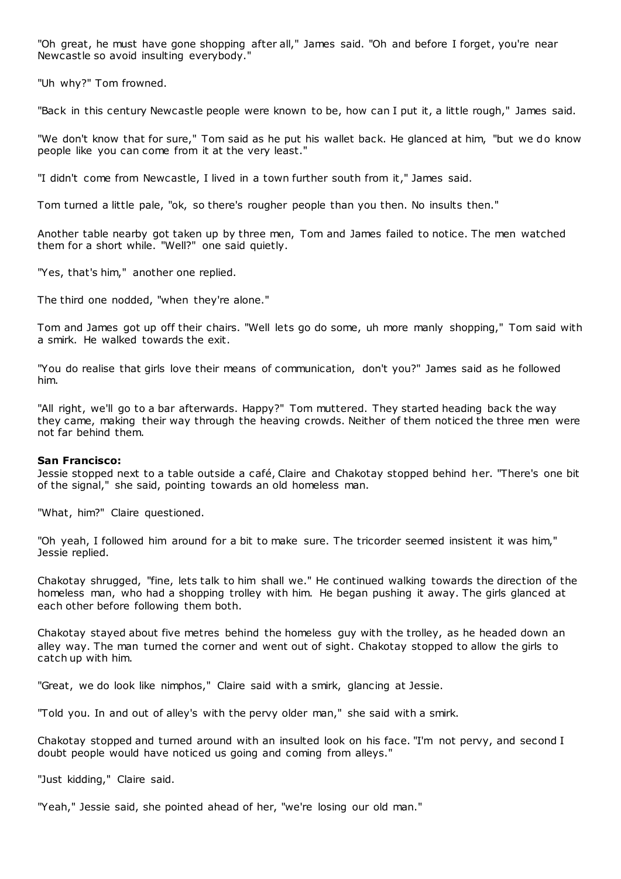"Oh great, he must have gone shopping after all," James said. "Oh and before I forget, you're near Newcastle so avoid insulting everybody."

"Uh why?" Tom frowned.

"Back in this century Newcastle people were known to be, how can I put it, a little rough," James said.

"We don't know that for sure," Tom said as he put his wallet back. He glanced at him, "but we do know people like you can come from it at the very least."

"I didn't come from Newcastle, I lived in a town further south from it," James said.

Tom turned a little pale, "ok, so there's rougher people than you then. No insults then."

Another table nearby got taken up by three men, Tom and James failed to notice. The men watched them for a short while. "Well?" one said quietly.

"Yes, that's him," another one replied.

The third one nodded, "when they're alone."

Tom and James got up off their chairs. "Well lets go do some, uh more manly shopping," Tom said with a smirk. He walked towards the exit.

"You do realise that girls love their means of communication, don't you?" James said as he followed him.

"All right, we'll go to a bar afterwards. Happy?" Tom muttered. They started heading back the way they came, making their way through the heaving crowds. Neither of them noticed the three men were not far behind them.

**San Francisco:**
Jessie stopped next to a table outside a café, Claire and Chakotay stopped behind her. "There's one bit of the signal," she said, pointing towards an old homeless man.

"What, him?" Claire questioned.

"Oh yeah, I followed him around for a bit to make sure. The tricorder seemed insistent it was him," Jessie replied.

Chakotay shrugged, "fine, lets talk to him shall we." He continued walking towards the direction of the homeless man, who had a shopping trolley with him. He began pushing it away. The girls glanced at each other before following them both.

Chakotay stayed about five metres behind the homeless guy with the trolley, as he headed down an alley way. The man turned the corner and went out of sight. Chakotay stopped to allow the girls to catch up with him.

"Great, we do look like nimphos," Claire said with a smirk, glancing at Jessie.

"Told you. In and out of alley's with the pervy older man," she said with a smirk.

Chakotay stopped and turned around with an insulted look on his face. "I'm not pervy, and second I doubt people would have noticed us going and coming from alleys."

"Just kidding," Claire said.

"Yeah," Jessie said, she pointed ahead of her, "we're losing our old man."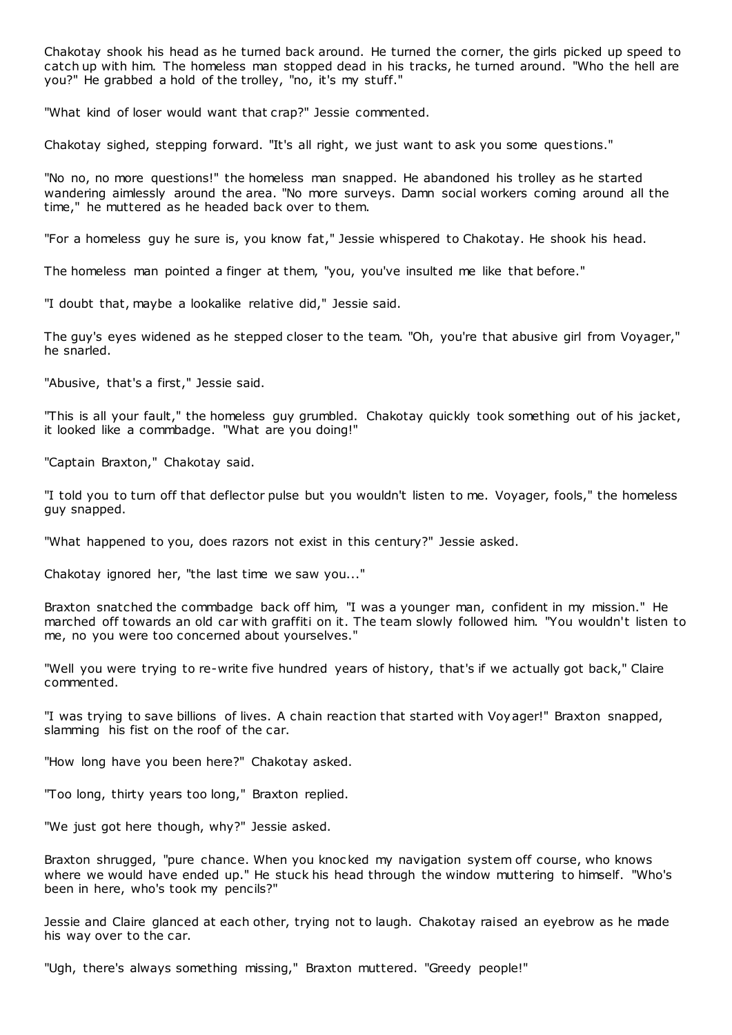Chakotay shook his head as he turned back around. He turned the corner, the girls picked up speed to catch up with him. The homeless man stopped dead in his tracks, he turned around. "Who the hell are you?" He grabbed a hold of the trolley, "no, it's my stuff."

"What kind of loser would want that crap?" Jessie commented.

Chakotay sighed, stepping forward. "It's all right, we just want to ask you some questions."

"No no, no more questions!" the homeless man snapped. He abandoned his trolley as he started wandering aimlessly around the area. "No more surveys. Damn social workers coming around all the time," he muttered as he headed back over to them.

"For a homeless guy he sure is, you know fat," Jessie whispered to Chakotay. He shook his head.

The homeless man pointed a finger at them, "you, you've insulted me like that before."

"I doubt that, maybe a lookalike relative did," Jessie said.

The guy's eyes widened as he stepped closer to the team. "Oh, you're that abusive girl from Voyager," he snarled.

"Abusive, that's a first," Jessie said.

"This is all your fault," the homeless guy grumbled. Chakotay quickly took something out of his jacket, it looked like a commbadge. "What are you doing!"

"Captain Braxton," Chakotay said.

"I told you to turn off that deflector pulse but you wouldn't listen to me. Voyager, fools," the homeless guy snapped.

"What happened to you, does razors not exist in this century?" Jessie asked.

Chakotay ignored her, "the last time we saw you..."

Braxton snatched the commbadge back off him, "I was a younger man, confident in my mission." He marched off towards an old car with graffiti on it. The team slowly followed him. "You wouldn't listen to me, no you were too concerned about yourselves."

"Well you were trying to re-write five hundred years of history, that's if we actually got back," Claire commented.

"I was trying to save billions of lives. A chain reaction that started with Voyager!" Braxton snapped, slamming his fist on the roof of the car.

"How long have you been here?" Chakotay asked.

"Too long, thirty years too long," Braxton replied.

"We just got here though, why?" Jessie asked.

Braxton shrugged, "pure chance. When you knocked my navigation system off course, who knows where we would have ended up." He stuck his head through the window muttering to himself. "Who's been in here, who's took my pencils?"

Jessie and Claire glanced at each other, trying not to laugh. Chakotay raised an eyebrow as he made his way over to the car.

"Ugh, there's always something missing," Braxton muttered. "Greedy people!"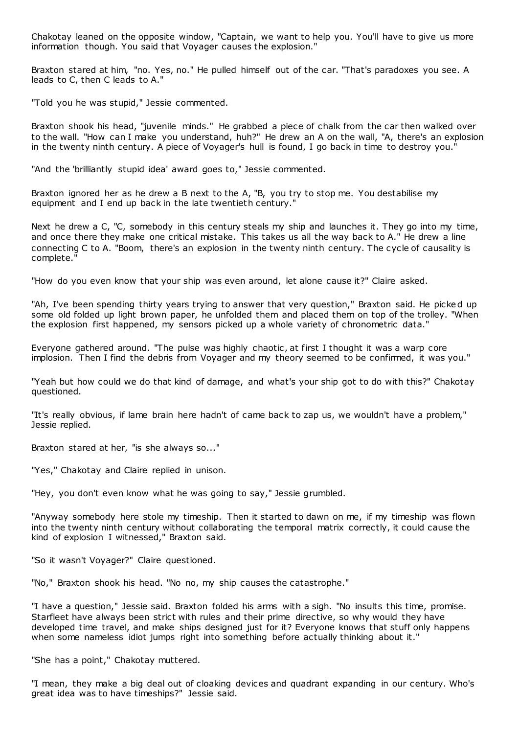Chakotay leaned on the opposite window, "Captain, we want to help you. You'll have to give us more information though. You said that Voyager causes the explosion."

Braxton stared at him, "no. Yes, no." He pulled himself out of the car. "That's paradoxes you see. A leads to C, then C leads to A."

"Told you he was stupid," Jessie commented.

Braxton shook his head, "juvenile minds." He grabbed a piece of chalk from the car then walked over to the wall. "How can I make you understand, huh?" He drew an A on the wall, "A, there's an explosion in the twenty ninth century. A piece of Voyager's hull is found, I go back in time to destroy you."

"And the 'brilliantly stupid idea' award goes to," Jessie commented.

Braxton ignored her as he drew a B next to the A, "B, you try to stop me. You destabilise my equipment and I end up back in the late twentieth century."

Next he drew a C, "C, somebody in this century steals my ship and launches it. They go into my time, and once there they make one critical mistake. This takes us all the way back to A." He drew a line connecting C to A. "Boom, there's an explosion in the twenty ninth century. The cycle of causality is complete."

"How do you even know that your ship was even around, let alone cause it?" Claire asked.

"Ah, I've been spending thirty years trying to answer that very question," Braxton said. He picked up some old folded up light brown paper, he unfolded them and placed them on top of the trolley. "When the explosion first happened, my sensors picked up a whole variety of chronometric data."

Everyone gathered around. "The pulse was highly chaotic, at first I thought it was a warp core implosion. Then I find the debris from Voyager and my theory seemed to be confirmed, it was you."

"Yeah but how could we do that kind of damage, and what's your ship got to do with this?" Chakotay questioned.

"It's really obvious, if lame brain here hadn't of came back to zap us, we wouldn't have a problem," Jessie replied.

Braxton stared at her, "is she always so..."

"Yes," Chakotay and Claire replied in unison.

"Hey, you don't even know what he was going to say," Jessie grumbled.

"Anyway somebody here stole my timeship. Then it started to dawn on me, if my timeship was flown into the twenty ninth century without collaborating the temporal matrix correctly, it could cause the kind of explosion I witnessed," Braxton said.

"So it wasn't Voyager?" Claire questioned.

"No," Braxton shook his head. "No no, my ship causes the catastrophe."

"I have a question," Jessie said. Braxton folded his arms with a sigh. "No insults this time, promise. Starfleet have always been strict with rules and their prime directive, so why would they have developed time travel, and make ships designed just for it? Everyone knows that stuff only happens when some nameless idiot jumps right into something before actually thinking about it."

"She has a point," Chakotay muttered.

"I mean, they make a big deal out of cloaking devices and quadrant expanding in our century. Who's great idea was to have timeships?" Jessie said.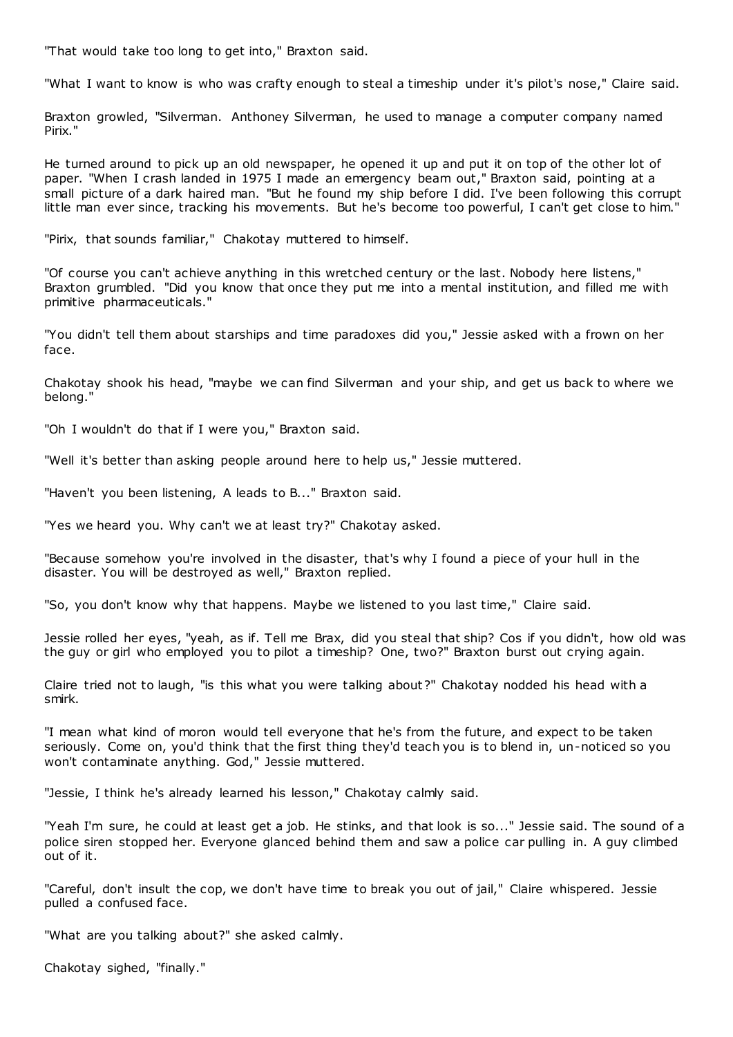"That would take too long to get into," Braxton said.

"What I want to know is who was crafty enough to steal a timeship under it's pilot's nose," Claire said.

Braxton growled, "Silverman. Anthoney Silverman, he used to manage a computer company named Pirix."

He turned around to pick up an old newspaper, he opened it up and put it on top of the other lot of paper. "When I crash landed in 1975 I made an emergency beam out," Braxton said, pointing at a small picture of a dark haired man. "But he found my ship before I did. I've been following this corrupt little man ever since, tracking his movements. But he's become too powerful, I can't get close to him."

"Pirix, that sounds familiar," Chakotay muttered to himself.

"Of course you can't achieve anything in this wretched century or the last. Nobody here listens," Braxton grumbled. "Did you know that once they put me into a mental institution, and filled me with primitive pharmaceuticals."

"You didn't tell them about starships and time paradoxes did you," Jessie asked with a frown on her face.

Chakotay shook his head, "maybe we can find Silverman and your ship, and get us back to where we belong."

"Oh I wouldn't do that if I were you," Braxton said.

"Well it's better than asking people around here to help us," Jessie muttered.

"Haven't you been listening, A leads to B..." Braxton said.

"Yes we heard you. Why can't we at least try?" Chakotay asked.

"Because somehow you're involved in the disaster, that's why I found a piece of your hull in the disaster. You will be destroyed as well," Braxton replied.

"So, you don't know why that happens. Maybe we listened to you last time," Claire said.

Jessie rolled her eyes, "yeah, as if. Tell me Brax, did you steal that ship? Cos if you didn't, how old was the guy or girl who employed you to pilot a timeship? One, two?" Braxton burst out crying again.

Claire tried not to laugh, "is this what you were talking about?" Chakotay nodded his head with a smirk.

"I mean what kind of moron would tell everyone that he's from the future, and expect to be taken seriously. Come on, you'd think that the first thing they'd teach you is to blend in, un-noticed so you won't contaminate anything. God," Jessie muttered.

"Jessie, I think he's already learned his lesson," Chakotay calmly said.

"Yeah I'm sure, he could at least get a job. He stinks, and that look is so..." Jessie said. The sound of a police siren stopped her. Everyone glanced behind them and saw a police car pulling in. A guy climbed out of it.

"Careful, don't insult the cop, we don't have time to break you out of jail," Claire whispered. Jessie pulled a confused face.

"What are you talking about?" she asked calmly.

Chakotay sighed, "finally."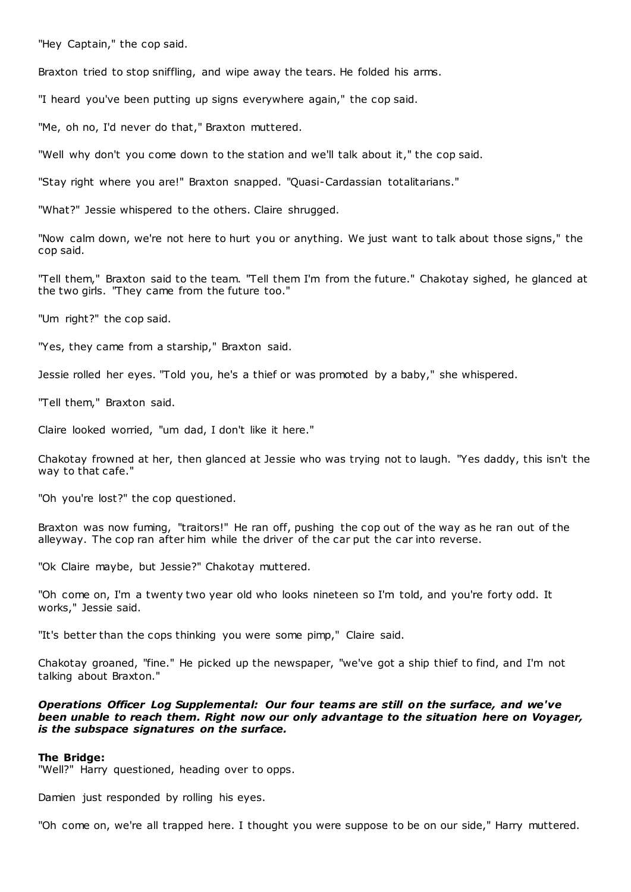"Hey Captain," the cop said.

Braxton tried to stop sniffling, and wipe away the tears. He folded his arms.

"I heard you've been putting up signs everywhere again," the cop said.

"Me, oh no, I'd never do that," Braxton muttered.

"Well why don't you come down to the station and we'll talk about it," the cop said.

"Stay right where you are!" Braxton snapped. "Quasi-Cardassian totalitarians."

"What?" Jessie whispered to the others. Claire shrugged.

"Now calm down, we're not here to hurt you or anything. We just want to talk about those signs," the cop said.

"Tell them," Braxton said to the team. "Tell them I'm from the future." Chakotay sighed, he glanced at the two girls. "They came from the future too."

"Um right?" the cop said.

"Yes, they came from a starship," Braxton said.

Jessie rolled her eyes. "Told you, he's a thief or was promoted by a baby," she whispered.

"Tell them," Braxton said.

Claire looked worried, "um dad, I don't like it here."

Chakotay frowned at her, then glanced at Jessie who was trying not to laugh. "Yes daddy, this isn't the way to that cafe."

"Oh you're lost?" the cop questioned.

Braxton was now fuming, "traitors!" He ran off, pushing the cop out of the way as he ran out of the alleyway. The cop ran after him while the driver of the car put the car into reverse.

"Ok Claire maybe, but Jessie?" Chakotay muttered.

"Oh come on, I'm a twenty two year old who looks nineteen so I'm told, and you're forty odd. It works," Jessie said.

"It's better than the cops thinking you were some pimp," Claire said.

Chakotay groaned, "fine." He picked up the newspaper, "we've got a ship thief to find, and I'm not talking about Braxton."

***Operations Officer Log Supplemental: Our four teams are still on the surface, and we've been unable to reach them. Right now our only advantage to the situation here on Voyager, is the subspace signatures on the surface.***

**The Bridge:**
"Well?" Harry questioned, heading over to opps.

Damien just responded by rolling his eyes.

"Oh come on, we're all trapped here. I thought you were suppose to be on our side," Harry muttered.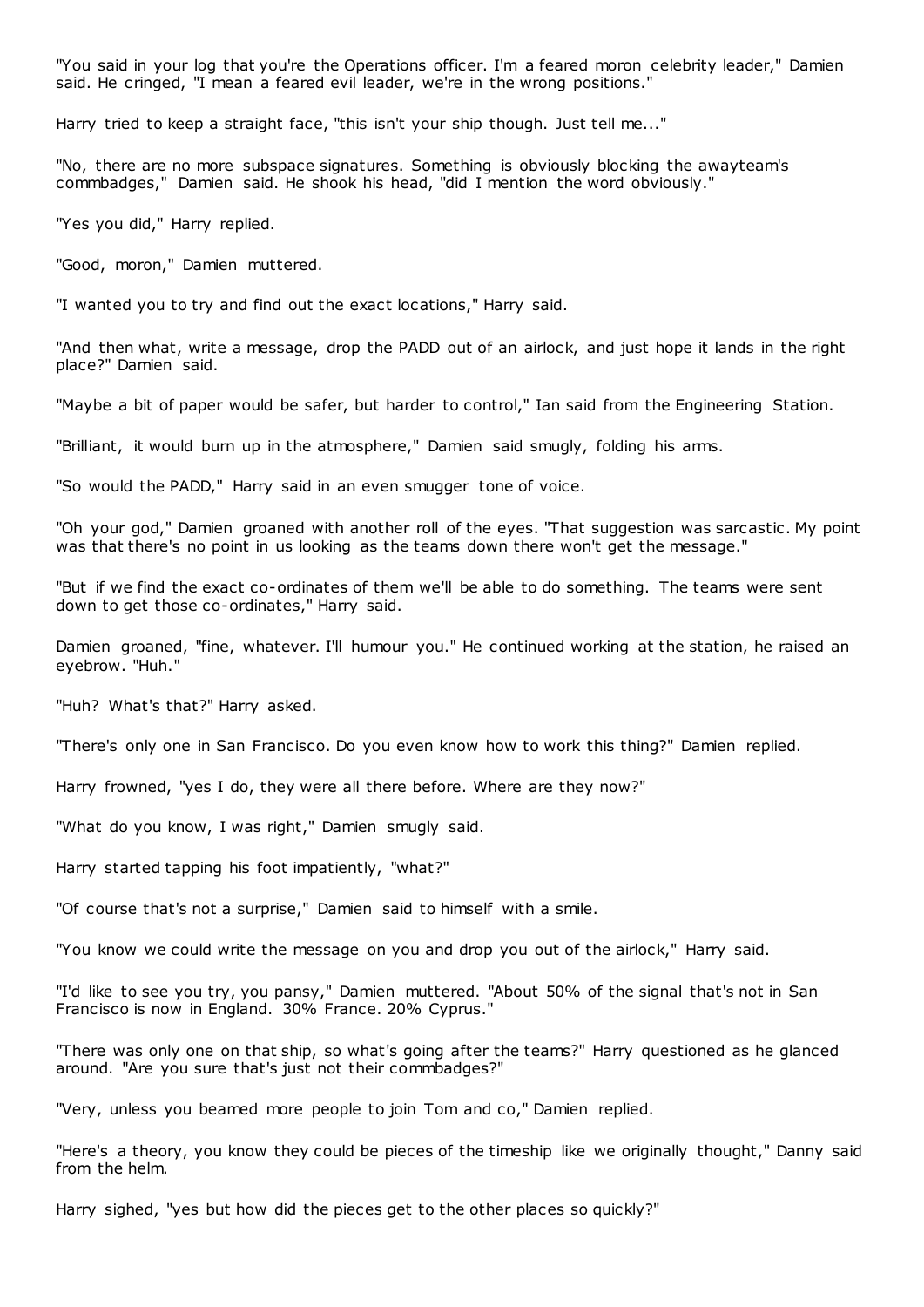"You said in your log that you're the Operations officer. I'm a feared moron celebrity leader," Damien said. He cringed, "I mean a feared evil leader, we're in the wrong positions."

Harry tried to keep a straight face, "this isn't your ship though. Just tell me..."

"No, there are no more subspace signatures. Something is obviously blocking the awayteam's commbadges," Damien said. He shook his head, "did I mention the word obviously."

"Yes you did," Harry replied.

"Good, moron," Damien muttered.

"I wanted you to try and find out the exact locations," Harry said.

"And then what, write a message, drop the PADD out of an airlock, and just hope it lands in the right place?" Damien said.

"Maybe a bit of paper would be safer, but harder to control," Ian said from the Engineering Station.

"Brilliant, it would burn up in the atmosphere," Damien said smugly, folding his arms.

"So would the PADD," Harry said in an even smugger tone of voice.

"Oh your god," Damien groaned with another roll of the eyes. "That suggestion was sarcastic. My point was that there's no point in us looking as the teams down there won't get the message."

"But if we find the exact co-ordinates of them we'll be able to do something. The teams were sent down to get those co-ordinates," Harry said.

Damien groaned, "fine, whatever. I'll humour you." He continued working at the station, he raised an eyebrow. "Huh."

"Huh? What's that?" Harry asked.

"There's only one in San Francisco. Do you even know how to work this thing?" Damien replied.

Harry frowned, "yes I do, they were all there before. Where are they now?"

"What do you know, I was right," Damien smugly said.

Harry started tapping his foot impatiently, "what?"

"Of course that's not a surprise," Damien said to himself with a smile.

"You know we could write the message on you and drop you out of the airlock," Harry said.

"I'd like to see you try, you pansy," Damien muttered. "About 50% of the signal that's not in San Francisco is now in England. 30% France. 20% Cyprus."

"There was only one on that ship, so what's going after the teams?" Harry questioned as he glanced around. "Are you sure that's just not their commbadges?"

"Very, unless you beamed more people to join Tom and co," Damien replied.

"Here's a theory, you know they could be pieces of the timeship like we originally thought," Danny said from the helm.

Harry sighed, "yes but how did the pieces get to the other places so quickly?"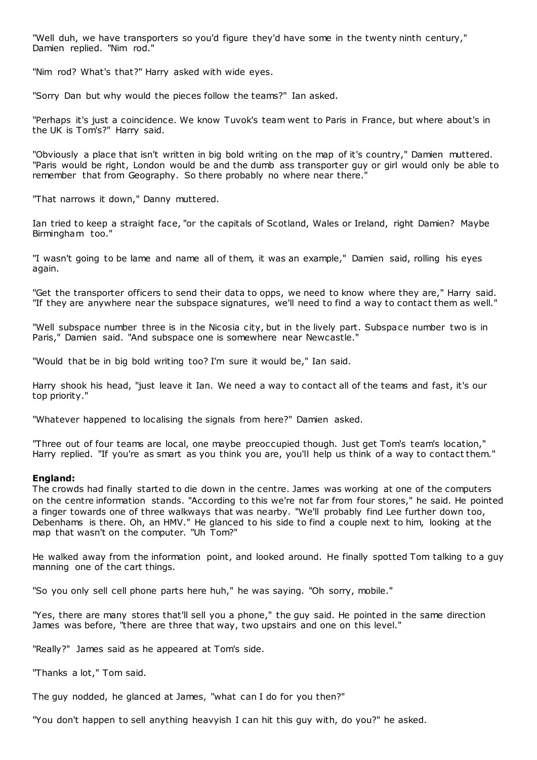"Well duh, we have transporters so you'd figure they'd have some in the twenty ninth century," Damien replied. "Nim rod."

"Nim rod? What's that?" Harry asked with wide eyes.

"Sorry Dan but why would the pieces follow the teams?" Ian asked.

"Perhaps it's just a coincidence. We know Tuvok's team went to Paris in France, but where about's in the UK is Tom's?" Harry said.

"Obviously a place that isn't written in big bold writing on the map of it's country," Damien muttered. "Paris would be right, London would be and the dumb ass transporter guy or girl would only be able to remember that from Geography. So there probably no where near there."

"That narrows it down," Danny muttered.

Ian tried to keep a straight face, "or the capitals of Scotland, Wales or Ireland, right Damien? Maybe Birmingham too."

"I wasn't going to be lame and name all of them, it was an example," Damien said, rolling his eyes again.

"Get the transporter officers to send their data to opps, we need to know where they are," Harry said. "If they are anywhere near the subspace signatures, we'll need to find a way to contact them as well."

"Well subspace number three is in the Nicosia city, but in the lively part. Subspace number two is in Paris," Damien said. "And subspace one is somewhere near Newcastle."

"Would that be in big bold writing too? I'm sure it would be," Ian said.

Harry shook his head, "just leave it Ian. We need a way to contact all of the teams and fast, it's our top priority."

"Whatever happened to localising the signals from here?" Damien asked.

"Three out of four teams are local, one maybe preoccupied though. Just get Tom's team's location," Harry replied. "If you're as smart as you think you are, you'll help us think of a way to contact them."

**England:**
The crowds had finally started to die down in the centre. James was working at one of the computers on the centre information stands. "According to this we're not far from four stores," he said. He pointed a finger towards one of three walkways that was nearby. "We'll probably find Lee further down too, Debenhams is there. Oh, an HMV." He glanced to his side to find a couple next to him, looking at the map that wasn't on the computer. "Uh Tom?"

He walked away from the information point, and looked around. He finally spotted Tom talking to a guy manning one of the cart things.

"So you only sell cell phone parts here huh," he was saying. "Oh sorry, mobile."

"Yes, there are many stores that'll sell you a phone," the guy said. He pointed in the same direction James was before, "there are three that way, two upstairs and one on this level."

"Really?" James said as he appeared at Tom's side.

"Thanks a lot," Tom said.

The guy nodded, he glanced at James, "what can I do for you then?"

"You don't happen to sell anything heavyish I can hit this guy with, do you?" he asked.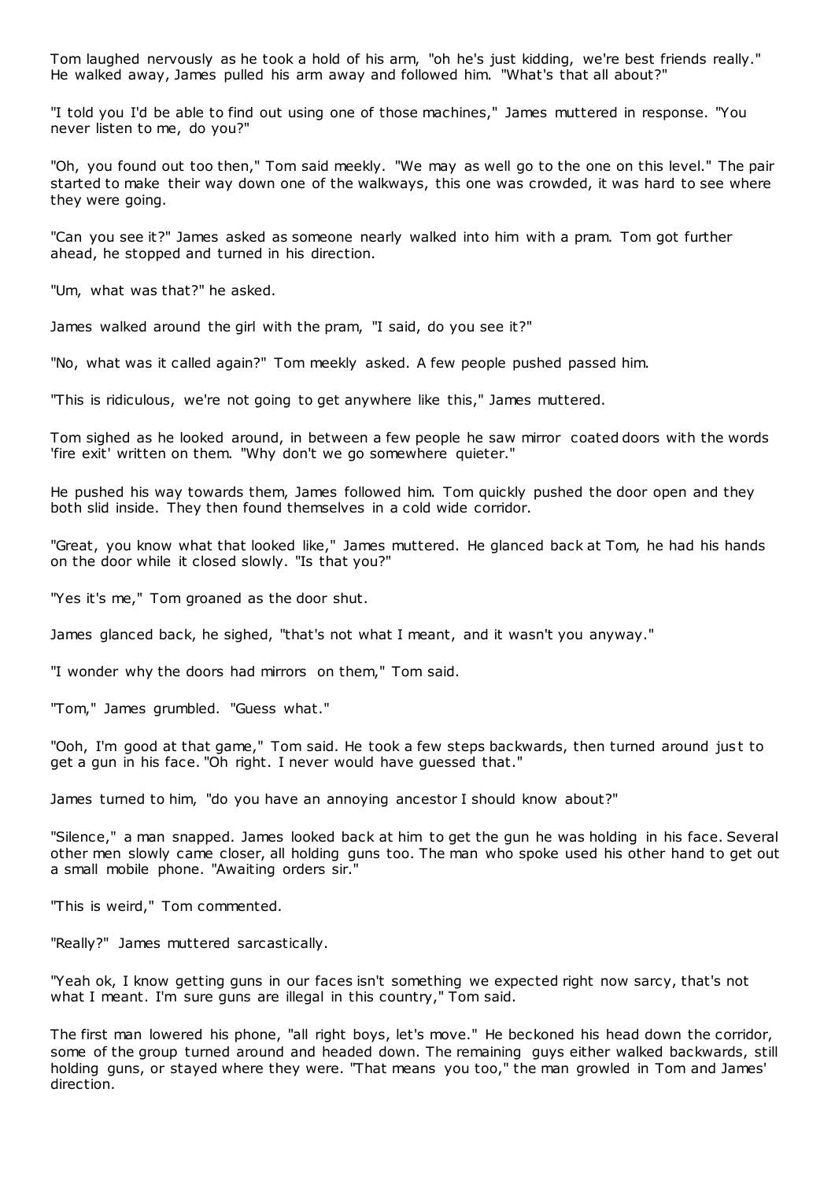Tom laughed nervously as he took a hold of his arm, "oh he's just kidding, we're best friends really." He walked away, James pulled his arm away and followed him. "What's that all about?"

"I told you I'd be able to find out using one of those machines," James muttered in response. "You never listen to me, do you?"

"Oh, you found out too then," Tom said meekly. "We may as well go to the one on this level." The pair started to make their way down one of the walkways, this one was crowded, it was hard to see where they were going.

"Can you see it?" James asked as someone nearly walked into him with a pram. Tom got further ahead, he stopped and turned in his direction.

"Um, what was that?" he asked.

James walked around the girl with the pram, "I said, do you see it?"

"No, what was it called again?" Tom meekly asked. A few people pushed passed him.

"This is ridiculous, we're not going to get anywhere like this," James muttered.

Tom sighed as he looked around, in between a few people he saw mirror coated doors with the words 'fire exit' written on them. "Why don't we go somewhere quieter."

He pushed his way towards them, James followed him. Tom quickly pushed the door open and they both slid inside. They then found themselves in a cold wide corridor.

"Great, you know what that looked like," James muttered. He glanced back at Tom, he had his hands on the door while it closed slowly. "Is that you?"

"Yes it's me," Tom groaned as the door shut.

James glanced back, he sighed, "that's not what I meant, and it wasn't you anyway."

"I wonder why the doors had mirrors on them," Tom said.

"Tom," James grumbled. "Guess what."

"Ooh, I'm good at that game," Tom said. He took a few steps backwards, then turned around just to get a gun in his face. "Oh right. I never would have guessed that."

James turned to him, "do you have an annoying ancestor I should know about?"

"Silence," a man snapped. James looked back at him to get the gun he was holding in his face. Several other men slowly came closer, all holding guns too. The man who spoke used his other hand to get out a small mobile phone. "Awaiting orders sir."

"This is weird," Tom commented.

"Really?" James muttered sarcastically.

"Yeah ok, I know getting guns in our faces isn't something we expected right now sarcy, that's not what I meant. I'm sure guns are illegal in this country," Tom said.

The first man lowered his phone, "all right boys, let's move." He beckoned his head down the corridor, some of the group turned around and headed down. The remaining guys either walked backwards, still holding guns, or stayed where they were. "That means you too," the man growled in Tom and James' direction.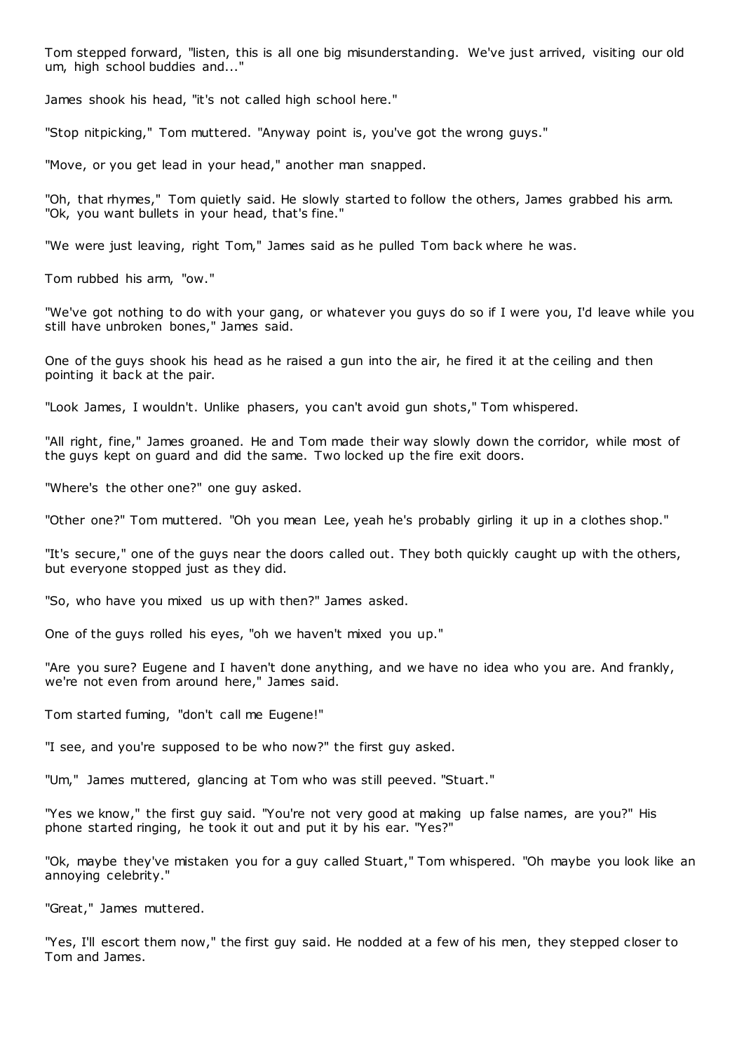Tom stepped forward, "listen, this is all one big misunderstanding. We've just arrived, visiting our old um, high school buddies and..."

James shook his head, "it's not called high school here."

"Stop nitpicking," Tom muttered. "Anyway point is, you've got the wrong guys."

"Move, or you get lead in your head," another man snapped.

"Oh, that rhymes," Tom quietly said. He slowly started to follow the others, James grabbed his arm. "Ok, you want bullets in your head, that's fine."

"We were just leaving, right Tom," James said as he pulled Tom back where he was.

Tom rubbed his arm, "ow."

"We've got nothing to do with your gang, or whatever you guys do so if I were you, I'd leave while you still have unbroken bones," James said.

One of the guys shook his head as he raised a gun into the air, he fired it at the ceiling and then pointing it back at the pair.

"Look James, I wouldn't. Unlike phasers, you can't avoid gun shots," Tom whispered.

"All right, fine," James groaned. He and Tom made their way slowly down the corridor, while most of the guys kept on guard and did the same. Two locked up the fire exit doors.

"Where's the other one?" one guy asked.

"Other one?" Tom muttered. "Oh you mean Lee, yeah he's probably girling it up in a clothes shop."

"It's secure," one of the guys near the doors called out. They both quickly caught up with the others, but everyone stopped just as they did.

"So, who have you mixed us up with then?" James asked.

One of the guys rolled his eyes, "oh we haven't mixed you up."

"Are you sure? Eugene and I haven't done anything, and we have no idea who you are. And frankly, we're not even from around here," James said.

Tom started fuming, "don't call me Eugene!"

"I see, and you're supposed to be who now?" the first guy asked.

"Um," James muttered, glancing at Tom who was still peeved. "Stuart."

"Yes we know," the first guy said. "You're not very good at making up false names, are you?" His phone started ringing, he took it out and put it by his ear. "Yes?"

"Ok, maybe they've mistaken you for a guy called Stuart," Tom whispered. "Oh maybe you look like an annoying celebrity."

"Great," James muttered.

"Yes, I'll escort them now," the first guy said. He nodded at a few of his men, they stepped closer to Tom and James.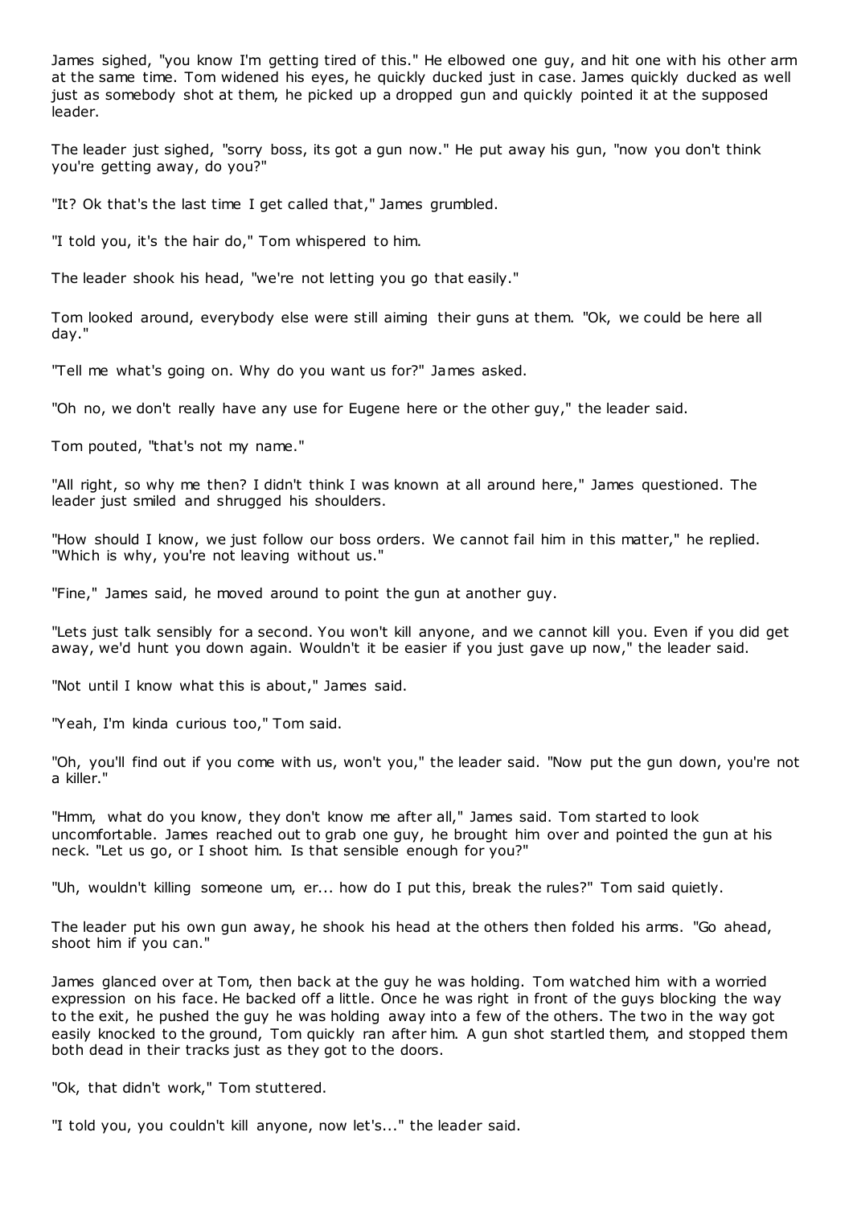James sighed, "you know I'm getting tired of this." He elbowed one guy, and hit one with his other arm at the same time. Tom widened his eyes, he quickly ducked just in case. James quickly ducked as well just as somebody shot at them, he picked up a dropped gun and quickly pointed it at the supposed leader.

The leader just sighed, "sorry boss, its got a gun now." He put away his gun, "now you don't think you're getting away, do you?"

"It? Ok that's the last time I get called that," James grumbled.

"I told you, it's the hair do," Tom whispered to him.

The leader shook his head, "we're not letting you go that easily."

Tom looked around, everybody else were still aiming their guns at them. "Ok, we could be here all day."

"Tell me what's going on. Why do you want us for?" James asked.

"Oh no, we don't really have any use for Eugene here or the other guy," the leader said.

Tom pouted, "that's not my name."

"All right, so why me then? I didn't think I was known at all around here," James questioned. The leader just smiled and shrugged his shoulders.

"How should I know, we just follow our boss orders. We cannot fail him in this matter," he replied. "Which is why, you're not leaving without us."

"Fine," James said, he moved around to point the gun at another guy.

"Lets just talk sensibly for a second. You won't kill anyone, and we cannot kill you. Even if you did get away, we'd hunt you down again. Wouldn't it be easier if you just gave up now," the leader said.

"Not until I know what this is about," James said.

"Yeah, I'm kinda curious too," Tom said.

"Oh, you'll find out if you come with us, won't you," the leader said. "Now put the gun down, you're not a killer."

"Hmm, what do you know, they don't know me after all," James said. Tom started to look uncomfortable. James reached out to grab one guy, he brought him over and pointed the gun at his neck. "Let us go, or I shoot him. Is that sensible enough for you?"

"Uh, wouldn't killing someone um, er... how do I put this, break the rules?" Tom said quietly.

The leader put his own gun away, he shook his head at the others then folded his arms. "Go ahead, shoot him if you can."

James glanced over at Tom, then back at the guy he was holding. Tom watched him with a worried expression on his face. He backed off a little. Once he was right in front of the guys blocking the way to the exit, he pushed the guy he was holding away into a few of the others. The two in the way got easily knocked to the ground, Tom quickly ran after him. A gun shot startled them, and stopped them both dead in their tracks just as they got to the doors.

"Ok, that didn't work," Tom stuttered.

"I told you, you couldn't kill anyone, now let's..." the leader said.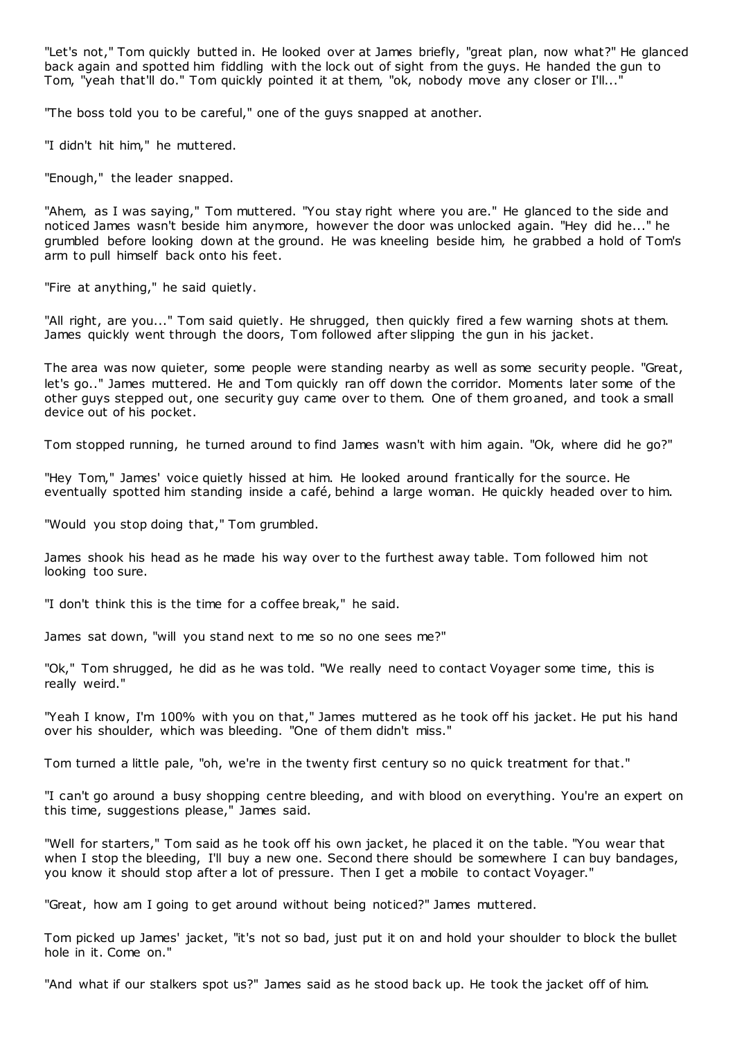"Let's not," Tom quickly butted in. He looked over at James briefly, "great plan, now what?" He glanced back again and spotted him fiddling with the lock out of sight from the guys. He handed the gun to Tom, "yeah that'll do." Tom quickly pointed it at them, "ok, nobody move any closer or I'll..."

"The boss told you to be careful," one of the guys snapped at another.

"I didn't hit him," he muttered.

"Enough," the leader snapped.

"Ahem, as I was saying," Tom muttered. "You stay right where you are." He glanced to the side and noticed James wasn't beside him anymore, however the door was unlocked again. "Hey did he..." he grumbled before looking down at the ground. He was kneeling beside him, he grabbed a hold of Tom's arm to pull himself back onto his feet.

"Fire at anything," he said quietly.

"All right, are you..." Tom said quietly. He shrugged, then quickly fired a few warning shots at them. James quickly went through the doors, Tom followed after slipping the gun in his jacket.

The area was now quieter, some people were standing nearby as well as some security people. "Great, let's go.." James muttered. He and Tom quickly ran off down the corridor. Moments later some of the other guys stepped out, one security guy came over to them. One of them groaned, and took a small device out of his pocket.

Tom stopped running, he turned around to find James wasn't with him again. "Ok, where did he go?"

"Hey Tom," James' voice quietly hissed at him. He looked around frantically for the source. He eventually spotted him standing inside a café, behind a large woman. He quickly headed over to him.

"Would you stop doing that," Tom grumbled.

James shook his head as he made his way over to the furthest away table. Tom followed him not looking too sure.

"I don't think this is the time for a coffee break," he said.

James sat down, "will you stand next to me so no one sees me?"

"Ok," Tom shrugged, he did as he was told. "We really need to contact Voyager some time, this is really weird."

"Yeah I know, I'm 100% with you on that," James muttered as he took off his jacket. He put his hand over his shoulder, which was bleeding. "One of them didn't miss."

Tom turned a little pale, "oh, we're in the twenty first century so no quick treatment for that."

"I can't go around a busy shopping centre bleeding, and with blood on everything. You're an expert on this time, suggestions please," James said.

"Well for starters," Tom said as he took off his own jacket, he placed it on the table. "You wear that when I stop the bleeding, I'll buy a new one. Second there should be somewhere I can buy bandages, you know it should stop after a lot of pressure. Then I get a mobile to contact Voyager."

"Great, how am I going to get around without being noticed?" James muttered.

Tom picked up James' jacket, "it's not so bad, just put it on and hold your shoulder to block the bullet hole in it. Come on."

"And what if our stalkers spot us?" James said as he stood back up. He took the jacket off of him.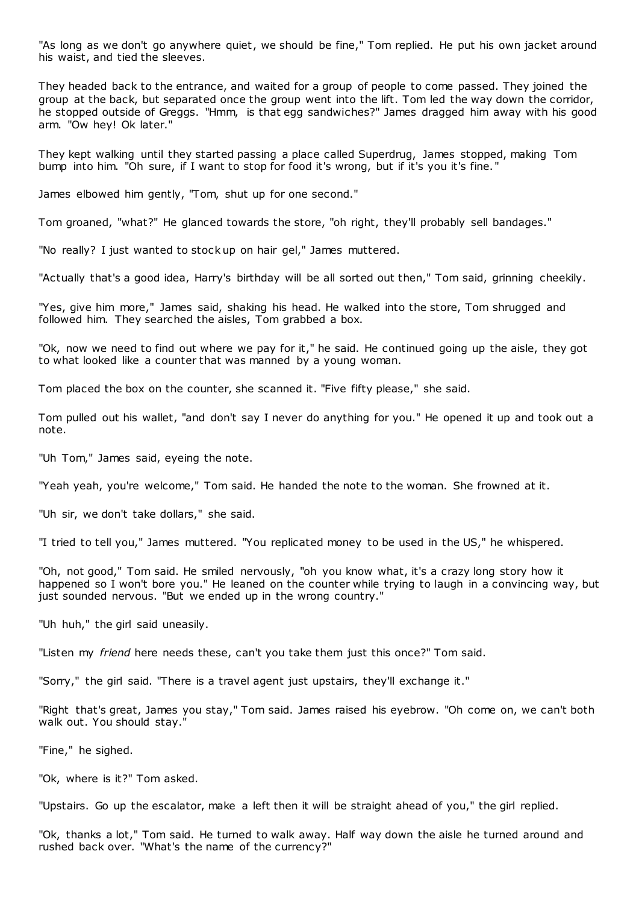"As long as we don't go anywhere quiet, we should be fine," Tom replied. He put his own jacket around his waist, and tied the sleeves.

They headed back to the entrance, and waited for a group of people to come passed. They joined the group at the back, but separated once the group went into the lift. Tom led the way down the corridor, he stopped outside of Greggs. "Hmm, is that egg sandwiches?" James dragged him away with his good arm. "Ow hey! Ok later."

They kept walking until they started passing a place called Superdrug, James stopped, making Tom bump into him. "Oh sure, if I want to stop for food it's wrong, but if it's you it's fine."

James elbowed him gently, "Tom, shut up for one second."

Tom groaned, "what?" He glanced towards the store, "oh right, they'll probably sell bandages."

"No really? I just wanted to stock up on hair gel," James muttered.

"Actually that's a good idea, Harry's birthday will be all sorted out then," Tom said, grinning cheekily.

"Yes, give him more," James said, shaking his head. He walked into the store, Tom shrugged and followed him. They searched the aisles, Tom grabbed a box.

"Ok, now we need to find out where we pay for it," he said. He continued going up the aisle, they got to what looked like a counter that was manned by a young woman.

Tom placed the box on the counter, she scanned it. "Five fifty please," she said.

Tom pulled out his wallet, "and don't say I never do anything for you." He opened it up and took out a note.

"Uh Tom," James said, eyeing the note.

"Yeah yeah, you're welcome," Tom said. He handed the note to the woman. She frowned at it.

"Uh sir, we don't take dollars," she said.

"I tried to tell you," James muttered. "You replicated money to be used in the US," he whispered.

"Oh, not good," Tom said. He smiled nervously, "oh you know what, it's a crazy long story how it happened so I won't bore you." He leaned on the counter while trying to laugh in a convincing way, but just sounded nervous. "But we ended up in the wrong country."

"Uh huh," the girl said uneasily.

"Listen my *friend* here needs these, can't you take them just this once?" Tom said.

"Sorry," the girl said. "There is a travel agent just upstairs, they'll exchange it."

"Right that's great, James you stay," Tom said. James raised his eyebrow. "Oh come on, we can't both walk out. You should stay."

"Fine," he sighed.

"Ok, where is it?" Tom asked.

"Upstairs. Go up the escalator, make a left then it will be straight ahead of you," the girl replied.

"Ok, thanks a lot," Tom said. He turned to walk away. Half way down the aisle he turned around and rushed back over. "What's the name of the currency?"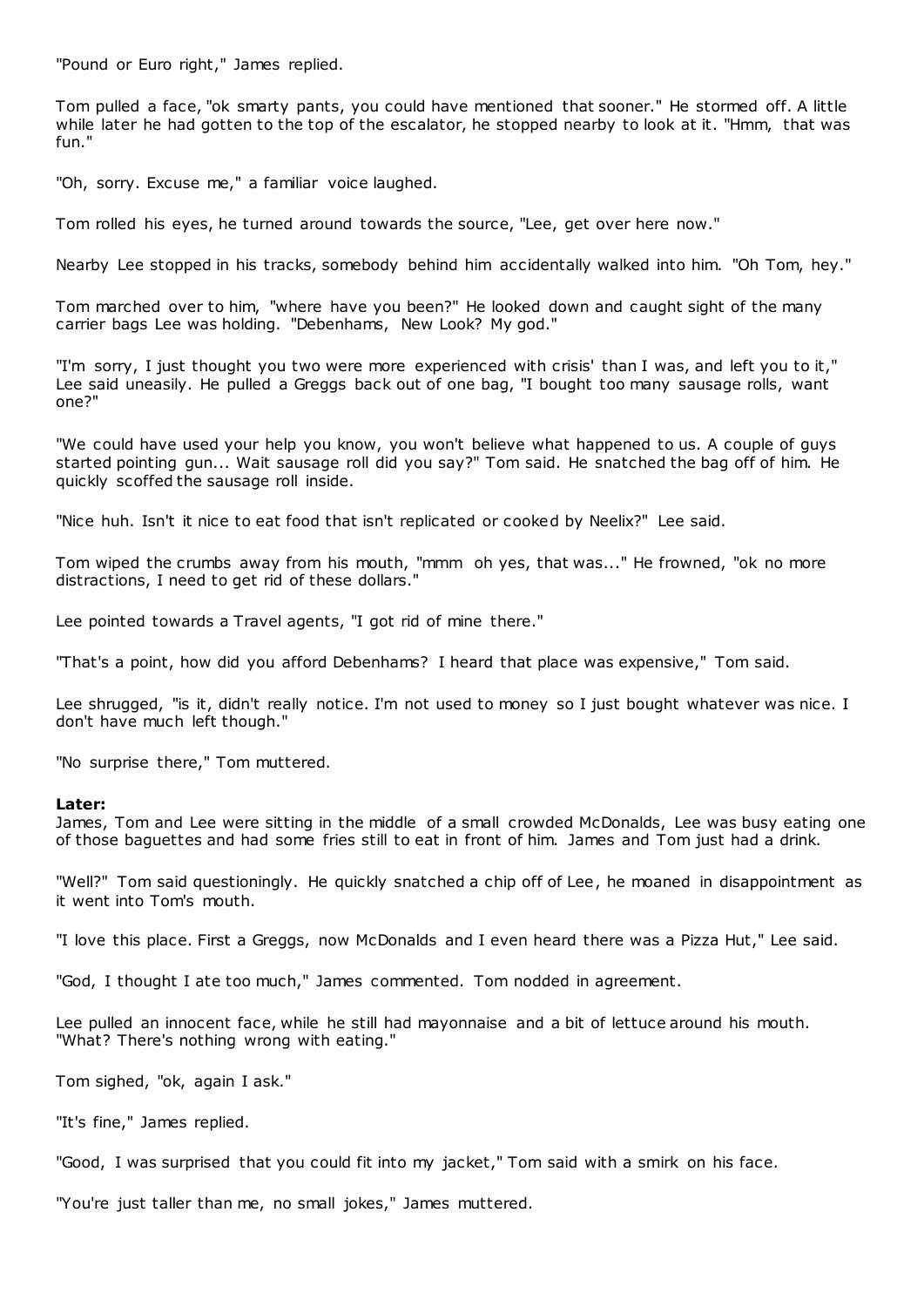"Pound or Euro right," James replied.

Tom pulled a face, "ok smarty pants, you could have mentioned that sooner." He stormed off. A little while later he had gotten to the top of the escalator, he stopped nearby to look at it. "Hmm, that was fun."

"Oh, sorry. Excuse me," a familiar voice laughed.

Tom rolled his eyes, he turned around towards the source, "Lee, get over here now."

Nearby Lee stopped in his tracks, somebody behind him accidentally walked into him. "Oh Tom, hey."

Tom marched over to him, "where have you been?" He looked down and caught sight of the many carrier bags Lee was holding. "Debenhams, New Look? My god."

"I'm sorry, I just thought you two were more experienced with crisis' than I was, and left you to it," Lee said uneasily. He pulled a Greggs back out of one bag, "I bought too many sausage rolls, want one?"

"We could have used your help you know, you won't believe what happened to us. A couple of guys started pointing gun... Wait sausage roll did you say?" Tom said. He snatched the bag off of him. He quickly scoffed the sausage roll inside.

"Nice huh. Isn't it nice to eat food that isn't replicated or cooked by Neelix?" Lee said.

Tom wiped the crumbs away from his mouth, "mmm oh yes, that was..." He frowned, "ok no more distractions, I need to get rid of these dollars."

Lee pointed towards a Travel agents, "I got rid of mine there."

"That's a point, how did you afford Debenhams? I heard that place was expensive," Tom said.

Lee shrugged, "is it, didn't really notice. I'm not used to money so I just bought whatever was nice. I don't have much left though."

"No surprise there," Tom muttered.

**Later:**
James, Tom and Lee were sitting in the middle of a small crowded McDonalds, Lee was busy eating one of those baguettes and had some fries still to eat in front of him. James and Tom just had a drink.

"Well?" Tom said questioningly. He quickly snatched a chip off of Lee, he moaned in disappointment as it went into Tom's mouth.

"I love this place. First a Greggs, now McDonalds and I even heard there was a Pizza Hut," Lee said.

"God, I thought I ate too much," James commented. Tom nodded in agreement.

Lee pulled an innocent face, while he still had mayonnaise and a bit of lettuce around his mouth. "What? There's nothing wrong with eating."

Tom sighed, "ok, again I ask."

"It's fine," James replied.

"Good, I was surprised that you could fit into my jacket," Tom said with a smirk on his face.

"You're just taller than me, no small jokes," James muttered.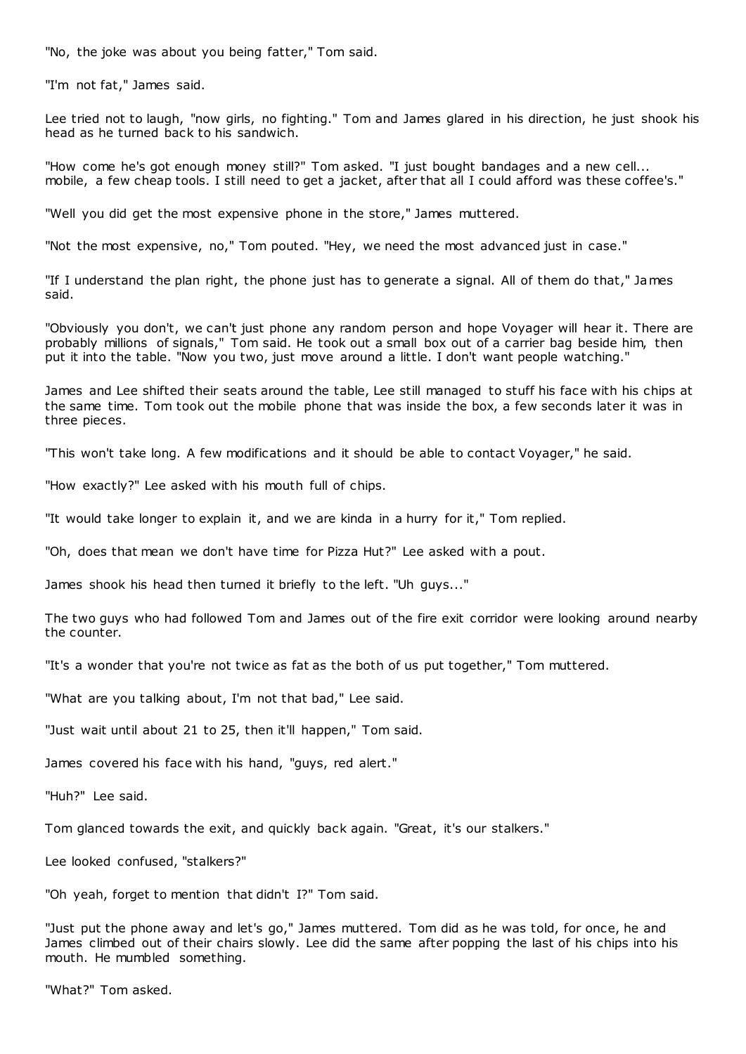"No, the joke was about you being fatter," Tom said.

"I'm not fat," James said.

Lee tried not to laugh, "now girls, no fighting." Tom and James glared in his direction, he just shook his head as he turned back to his sandwich.

"How come he's got enough money still?" Tom asked. "I just bought bandages and a new cell... mobile, a few cheap tools. I still need to get a jacket, after that all I could afford was these coffee's."

"Well you did get the most expensive phone in the store," James muttered.

"Not the most expensive, no," Tom pouted. "Hey, we need the most advanced just in case."

"If I understand the plan right, the phone just has to generate a signal. All of them do that," James said.

"Obviously you don't, we can't just phone any random person and hope Voyager will hear it. There are probably millions of signals," Tom said. He took out a small box out of a carrier bag beside him, then put it into the table. "Now you two, just move around a little. I don't want people watching."

James and Lee shifted their seats around the table, Lee still managed to stuff his face with his chips at the same time. Tom took out the mobile phone that was inside the box, a few seconds later it was in three pieces.

"This won't take long. A few modifications and it should be able to contact Voyager," he said.

"How exactly?" Lee asked with his mouth full of chips.

"It would take longer to explain it, and we are kinda in a hurry for it," Tom replied.

"Oh, does that mean we don't have time for Pizza Hut?" Lee asked with a pout.

James shook his head then turned it briefly to the left. "Uh guys..."

The two guys who had followed Tom and James out of the fire exit corridor were looking around nearby the counter.

"It's a wonder that you're not twice as fat as the both of us put together," Tom muttered.

"What are you talking about, I'm not that bad," Lee said.

"Just wait until about 21 to 25, then it'll happen," Tom said.

James covered his face with his hand, "guys, red alert."

"Huh?" Lee said.

Tom glanced towards the exit, and quickly back again. "Great, it's our stalkers."

Lee looked confused, "stalkers?"

"Oh yeah, forget to mention that didn't I?" Tom said.

"Just put the phone away and let's go," James muttered. Tom did as he was told, for once, he and James climbed out of their chairs slowly. Lee did the same after popping the last of his chips into his mouth. He mumbled something.

"What?" Tom asked.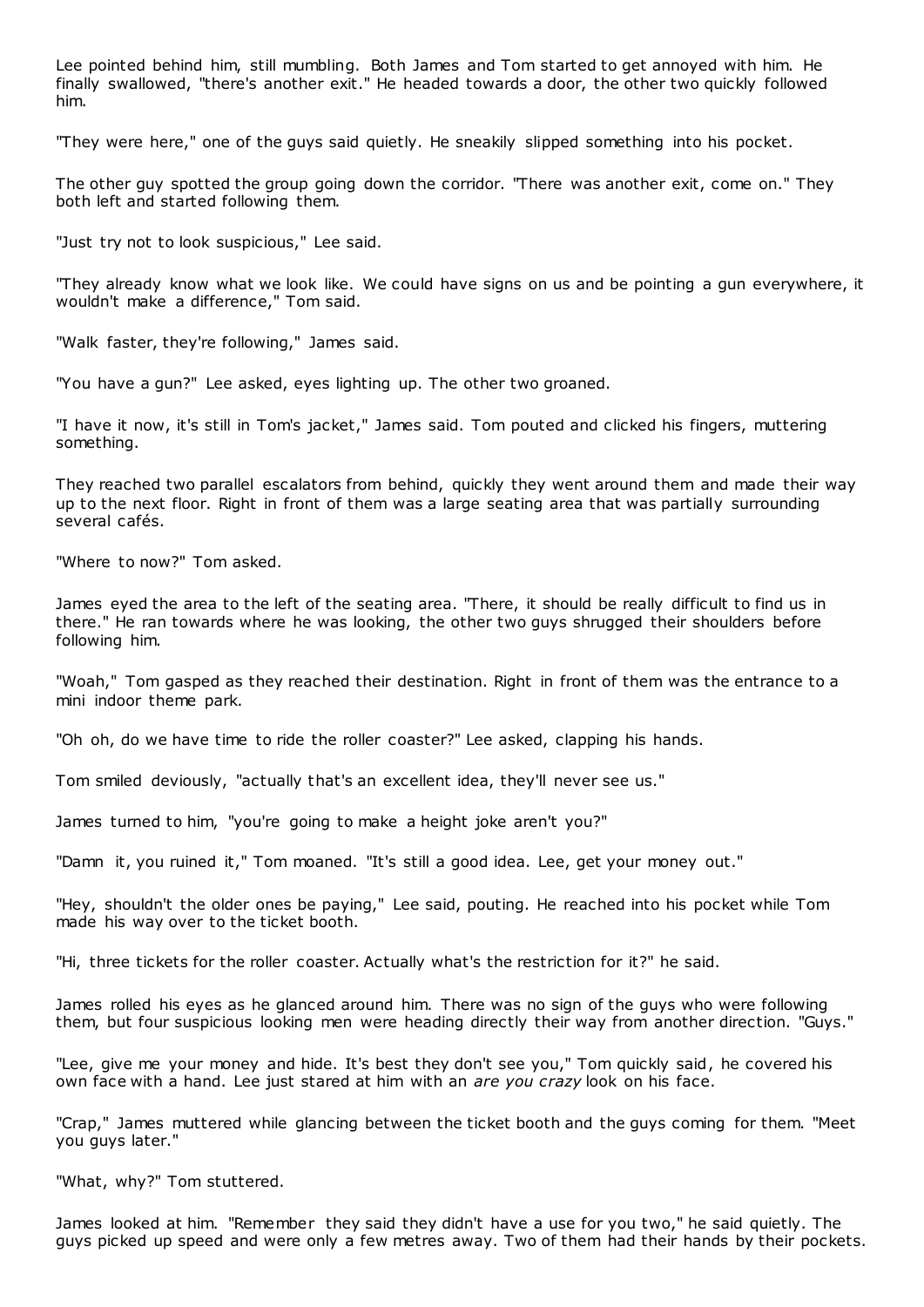Lee pointed behind him, still mumbling. Both James and Tom started to get annoyed with him. He finally swallowed, "there's another exit." He headed towards a door, the other two quickly followed him.

"They were here," one of the guys said quietly. He sneakily slipped something into his pocket.

The other guy spotted the group going down the corridor. "There was another exit, come on." They both left and started following them.

"Just try not to look suspicious," Lee said.

"They already know what we look like. We could have signs on us and be pointing a gun everywhere, it wouldn't make a difference," Tom said.

"Walk faster, they're following," James said.

"You have a gun?" Lee asked, eyes lighting up. The other two groaned.

"I have it now, it's still in Tom's jacket," James said. Tom pouted and clicked his fingers, muttering something.

They reached two parallel escalators from behind, quickly they went around them and made their way up to the next floor. Right in front of them was a large seating area that was partially surrounding several cafés.

"Where to now?" Tom asked.

James eyed the area to the left of the seating area. "There, it should be really difficult to find us in there." He ran towards where he was looking, the other two guys shrugged their shoulders before following him.

"Woah," Tom gasped as they reached their destination. Right in front of them was the entrance to a mini indoor theme park.

"Oh oh, do we have time to ride the roller coaster?" Lee asked, clapping his hands.

Tom smiled deviously, "actually that's an excellent idea, they'll never see us."

James turned to him, "you're going to make a height joke aren't you?"

"Damn it, you ruined it," Tom moaned. "It's still a good idea. Lee, get your money out."

"Hey, shouldn't the older ones be paying," Lee said, pouting. He reached into his pocket while Tom made his way over to the ticket booth.

"Hi, three tickets for the roller coaster. Actually what's the restriction for it?" he said.

James rolled his eyes as he glanced around him. There was no sign of the guys who were following them, but four suspicious looking men were heading directly their way from another direction. "Guys."

"Lee, give me your money and hide. It's best they don't see you," Tom quickly said, he covered his own face with a hand. Lee just stared at him with an *are you crazy* look on his face.

"Crap," James muttered while glancing between the ticket booth and the guys coming for them. "Meet you guys later."

"What, why?" Tom stuttered.

James looked at him. "Remember they said they didn't have a use for you two," he said quietly. The guys picked up speed and were only a few metres away. Two of them had their hands by their pockets.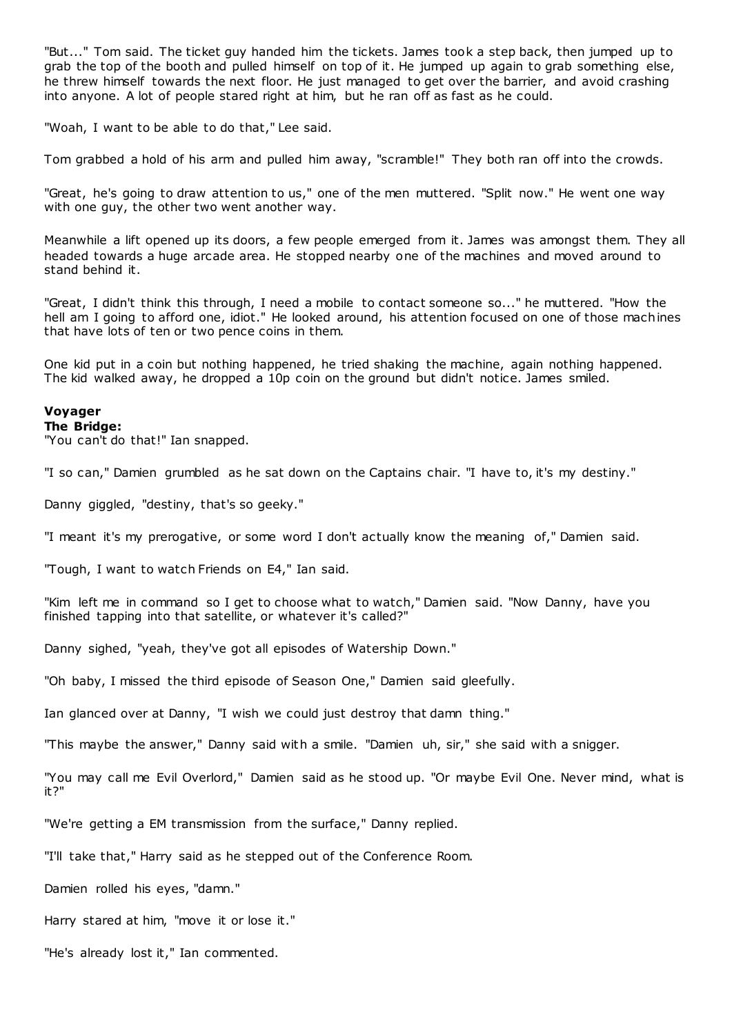"But..." Tom said. The ticket guy handed him the tickets. James took a step back, then jumped up to grab the top of the booth and pulled himself on top of it. He jumped up again to grab something else, he threw himself towards the next floor. He just managed to get over the barrier, and avoid crashing into anyone. A lot of people stared right at him, but he ran off as fast as he could.

"Woah, I want to be able to do that," Lee said.

Tom grabbed a hold of his arm and pulled him away, "scramble!" They both ran off into the crowds.

"Great, he's going to draw attention to us," one of the men muttered. "Split now." He went one way with one guy, the other two went another way.

Meanwhile a lift opened up its doors, a few people emerged from it. James was amongst them. They all headed towards a huge arcade area. He stopped nearby one of the machines and moved around to stand behind it.

"Great, I didn't think this through, I need a mobile to contact someone so..." he muttered. "How the hell am I going to afford one, idiot." He looked around, his attention focused on one of those machines that have lots of ten or two pence coins in them.

One kid put in a coin but nothing happened, he tried shaking the machine, again nothing happened. The kid walked away, he dropped a 10p coin on the ground but didn't notice. James smiled.

**Voyager**
**The Bridge:**

"You can't do that!" Ian snapped.

"I so can," Damien grumbled as he sat down on the Captains chair. "I have to, it's my destiny."

Danny giggled, "destiny, that's so geeky."

"I meant it's my prerogative, or some word I don't actually know the meaning of," Damien said.

"Tough, I want to watch Friends on E4," Ian said.

"Kim left me in command so I get to choose what to watch," Damien said. "Now Danny, have you finished tapping into that satellite, or whatever it's called?"

Danny sighed, "yeah, they've got all episodes of Watership Down."

"Oh baby, I missed the third episode of Season One," Damien said gleefully.

Ian glanced over at Danny, "I wish we could just destroy that damn thing."

"This maybe the answer," Danny said with a smile. "Damien uh, sir," she said with a snigger.

"You may call me Evil Overlord," Damien said as he stood up. "Or maybe Evil One. Never mind, what is it?"

"We're getting a EM transmission from the surface," Danny replied.

"I'll take that," Harry said as he stepped out of the Conference Room.

Damien rolled his eyes, "damn."

Harry stared at him, "move it or lose it."

"He's already lost it," Ian commented.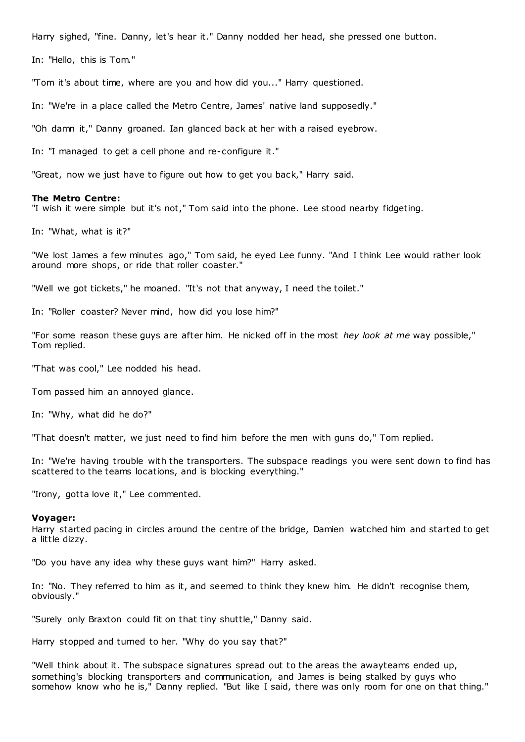Harry sighed, "fine. Danny, let's hear it." Danny nodded her head, she pressed one button.

In: "Hello, this is Tom."

"Tom it's about time, where are you and how did you..." Harry questioned.

In: "We're in a place called the Metro Centre, James' native land supposedly."

"Oh damn it," Danny groaned. Ian glanced back at her with a raised eyebrow.

In: "I managed to get a cell phone and re-configure it."

"Great, now we just have to figure out how to get you back," Harry said.

**The Metro Centre:**
"I wish it were simple but it's not," Tom said into the phone. Lee stood nearby fidgeting.

In: "What, what is it?"

"We lost James a few minutes ago," Tom said, he eyed Lee funny. "And I think Lee would rather look around more shops, or ride that roller coaster."

"Well we got tickets," he moaned. "It's not that anyway, I need the toilet."

In: "Roller coaster? Never mind, how did you lose him?"

"For some reason these guys are after him. He nicked off in the most *hey look at me* way possible," Tom replied.

"That was cool," Lee nodded his head.

Tom passed him an annoyed glance.

In: "Why, what did he do?"

"That doesn't matter, we just need to find him before the men with guns do," Tom replied.

In: "We're having trouble with the transporters. The subspace readings you were sent down to find has scattered to the teams locations, and is blocking everything."

"Irony, gotta love it," Lee commented.

**Voyager:**
Harry started pacing in circles around the centre of the bridge, Damien watched him and started to get a little dizzy.

"Do you have any idea why these guys want him?" Harry asked.

In: "No. They referred to him as it, and seemed to think they knew him. He didn't recognise them, obviously."

"Surely only Braxton could fit on that tiny shuttle," Danny said.

Harry stopped and turned to her. "Why do you say that?"

"Well think about it. The subspace signatures spread out to the areas the awayteams ended up, something's blocking transporters and communication, and James is being stalked by guys who somehow know who he is," Danny replied. "But like I said, there was only room for one on that thing."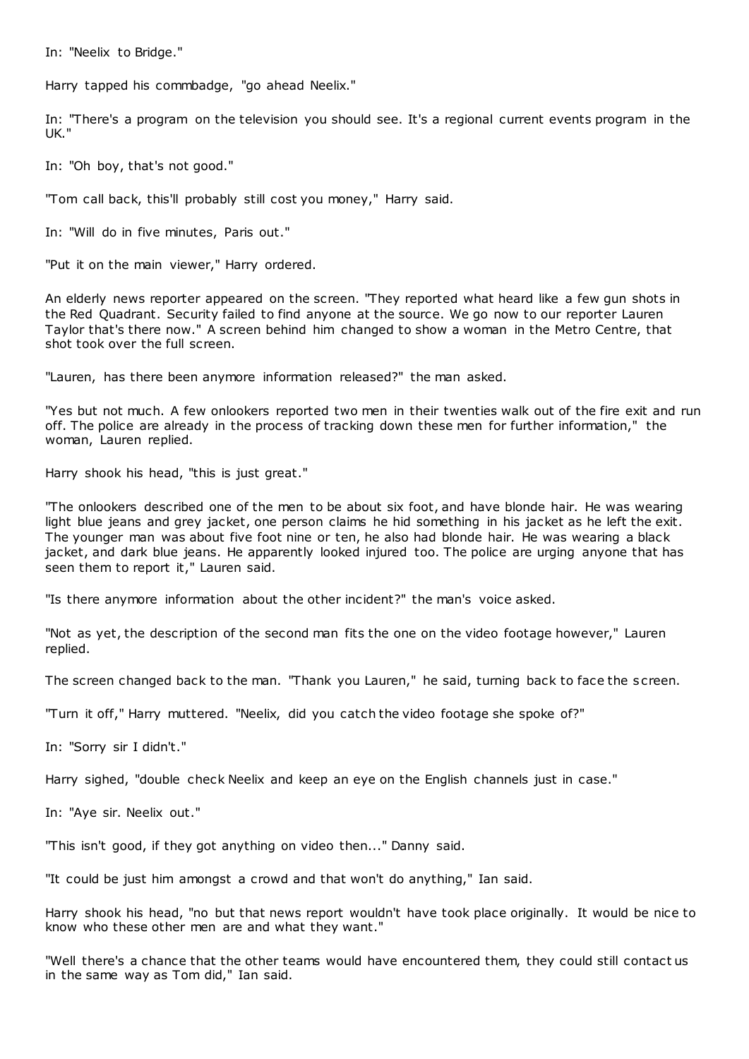In: "Neelix to Bridge."

Harry tapped his commbadge, "go ahead Neelix."

In: "There's a program on the television you should see. It's a regional current events program in the UK."

In: "Oh boy, that's not good."

"Tom call back, this'll probably still cost you money," Harry said.

In: "Will do in five minutes, Paris out."

"Put it on the main viewer," Harry ordered.

An elderly news reporter appeared on the screen. "They reported what heard like a few gun shots in the Red Quadrant. Security failed to find anyone at the source. We go now to our reporter Lauren Taylor that's there now." A screen behind him changed to show a woman in the Metro Centre, that shot took over the full screen.

"Lauren, has there been anymore information released?" the man asked.

"Yes but not much. A few onlookers reported two men in their twenties walk out of the fire exit and run off. The police are already in the process of tracking down these men for further information," the woman, Lauren replied.

Harry shook his head, "this is just great."

"The onlookers described one of the men to be about six foot, and have blonde hair. He was wearing light blue jeans and grey jacket, one person claims he hid something in his jacket as he left the exit. The younger man was about five foot nine or ten, he also had blonde hair. He was wearing a black jacket, and dark blue jeans. He apparently looked injured too. The police are urging anyone that has seen them to report it," Lauren said.

"Is there anymore information about the other incident?" the man's voice asked.

"Not as yet, the description of the second man fits the one on the video footage however," Lauren replied.

The screen changed back to the man. "Thank you Lauren," he said, turning back to face the screen.

"Turn it off," Harry muttered. "Neelix, did you catch the video footage she spoke of?"

In: "Sorry sir I didn't."

Harry sighed, "double check Neelix and keep an eye on the English channels just in case."

In: "Aye sir. Neelix out."

"This isn't good, if they got anything on video then..." Danny said.

"It could be just him amongst a crowd and that won't do anything," Ian said.

Harry shook his head, "no but that news report wouldn't have took place originally. It would be nice to know who these other men are and what they want."

"Well there's a chance that the other teams would have encountered them, they could still contact us in the same way as Tom did," Ian said.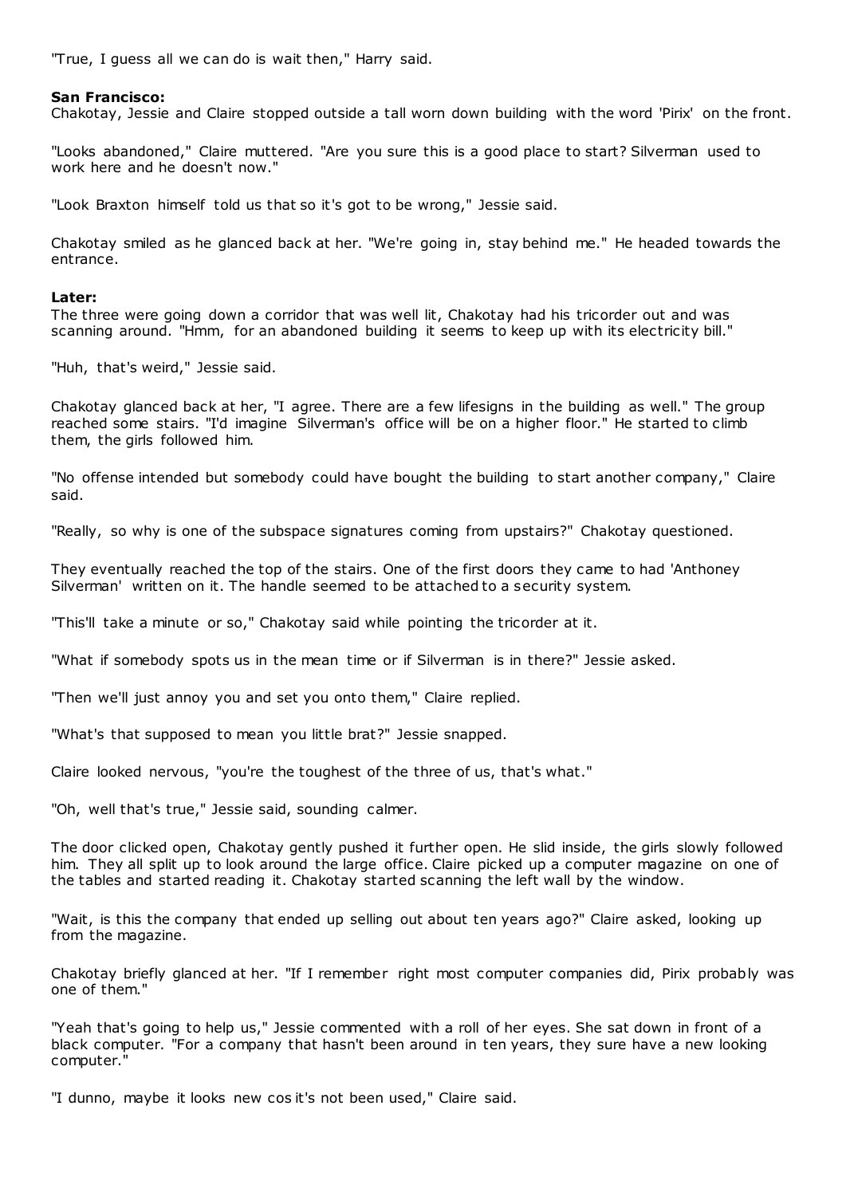"True, I guess all we can do is wait then," Harry said.

**San Francisco:**

Chakotay, Jessie and Claire stopped outside a tall worn down building with the word 'Pirix' on the front.

"Looks abandoned," Claire muttered. "Are you sure this is a good place to start? Silverman used to work here and he doesn't now."

"Look Braxton himself told us that so it's got to be wrong," Jessie said.

Chakotay smiled as he glanced back at her. "We're going in, stay behind me." He headed towards the entrance.

**Later:**

The three were going down a corridor that was well lit, Chakotay had his tricorder out and was scanning around. "Hmm, for an abandoned building it seems to keep up with its electricity bill."

"Huh, that's weird," Jessie said.

Chakotay glanced back at her, "I agree. There are a few lifesigns in the building as well." The group reached some stairs. "I'd imagine Silverman's office will be on a higher floor." He started to climb them, the girls followed him.

"No offense intended but somebody could have bought the building to start another company," Claire said.

"Really, so why is one of the subspace signatures coming from upstairs?" Chakotay questioned.

They eventually reached the top of the stairs. One of the first doors they came to had 'Anthoney Silverman' written on it. The handle seemed to be attached to a security system.

"This'll take a minute or so," Chakotay said while pointing the tricorder at it.

"What if somebody spots us in the mean time or if Silverman is in there?" Jessie asked.

"Then we'll just annoy you and set you onto them," Claire replied.

"What's that supposed to mean you little brat?" Jessie snapped.

Claire looked nervous, "you're the toughest of the three of us, that's what."

"Oh, well that's true," Jessie said, sounding calmer.

The door clicked open, Chakotay gently pushed it further open. He slid inside, the girls slowly followed him. They all split up to look around the large office. Claire picked up a computer magazine on one of the tables and started reading it. Chakotay started scanning the left wall by the window.

"Wait, is this the company that ended up selling out about ten years ago?" Claire asked, looking up from the magazine.

Chakotay briefly glanced at her. "If I remember right most computer companies did, Pirix probably was one of them."

"Yeah that's going to help us," Jessie commented with a roll of her eyes. She sat down in front of a black computer. "For a company that hasn't been around in ten years, they sure have a new looking computer."

"I dunno, maybe it looks new cos it's not been used," Claire said.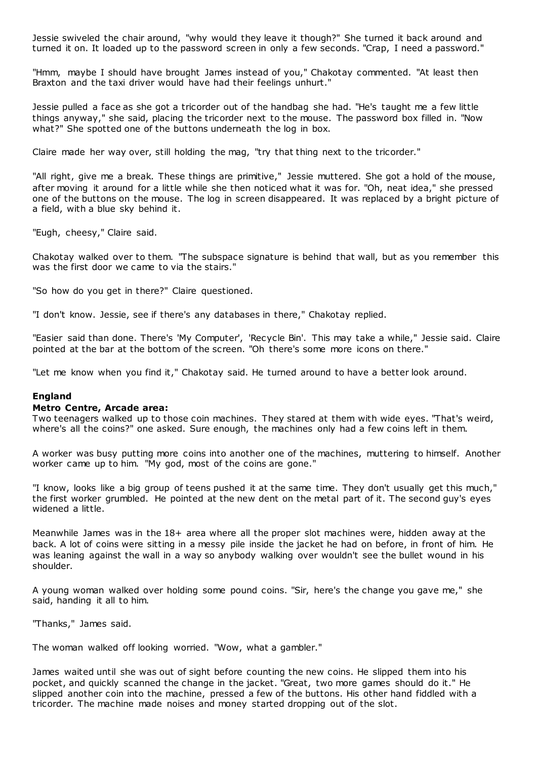Jessie swiveled the chair around, "why would they leave it though?" She turned it back around and turned it on. It loaded up to the password screen in only a few seconds. "Crap, I need a password."

"Hmm, maybe I should have brought James instead of you," Chakotay commented. "At least then Braxton and the taxi driver would have had their feelings unhurt."

Jessie pulled a face as she got a tricorder out of the handbag she had. "He's taught me a few little things anyway," she said, placing the tricorder next to the mouse. The password box filled in. "Now what?" She spotted one of the buttons underneath the log in box.

Claire made her way over, still holding the mag, "try that thing next to the tricorder."

"All right, give me a break. These things are primitive," Jessie muttered. She got a hold of the mouse, after moving it around for a little while she then noticed what it was for. "Oh, neat idea," she pressed one of the buttons on the mouse. The log in screen disappeared. It was replaced by a bright picture of a field, with a blue sky behind it.

"Eugh, cheesy," Claire said.

Chakotay walked over to them. "The subspace signature is behind that wall, but as you remember this was the first door we came to via the stairs."

"So how do you get in there?" Claire questioned.

"I don't know. Jessie, see if there's any databases in there," Chakotay replied.

"Easier said than done. There's 'My Computer', 'Recycle Bin'. This may take a while," Jessie said. Claire pointed at the bar at the bottom of the screen. "Oh there's some more icons on there."

"Let me know when you find it," Chakotay said. He turned around to have a better look around.

**England**

**Metro Centre, Arcade area:**

Two teenagers walked up to those coin machines. They stared at them with wide eyes. "That's weird, where's all the coins?" one asked. Sure enough, the machines only had a few coins left in them.

A worker was busy putting more coins into another one of the machines, muttering to himself. Another worker came up to him. "My god, most of the coins are gone."

"I know, looks like a big group of teens pushed it at the same time. They don't usually get this much," the first worker grumbled. He pointed at the new dent on the metal part of it. The second guy's eyes widened a little.

Meanwhile James was in the 18+ area where all the proper slot machines were, hidden away at the back. A lot of coins were sitting in a messy pile inside the jacket he had on before, in front of him. He was leaning against the wall in a way so anybody walking over wouldn't see the bullet wound in his shoulder.

A young woman walked over holding some pound coins. "Sir, here's the change you gave me," she said, handing it all to him.

"Thanks," James said.

The woman walked off looking worried. "Wow, what a gambler."

James waited until she was out of sight before counting the new coins. He slipped them into his pocket, and quickly scanned the change in the jacket. "Great, two more games should do it." He slipped another coin into the machine, pressed a few of the buttons. His other hand fiddled with a tricorder. The machine made noises and money started dropping out of the slot.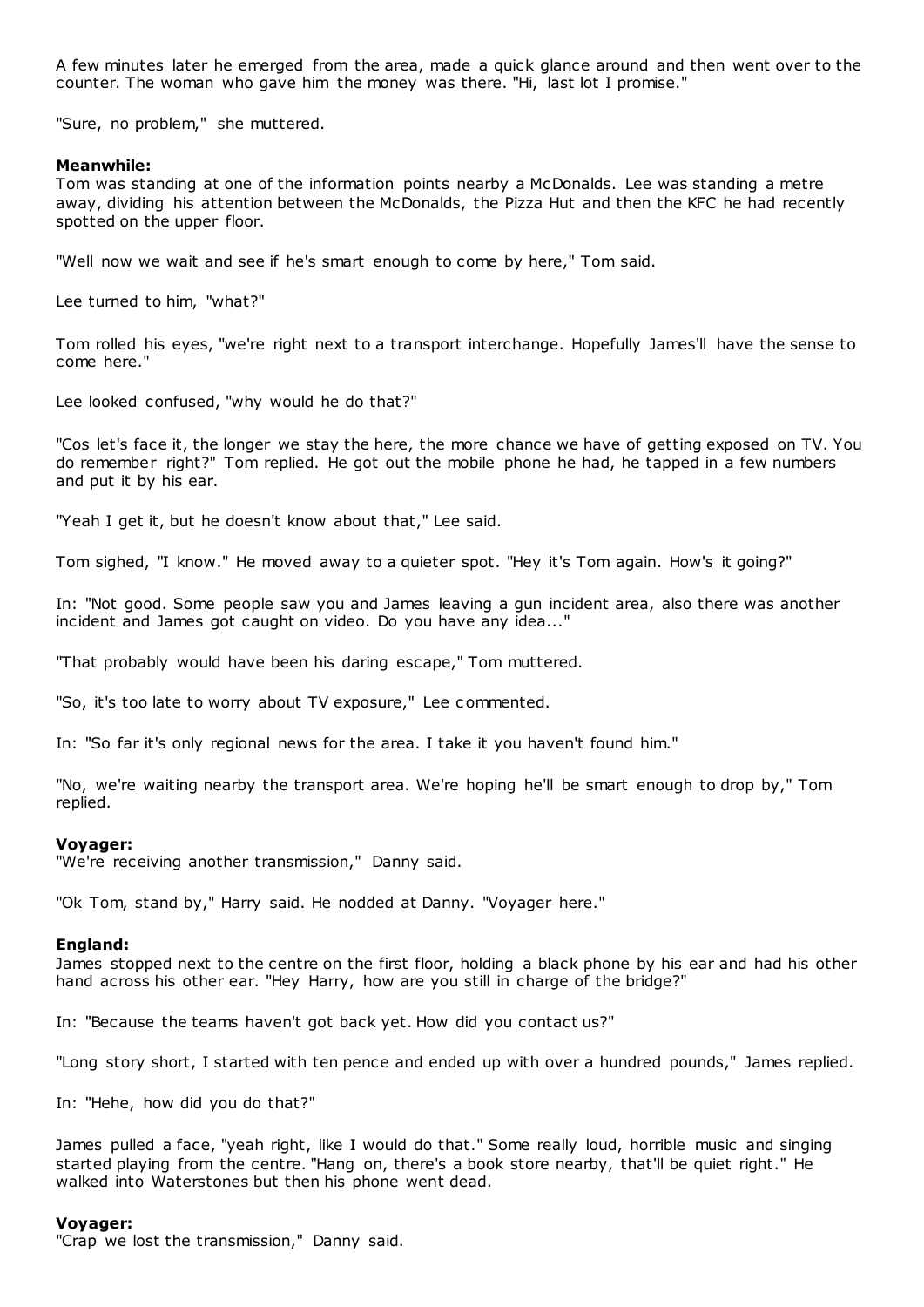A few minutes later he emerged from the area, made a quick glance around and then went over to the counter. The woman who gave him the money was there. "Hi, last lot I promise."

"Sure, no problem," she muttered.

**Meanwhile:**
Tom was standing at one of the information points nearby a McDonalds. Lee was standing a metre away, dividing his attention between the McDonalds, the Pizza Hut and then the KFC he had recently spotted on the upper floor.

"Well now we wait and see if he's smart enough to come by here," Tom said.

Lee turned to him, "what?"

Tom rolled his eyes, "we're right next to a transport interchange. Hopefully James'll have the sense to come here."

Lee looked confused, "why would he do that?"

"Cos let's face it, the longer we stay the here, the more chance we have of getting exposed on TV. You do remember right?" Tom replied. He got out the mobile phone he had, he tapped in a few numbers and put it by his ear.

"Yeah I get it, but he doesn't know about that," Lee said.

Tom sighed, "I know." He moved away to a quieter spot. "Hey it's Tom again. How's it going?"

In: "Not good. Some people saw you and James leaving a gun incident area, also there was another incident and James got caught on video. Do you have any idea..."

"That probably would have been his daring escape," Tom muttered.

"So, it's too late to worry about TV exposure," Lee commented.

In: "So far it's only regional news for the area. I take it you haven't found him."

"No, we're waiting nearby the transport area. We're hoping he'll be smart enough to drop by," Tom replied.

**Voyager:**
"We're receiving another transmission," Danny said.

"Ok Tom, stand by," Harry said. He nodded at Danny. "Voyager here."

**England:**
James stopped next to the centre on the first floor, holding a black phone by his ear and had his other hand across his other ear. "Hey Harry, how are you still in charge of the bridge?"

In: "Because the teams haven't got back yet. How did you contact us?"

"Long story short, I started with ten pence and ended up with over a hundred pounds," James replied.

In: "Hehe, how did you do that?"

James pulled a face, "yeah right, like I would do that." Some really loud, horrible music and singing started playing from the centre. "Hang on, there's a book store nearby, that'll be quiet right." He walked into Waterstones but then his phone went dead.

**Voyager:**
"Crap we lost the transmission," Danny said.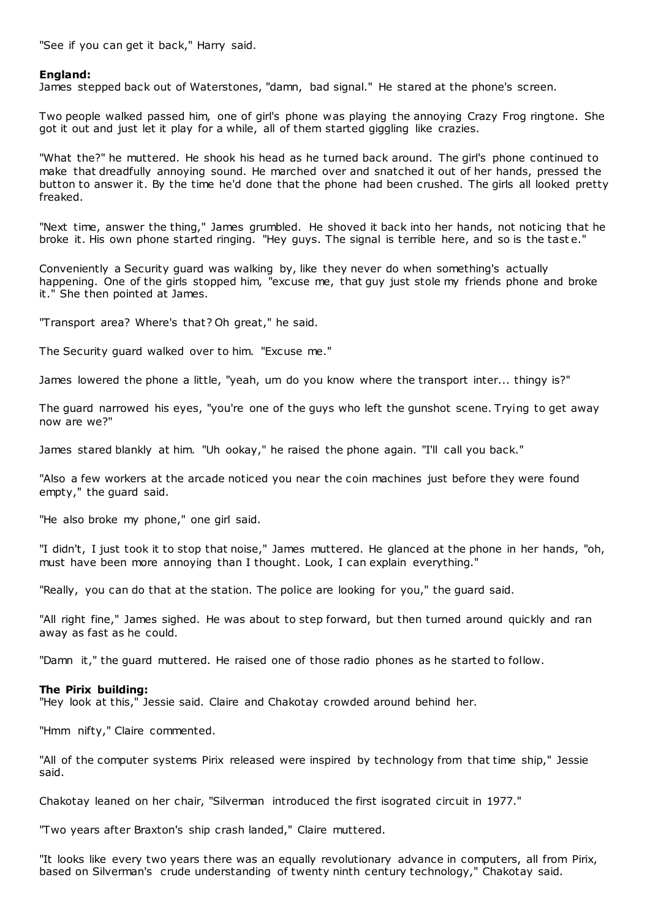"See if you can get it back," Harry said.

**England:**
James stepped back out of Waterstones, "damn, bad signal." He stared at the phone's screen.

Two people walked passed him, one of girl's phone was playing the annoying Crazy Frog ringtone. She got it out and just let it play for a while, all of them started giggling like crazies.

"What the?" he muttered. He shook his head as he turned back around. The girl's phone continued to make that dreadfully annoying sound. He marched over and snatched it out of her hands, pressed the button to answer it. By the time he'd done that the phone had been crushed. The girls all looked pretty freaked.

"Next time, answer the thing," James grumbled. He shoved it back into her hands, not noticing that he broke it. His own phone started ringing. "Hey guys. The signal is terrible here, and so is the taste."

Conveniently a Security guard was walking by, like they never do when something's actually happening. One of the girls stopped him, "excuse me, that guy just stole my friends phone and broke it." She then pointed at James.

"Transport area? Where's that? Oh great," he said.

The Security guard walked over to him. "Excuse me."

James lowered the phone a little, "yeah, um do you know where the transport inter... thingy is?"

The guard narrowed his eyes, "you're one of the guys who left the gunshot scene. Trying to get away now are we?"

James stared blankly at him. "Uh ookay," he raised the phone again. "I'll call you back."

"Also a few workers at the arcade noticed you near the coin machines just before they were found empty," the guard said.

"He also broke my phone," one girl said.

"I didn't, I just took it to stop that noise," James muttered. He glanced at the phone in her hands, "oh, must have been more annoying than I thought. Look, I can explain everything."

"Really, you can do that at the station. The police are looking for you," the guard said.

"All right fine," James sighed. He was about to step forward, but then turned around quickly and ran away as fast as he could.

"Damn it," the guard muttered. He raised one of those radio phones as he started to follow.

**The Pirix building:**
"Hey look at this," Jessie said. Claire and Chakotay crowded around behind her.

"Hmm nifty," Claire commented.

"All of the computer systems Pirix released were inspired by technology from that time ship," Jessie said.

Chakotay leaned on her chair, "Silverman introduced the first isograted circuit in 1977."

"Two years after Braxton's ship crash landed," Claire muttered.

"It looks like every two years there was an equally revolutionary advance in computers, all from Pirix, based on Silverman's crude understanding of twenty ninth century technology," Chakotay said.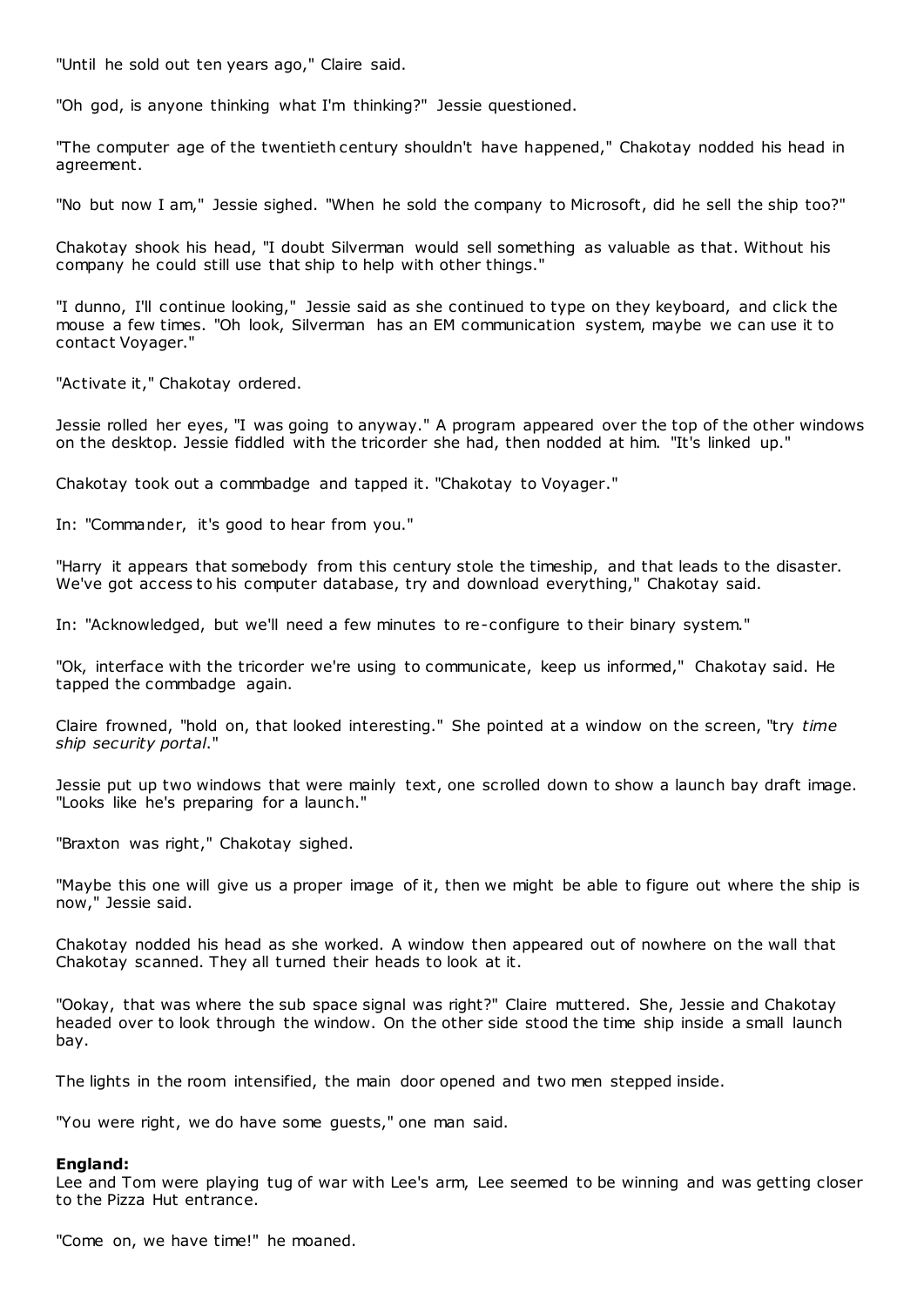"Until he sold out ten years ago," Claire said.

"Oh god, is anyone thinking what I'm thinking?" Jessie questioned.

"The computer age of the twentieth century shouldn't have happened," Chakotay nodded his head in agreement.

"No but now I am," Jessie sighed. "When he sold the company to Microsoft, did he sell the ship too?"

Chakotay shook his head, "I doubt Silverman would sell something as valuable as that. Without his company he could still use that ship to help with other things."

"I dunno, I'll continue looking," Jessie said as she continued to type on they keyboard, and click the mouse a few times. "Oh look, Silverman has an EM communication system, maybe we can use it to contact Voyager."

"Activate it," Chakotay ordered.

Jessie rolled her eyes, "I was going to anyway." A program appeared over the top of the other windows on the desktop. Jessie fiddled with the tricorder she had, then nodded at him. "It's linked up."

Chakotay took out a commbadge and tapped it. "Chakotay to Voyager."

In: "Commander, it's good to hear from you."

"Harry it appears that somebody from this century stole the timeship, and that leads to the disaster. We've got access to his computer database, try and download everything," Chakotay said.

In: "Acknowledged, but we'll need a few minutes to re-configure to their binary system."

"Ok, interface with the tricorder we're using to communicate, keep us informed," Chakotay said. He tapped the commbadge again.

Claire frowned, "hold on, that looked interesting." She pointed at a window on the screen, "try *time ship security portal*."

Jessie put up two windows that were mainly text, one scrolled down to show a launch bay draft image. "Looks like he's preparing for a launch."

"Braxton was right," Chakotay sighed.

"Maybe this one will give us a proper image of it, then we might be able to figure out where the ship is now," Jessie said.

Chakotay nodded his head as she worked. A window then appeared out of nowhere on the wall that Chakotay scanned. They all turned their heads to look at it.

"Ookay, that was where the sub space signal was right?" Claire muttered. She, Jessie and Chakotay headed over to look through the window. On the other side stood the time ship inside a small launch bay.

The lights in the room intensified, the main door opened and two men stepped inside.

"You were right, we do have some guests," one man said.

**England:**
Lee and Tom were playing tug of war with Lee's arm, Lee seemed to be winning and was getting closer to the Pizza Hut entrance.

"Come on, we have time!" he moaned.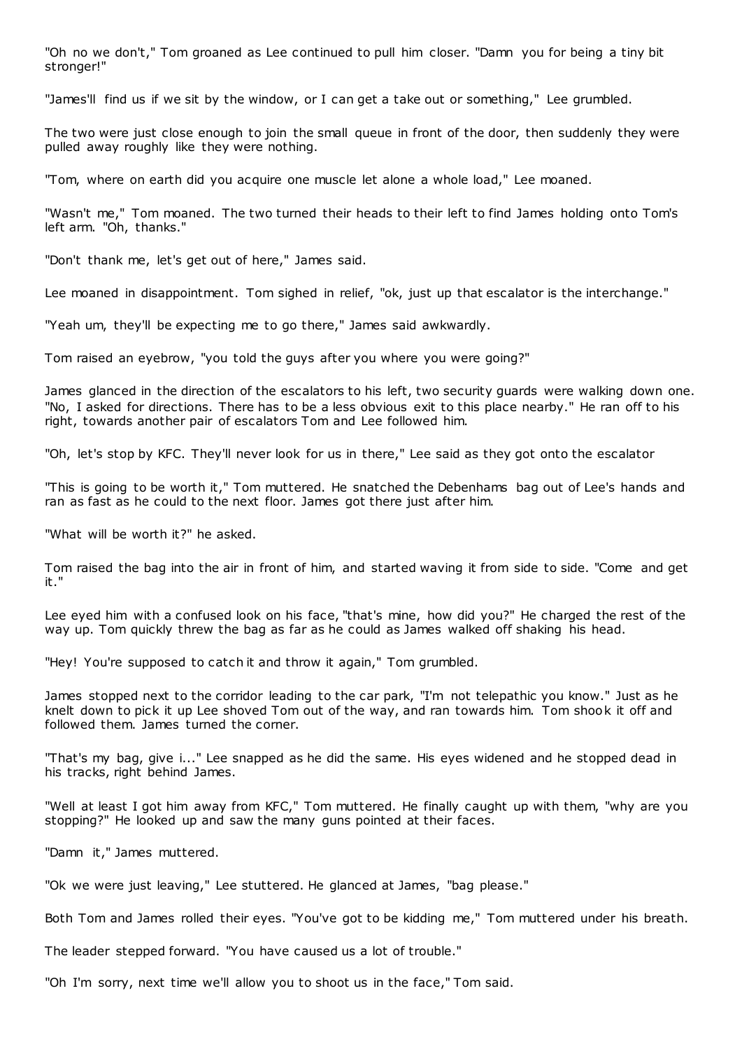"Oh no we don't," Tom groaned as Lee continued to pull him closer. "Damn you for being a tiny bit stronger!"

"James'll find us if we sit by the window, or I can get a take out or something," Lee grumbled.

The two were just close enough to join the small queue in front of the door, then suddenly they were pulled away roughly like they were nothing.

"Tom, where on earth did you acquire one muscle let alone a whole load," Lee moaned.

"Wasn't me," Tom moaned. The two turned their heads to their left to find James holding onto Tom's left arm. "Oh, thanks."

"Don't thank me, let's get out of here," James said.

Lee moaned in disappointment. Tom sighed in relief, "ok, just up that escalator is the interchange."

"Yeah um, they'll be expecting me to go there," James said awkwardly.

Tom raised an eyebrow, "you told the guys after you where you were going?"

James glanced in the direction of the escalators to his left, two security guards were walking down one. "No, I asked for directions. There has to be a less obvious exit to this place nearby." He ran off to his right, towards another pair of escalators Tom and Lee followed him.

"Oh, let's stop by KFC. They'll never look for us in there," Lee said as they got onto the escalator

"This is going to be worth it," Tom muttered. He snatched the Debenhams bag out of Lee's hands and ran as fast as he could to the next floor. James got there just after him.

"What will be worth it?" he asked.

Tom raised the bag into the air in front of him, and started waving it from side to side. "Come and get it."

Lee eyed him with a confused look on his face, "that's mine, how did you?" He charged the rest of the way up. Tom quickly threw the bag as far as he could as James walked off shaking his head.

"Hey! You're supposed to catch it and throw it again," Tom grumbled.

James stopped next to the corridor leading to the car park, "I'm not telepathic you know." Just as he knelt down to pick it up Lee shoved Tom out of the way, and ran towards him. Tom shook it off and followed them. James turned the corner.

"That's my bag, give i..." Lee snapped as he did the same. His eyes widened and he stopped dead in his tracks, right behind James.

"Well at least I got him away from KFC," Tom muttered. He finally caught up with them, "why are you stopping?" He looked up and saw the many guns pointed at their faces.

"Damn it," James muttered.

"Ok we were just leaving," Lee stuttered. He glanced at James, "bag please."

Both Tom and James rolled their eyes. "You've got to be kidding me," Tom muttered under his breath.

The leader stepped forward. "You have caused us a lot of trouble."

"Oh I'm sorry, next time we'll allow you to shoot us in the face," Tom said.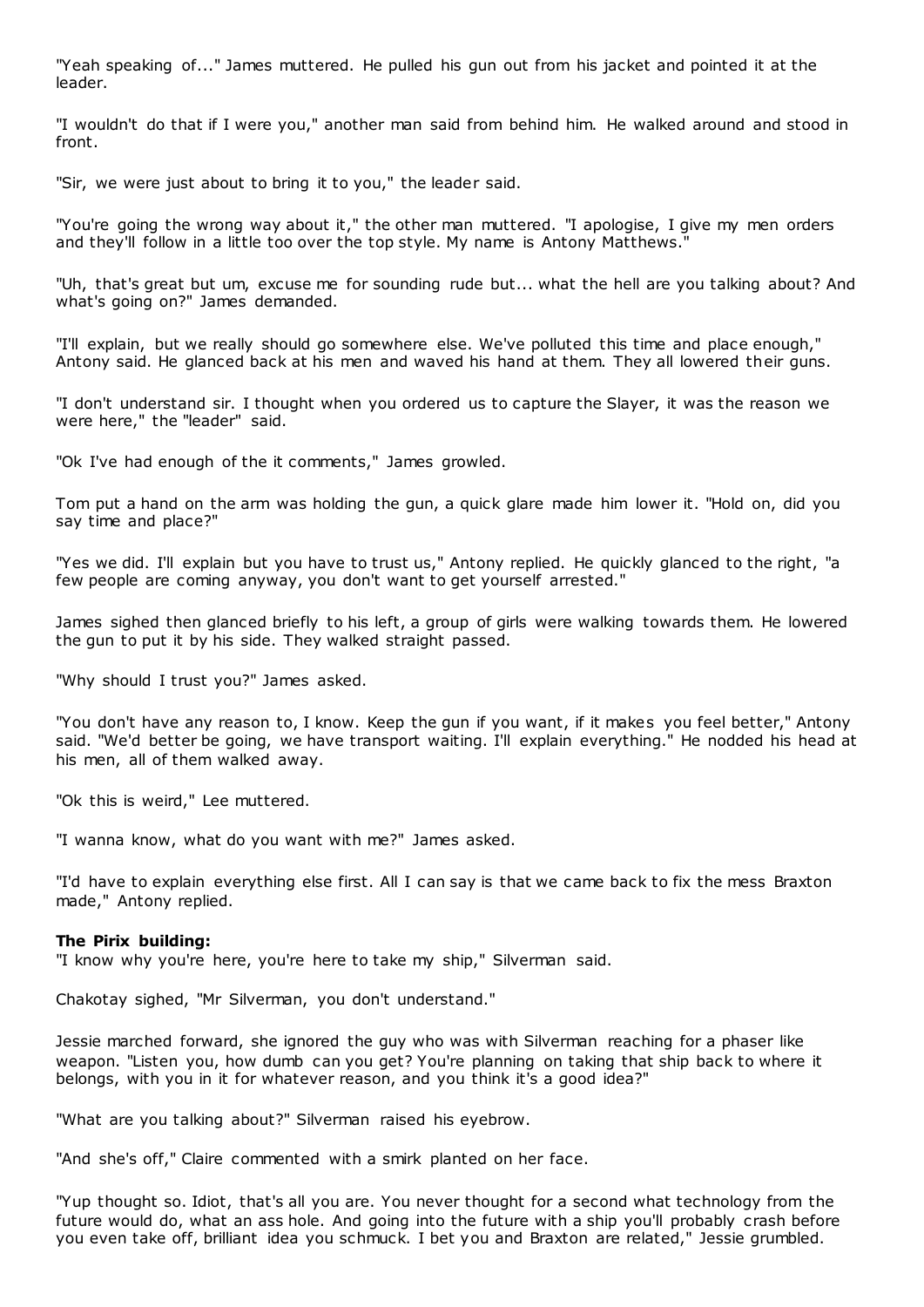"Yeah speaking of..." James muttered. He pulled his gun out from his jacket and pointed it at the leader.

"I wouldn't do that if I were you," another man said from behind him. He walked around and stood in front.

"Sir, we were just about to bring it to you," the leader said.

"You're going the wrong way about it," the other man muttered. "I apologise, I give my men orders and they'll follow in a little too over the top style. My name is Antony Matthews."

"Uh, that's great but um, excuse me for sounding rude but... what the hell are you talking about? And what's going on?" James demanded.

"I'll explain, but we really should go somewhere else. We've polluted this time and place enough," Antony said. He glanced back at his men and waved his hand at them. They all lowered their guns.

"I don't understand sir. I thought when you ordered us to capture the Slayer, it was the reason we were here," the "leader" said.

"Ok I've had enough of the it comments," James growled.

Tom put a hand on the arm was holding the gun, a quick glare made him lower it. "Hold on, did you say time and place?"

"Yes we did. I'll explain but you have to trust us," Antony replied. He quickly glanced to the right, "a few people are coming anyway, you don't want to get yourself arrested."

James sighed then glanced briefly to his left, a group of girls were walking towards them. He lowered the gun to put it by his side. They walked straight passed.

"Why should I trust you?" James asked.

"You don't have any reason to, I know. Keep the gun if you want, if it makes you feel better," Antony said. "We'd better be going, we have transport waiting. I'll explain everything." He nodded his head at his men, all of them walked away.

"Ok this is weird," Lee muttered.

"I wanna know, what do you want with me?" James asked.

"I'd have to explain everything else first. All I can say is that we came back to fix the mess Braxton made," Antony replied.

**The Pirix building:**
"I know why you're here, you're here to take my ship," Silverman said.

Chakotay sighed, "Mr Silverman, you don't understand."

Jessie marched forward, she ignored the guy who was with Silverman reaching for a phaser like weapon. "Listen you, how dumb can you get? You're planning on taking that ship back to where it belongs, with you in it for whatever reason, and you think it's a good idea?"

"What are you talking about?" Silverman raised his eyebrow.

"And she's off," Claire commented with a smirk planted on her face.

"Yup thought so. Idiot, that's all you are. You never thought for a second what technology from the future would do, what an ass hole. And going into the future with a ship you'll probably crash before you even take off, brilliant idea you schmuck. I bet you and Braxton are related," Jessie grumbled.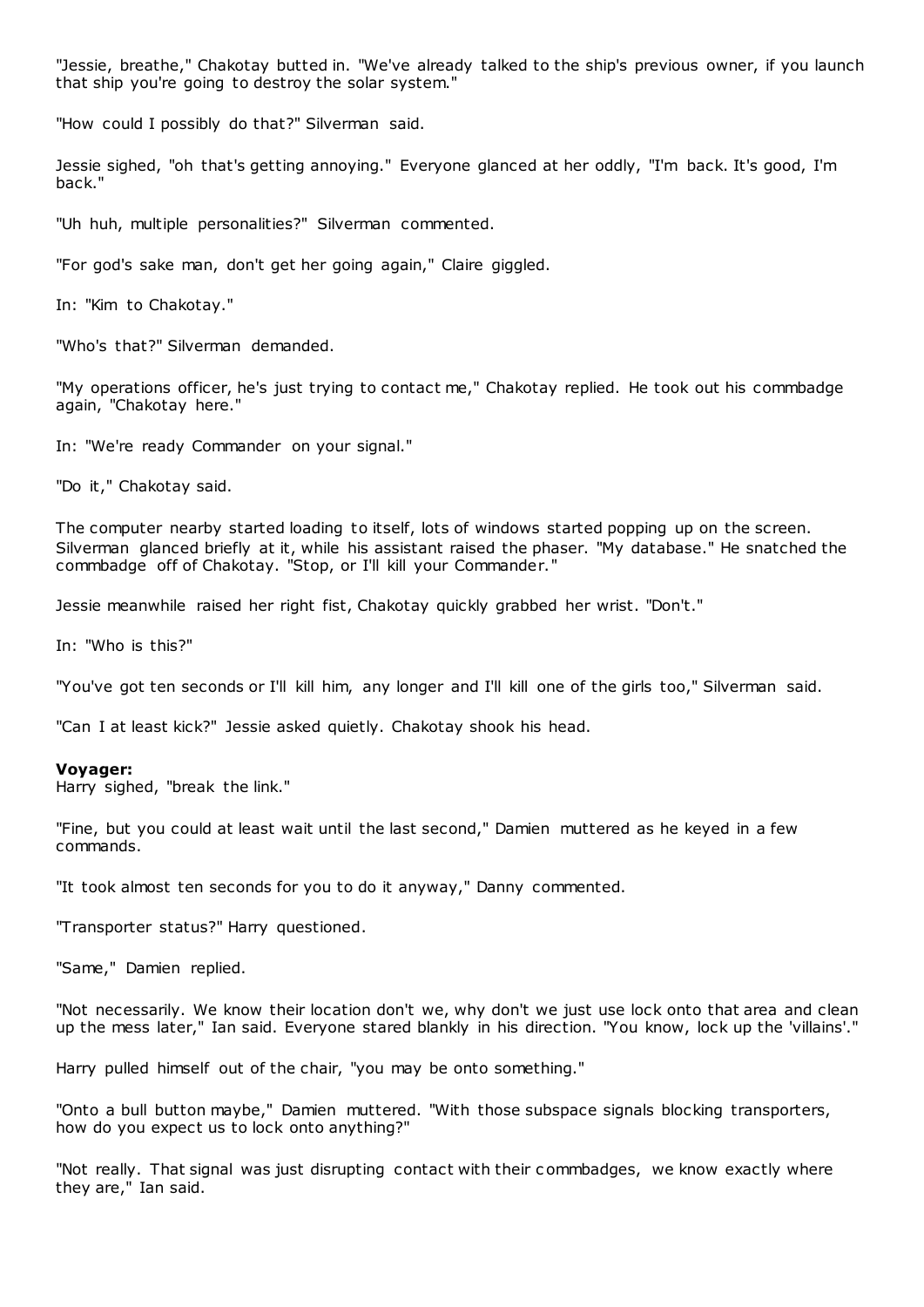"Jessie, breathe," Chakotay butted in. "We've already talked to the ship's previous owner, if you launch that ship you're going to destroy the solar system."

"How could I possibly do that?" Silverman said.

Jessie sighed, "oh that's getting annoying." Everyone glanced at her oddly, "I'm back. It's good, I'm back."

"Uh huh, multiple personalities?" Silverman commented.

"For god's sake man, don't get her going again," Claire giggled.

In: "Kim to Chakotay."

"Who's that?" Silverman demanded.

"My operations officer, he's just trying to contact me," Chakotay replied. He took out his commbadge again, "Chakotay here."

In: "We're ready Commander on your signal."

"Do it," Chakotay said.

The computer nearby started loading to itself, lots of windows started popping up on the screen. Silverman glanced briefly at it, while his assistant raised the phaser. "My database." He snatched the commbadge off of Chakotay. "Stop, or I'll kill your Commander."

Jessie meanwhile raised her right fist, Chakotay quickly grabbed her wrist. "Don't."

In: "Who is this?"

"You've got ten seconds or I'll kill him, any longer and I'll kill one of the girls too," Silverman said.

"Can I at least kick?" Jessie asked quietly. Chakotay shook his head.

**Voyager:**
Harry sighed, "break the link."

"Fine, but you could at least wait until the last second," Damien muttered as he keyed in a few commands.

"It took almost ten seconds for you to do it anyway," Danny commented.

"Transporter status?" Harry questioned.

"Same," Damien replied.

"Not necessarily. We know their location don't we, why don't we just use lock onto that area and clean up the mess later," Ian said. Everyone stared blankly in his direction. "You know, lock up the 'villains'."

Harry pulled himself out of the chair, "you may be onto something."

"Onto a bull button maybe," Damien muttered. "With those subspace signals blocking transporters, how do you expect us to lock onto anything?"

"Not really. That signal was just disrupting contact with their commbadges, we know exactly where they are," Ian said.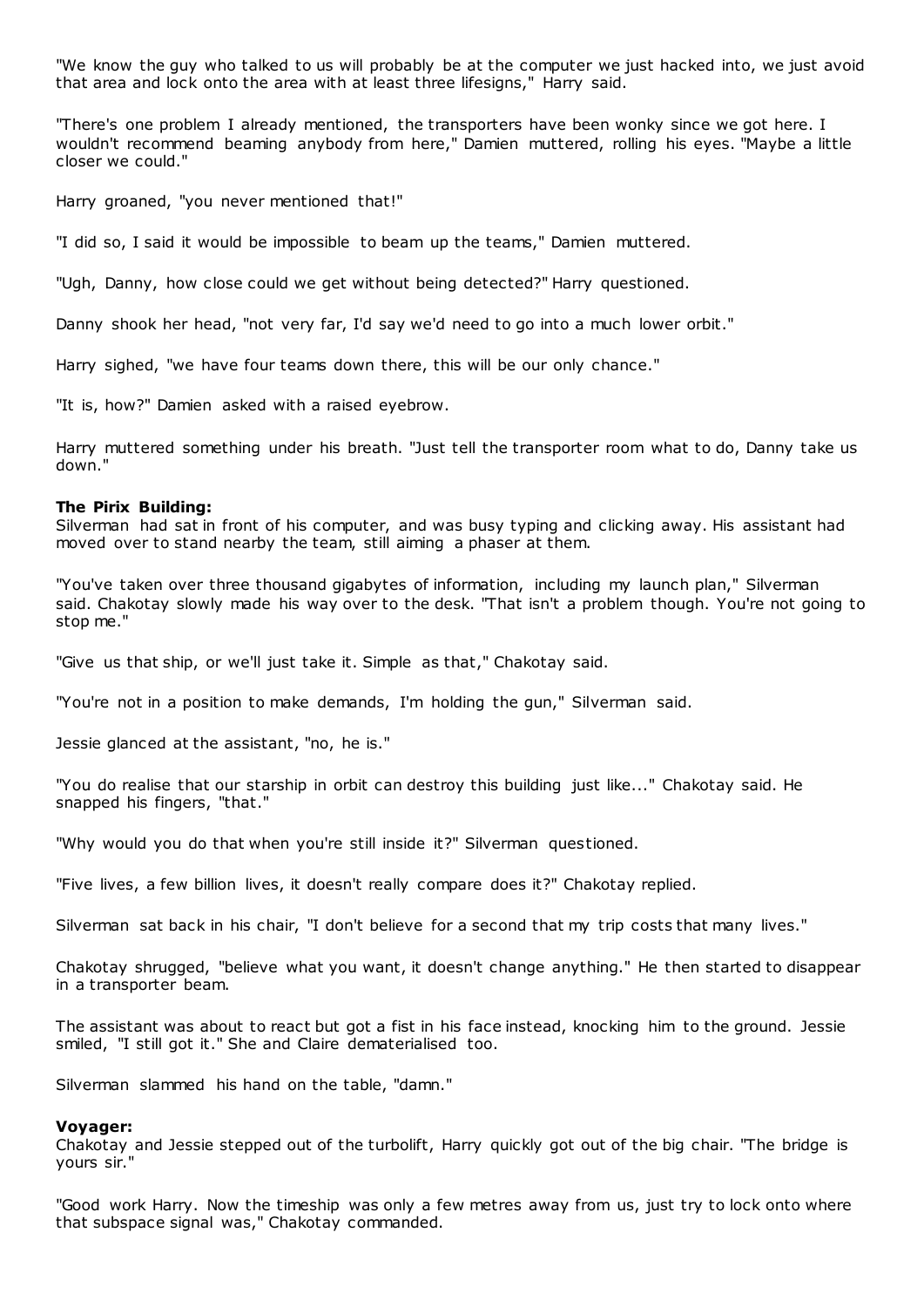"We know the guy who talked to us will probably be at the computer we just hacked into, we just avoid that area and lock onto the area with at least three lifesigns," Harry said.

"There's one problem I already mentioned, the transporters have been wonky since we got here. I wouldn't recommend beaming anybody from here," Damien muttered, rolling his eyes. "Maybe a little closer we could."

Harry groaned, "you never mentioned that!"

"I did so, I said it would be impossible to beam up the teams," Damien muttered.

"Ugh, Danny, how close could we get without being detected?" Harry questioned.

Danny shook her head, "not very far, I'd say we'd need to go into a much lower orbit."

Harry sighed, "we have four teams down there, this will be our only chance."

"It is, how?" Damien asked with a raised eyebrow.

Harry muttered something under his breath. "Just tell the transporter room what to do, Danny take us down."

**The Pirix Building:**
Silverman had sat in front of his computer, and was busy typing and clicking away. His assistant had moved over to stand nearby the team, still aiming a phaser at them.

"You've taken over three thousand gigabytes of information, including my launch plan," Silverman said. Chakotay slowly made his way over to the desk. "That isn't a problem though. You're not going to stop me."

"Give us that ship, or we'll just take it. Simple as that," Chakotay said.

"You're not in a position to make demands, I'm holding the gun," Silverman said.

Jessie glanced at the assistant, "no, he is."

"You do realise that our starship in orbit can destroy this building just like..." Chakotay said. He snapped his fingers, "that."

"Why would you do that when you're still inside it?" Silverman questioned.

"Five lives, a few billion lives, it doesn't really compare does it?" Chakotay replied.

Silverman sat back in his chair, "I don't believe for a second that my trip costs that many lives."

Chakotay shrugged, "believe what you want, it doesn't change anything." He then started to disappear in a transporter beam.

The assistant was about to react but got a fist in his face instead, knocking him to the ground. Jessie smiled, "I still got it." She and Claire dematerialised too.

Silverman slammed his hand on the table, "damn."

**Voyager:**
Chakotay and Jessie stepped out of the turbolift, Harry quickly got out of the big chair. "The bridge is yours sir."

"Good work Harry. Now the timeship was only a few metres away from us, just try to lock onto where that subspace signal was," Chakotay commanded.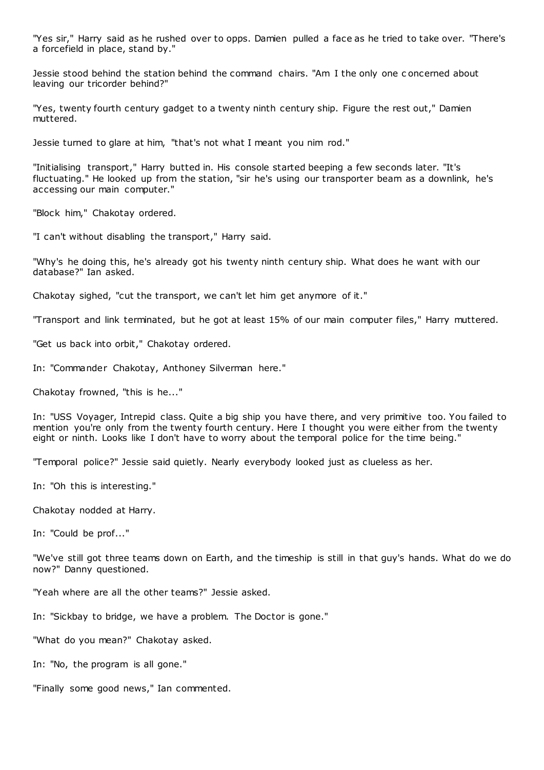"Yes sir," Harry said as he rushed over to opps. Damien pulled a face as he tried to take over. "There's a forcefield in place, stand by."

Jessie stood behind the station behind the command chairs. "Am I the only one concerned about leaving our tricorder behind?"

"Yes, twenty fourth century gadget to a twenty ninth century ship. Figure the rest out," Damien muttered.

Jessie turned to glare at him, "that's not what I meant you nim rod."

"Initialising transport," Harry butted in. His console started beeping a few seconds later. "It's fluctuating." He looked up from the station, "sir he's using our transporter beam as a downlink, he's accessing our main computer."

"Block him," Chakotay ordered.

"I can't without disabling the transport," Harry said.

"Why's he doing this, he's already got his twenty ninth century ship. What does he want with our database?" Ian asked.

Chakotay sighed, "cut the transport, we can't let him get anymore of it."

"Transport and link terminated, but he got at least 15% of our main computer files," Harry muttered.

"Get us back into orbit," Chakotay ordered.

In: "Commander Chakotay, Anthoney Silverman here."

Chakotay frowned, "this is he..."

In: "USS Voyager, Intrepid class. Quite a big ship you have there, and very primitive too. You failed to mention you're only from the twenty fourth century. Here I thought you were either from the twenty eight or ninth. Looks like I don't have to worry about the temporal police for the time being."

"Temporal police?" Jessie said quietly. Nearly everybody looked just as clueless as her.

In: "Oh this is interesting."

Chakotay nodded at Harry.

In: "Could be prof..."

"We've still got three teams down on Earth, and the timeship is still in that guy's hands. What do we do now?" Danny questioned.

"Yeah where are all the other teams?" Jessie asked.

In: "Sickbay to bridge, we have a problem. The Doctor is gone."

"What do you mean?" Chakotay asked.

In: "No, the program is all gone."

"Finally some good news," Ian commented.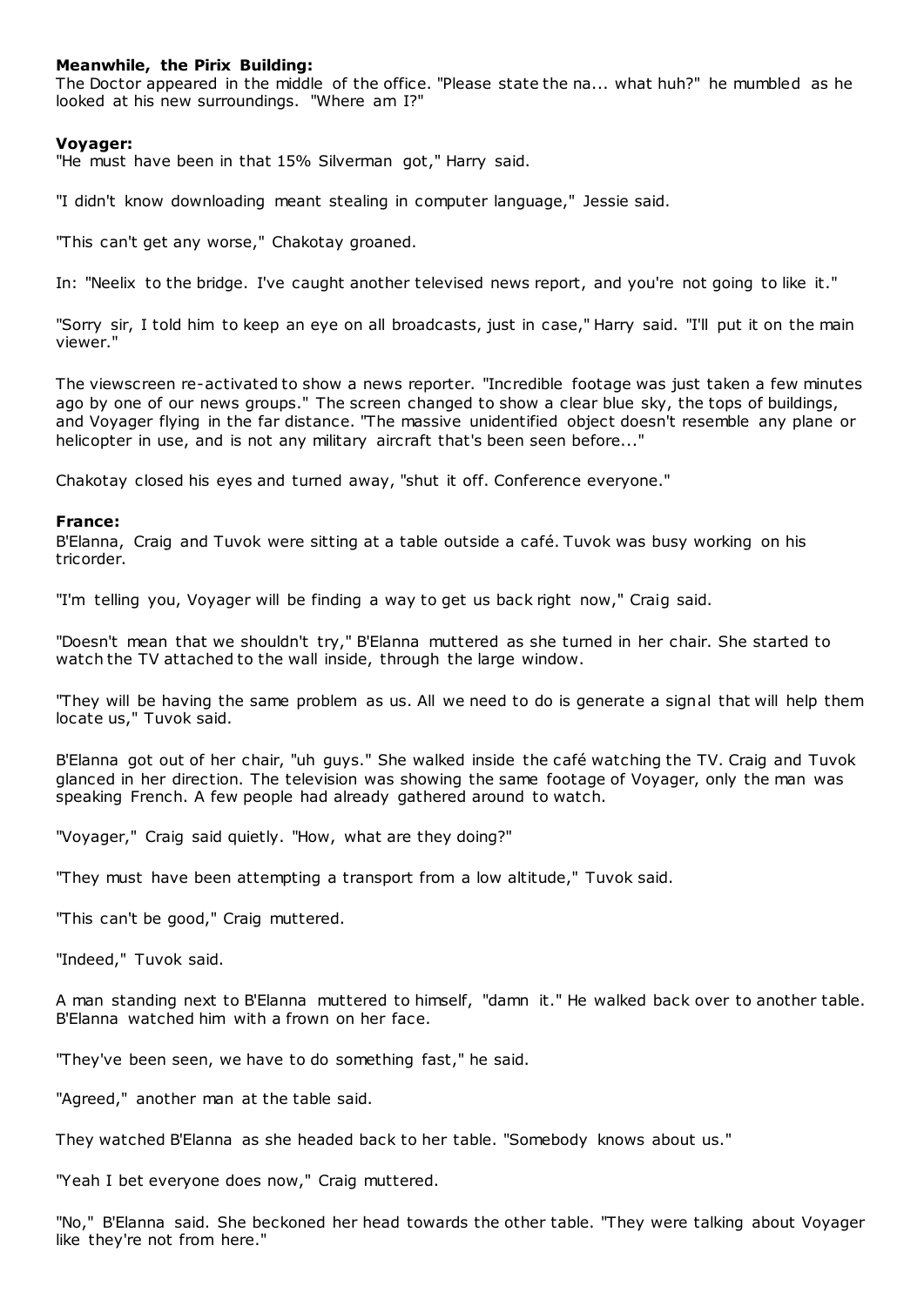**Meanwhile, the Pirix Building:**
The Doctor appeared in the middle of the office. "Please state the na... what huh?" he mumbled as he looked at his new surroundings. "Where am I?"

**Voyager:**
"He must have been in that 15% Silverman got," Harry said.

"I didn't know downloading meant stealing in computer language," Jessie said.

"This can't get any worse," Chakotay groaned.

In: "Neelix to the bridge. I've caught another televised news report, and you're not going to like it."

"Sorry sir, I told him to keep an eye on all broadcasts, just in case," Harry said. "I'll put it on the main viewer."

The viewscreen re-activated to show a news reporter. "Incredible footage was just taken a few minutes ago by one of our news groups." The screen changed to show a clear blue sky, the tops of buildings, and Voyager flying in the far distance. "The massive unidentified object doesn't resemble any plane or helicopter in use, and is not any military aircraft that's been seen before..."

Chakotay closed his eyes and turned away, "shut it off. Conference everyone."

**France:**
B'Elanna, Craig and Tuvok were sitting at a table outside a café. Tuvok was busy working on his tricorder.

"I'm telling you, Voyager will be finding a way to get us back right now," Craig said.

"Doesn't mean that we shouldn't try," B'Elanna muttered as she turned in her chair. She started to watch the TV attached to the wall inside, through the large window.

"They will be having the same problem as us. All we need to do is generate a signal that will help them locate us," Tuvok said.

B'Elanna got out of her chair, "uh guys." She walked inside the café watching the TV. Craig and Tuvok glanced in her direction. The television was showing the same footage of Voyager, only the man was speaking French. A few people had already gathered around to watch.

"Voyager," Craig said quietly. "How, what are they doing?"

"They must have been attempting a transport from a low altitude," Tuvok said.

"This can't be good," Craig muttered.

"Indeed," Tuvok said.

A man standing next to B'Elanna muttered to himself, "damn it." He walked back over to another table. B'Elanna watched him with a frown on her face.

"They've been seen, we have to do something fast," he said.

"Agreed," another man at the table said.

They watched B'Elanna as she headed back to her table. "Somebody knows about us."

"Yeah I bet everyone does now," Craig muttered.

"No," B'Elanna said. She beckoned her head towards the other table. "They were talking about Voyager like they're not from here."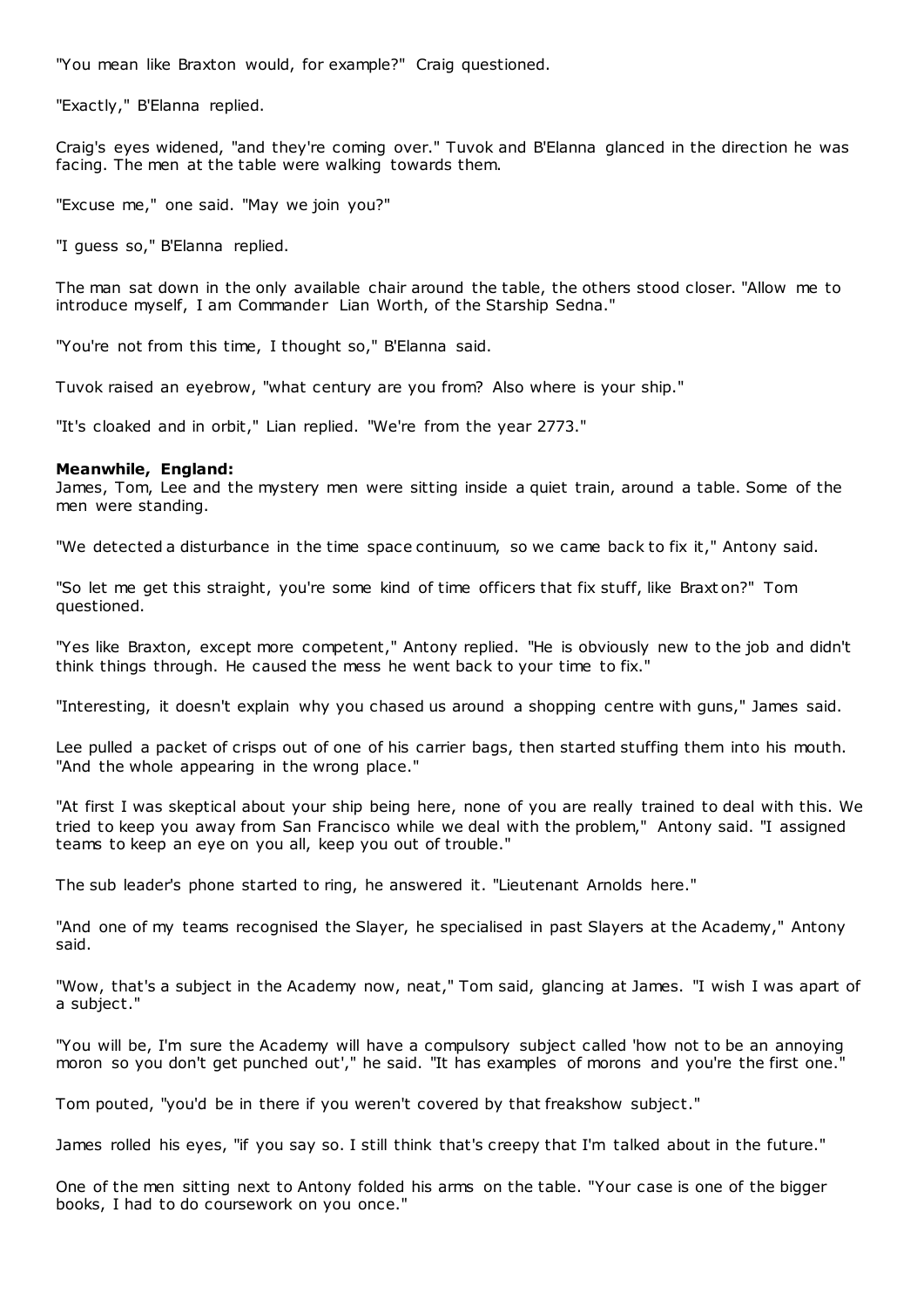"You mean like Braxton would, for example?" Craig questioned.

"Exactly," B'Elanna replied.

Craig's eyes widened, "and they're coming over." Tuvok and B'Elanna glanced in the direction he was facing. The men at the table were walking towards them.

"Excuse me," one said. "May we join you?"

"I guess so," B'Elanna replied.

The man sat down in the only available chair around the table, the others stood closer. "Allow me to introduce myself, I am Commander Lian Worth, of the Starship Sedna."

"You're not from this time, I thought so," B'Elanna said.

Tuvok raised an eyebrow, "what century are you from? Also where is your ship."

"It's cloaked and in orbit," Lian replied. "We're from the year 2773."

**Meanwhile, England:**
James, Tom, Lee and the mystery men were sitting inside a quiet train, around a table. Some of the men were standing.

"We detected a disturbance in the time space continuum, so we came back to fix it," Antony said.

"So let me get this straight, you're some kind of time officers that fix stuff, like Braxton?" Tom questioned.

"Yes like Braxton, except more competent," Antony replied. "He is obviously new to the job and didn't think things through. He caused the mess he went back to your time to fix."

"Interesting, it doesn't explain why you chased us around a shopping centre with guns," James said.

Lee pulled a packet of crisps out of one of his carrier bags, then started stuffing them into his mouth. "And the whole appearing in the wrong place."

"At first I was skeptical about your ship being here, none of you are really trained to deal with this. We tried to keep you away from San Francisco while we deal with the problem," Antony said. "I assigned teams to keep an eye on you all, keep you out of trouble."

The sub leader's phone started to ring, he answered it. "Lieutenant Arnolds here."

"And one of my teams recognised the Slayer, he specialised in past Slayers at the Academy," Antony said.

"Wow, that's a subject in the Academy now, neat," Tom said, glancing at James. "I wish I was apart of a subject."

"You will be, I'm sure the Academy will have a compulsory subject called 'how not to be an annoying moron so you don't get punched out'," he said. "It has examples of morons and you're the first one."

Tom pouted, "you'd be in there if you weren't covered by that freakshow subject."

James rolled his eyes, "if you say so. I still think that's creepy that I'm talked about in the future."

One of the men sitting next to Antony folded his arms on the table. "Your case is one of the bigger books, I had to do coursework on you once."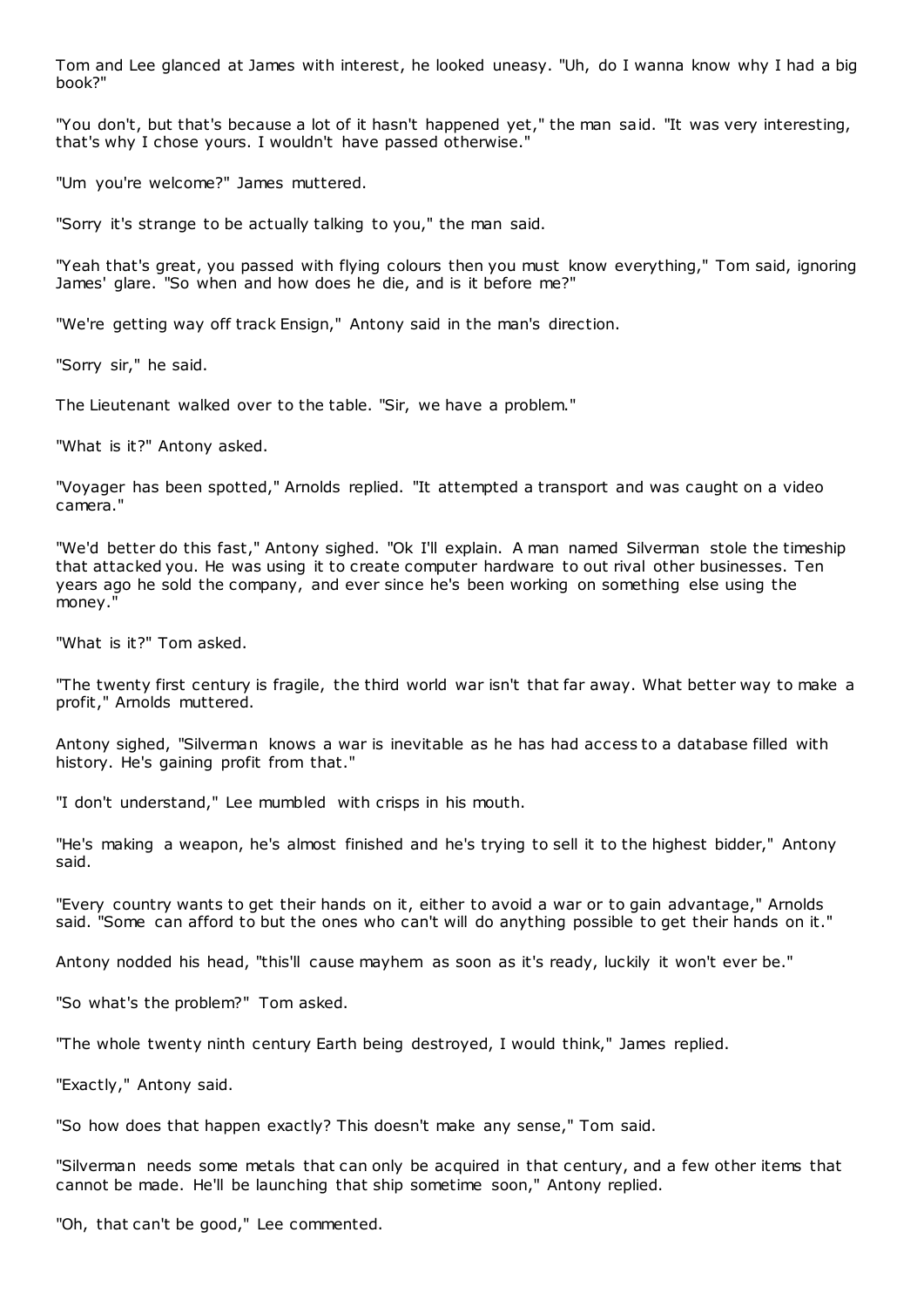Tom and Lee glanced at James with interest, he looked uneasy. "Uh, do I wanna know why I had a big book?"

"You don't, but that's because a lot of it hasn't happened yet," the man said. "It was very interesting, that's why I chose yours. I wouldn't have passed otherwise."

"Um you're welcome?" James muttered.

"Sorry it's strange to be actually talking to you," the man said.

"Yeah that's great, you passed with flying colours then you must know everything," Tom said, ignoring James' glare. "So when and how does he die, and is it before me?"

"We're getting way off track Ensign," Antony said in the man's direction.

"Sorry sir," he said.

The Lieutenant walked over to the table. "Sir, we have a problem."

"What is it?" Antony asked.

"Voyager has been spotted," Arnolds replied. "It attempted a transport and was caught on a video camera."

"We'd better do this fast," Antony sighed. "Ok I'll explain. A man named Silverman stole the timeship that attacked you. He was using it to create computer hardware to out rival other businesses. Ten years ago he sold the company, and ever since he's been working on something else using the money."

"What is it?" Tom asked.

"The twenty first century is fragile, the third world war isn't that far away. What better way to make a profit," Arnolds muttered.

Antony sighed, "Silverman knows a war is inevitable as he has had access to a database filled with history. He's gaining profit from that."

"I don't understand," Lee mumbled with crisps in his mouth.

"He's making a weapon, he's almost finished and he's trying to sell it to the highest bidder," Antony said.

"Every country wants to get their hands on it, either to avoid a war or to gain advantage," Arnolds said. "Some can afford to but the ones who can't will do anything possible to get their hands on it."

Antony nodded his head, "this'll cause mayhem as soon as it's ready, luckily it won't ever be."

"So what's the problem?" Tom asked.

"The whole twenty ninth century Earth being destroyed, I would think," James replied.

"Exactly," Antony said.

"So how does that happen exactly? This doesn't make any sense," Tom said.

"Silverman needs some metals that can only be acquired in that century, and a few other items that cannot be made. He'll be launching that ship sometime soon," Antony replied.

"Oh, that can't be good," Lee commented.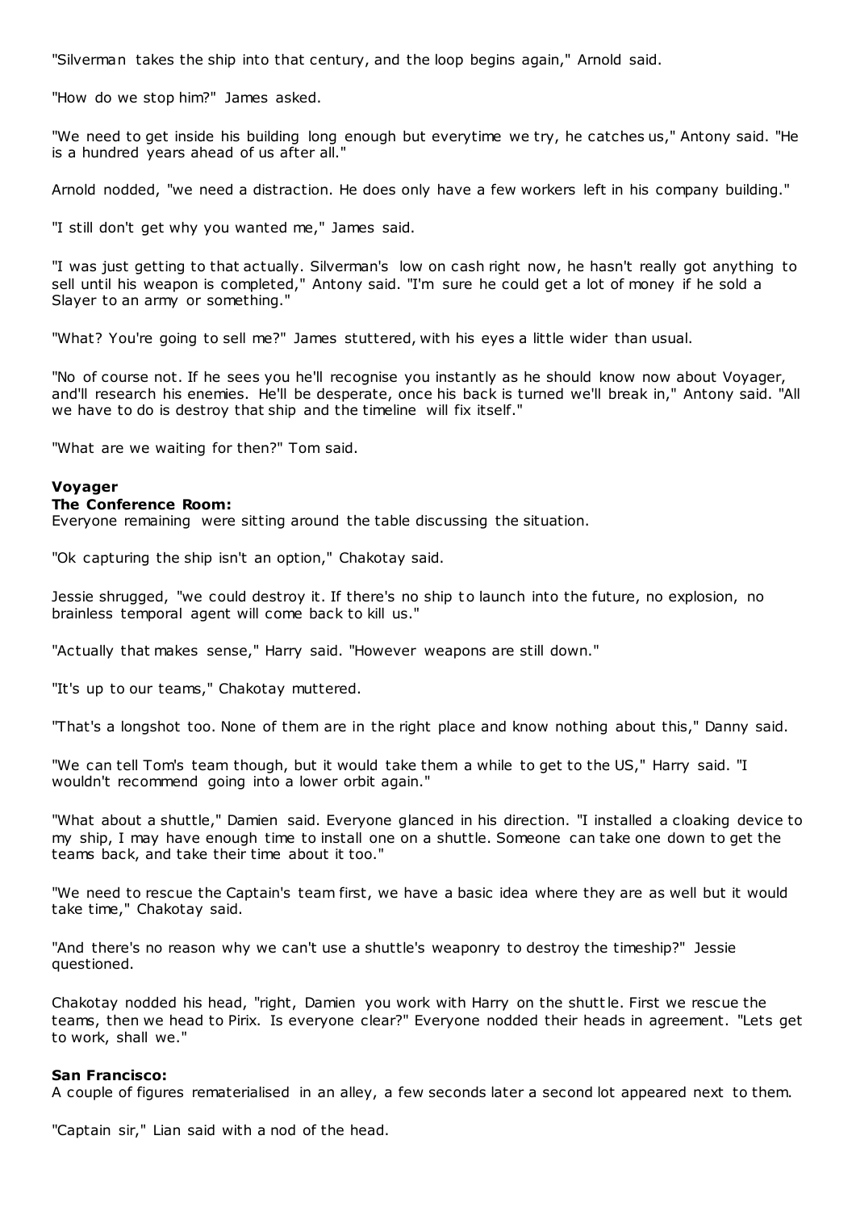"Silverman takes the ship into that century, and the loop begins again," Arnold said.

"How do we stop him?" James asked.

"We need to get inside his building long enough but everytime we try, he catches us," Antony said. "He is a hundred years ahead of us after all."

Arnold nodded, "we need a distraction. He does only have a few workers left in his company building."

"I still don't get why you wanted me," James said.

"I was just getting to that actually. Silverman's low on cash right now, he hasn't really got anything to sell until his weapon is completed," Antony said. "I'm sure he could get a lot of money if he sold a Slayer to an army or something."

"What? You're going to sell me?" James stuttered, with his eyes a little wider than usual.

"No of course not. If he sees you he'll recognise you instantly as he should know now about Voyager, and'll research his enemies. He'll be desperate, once his back is turned we'll break in," Antony said. "All we have to do is destroy that ship and the timeline will fix itself."

"What are we waiting for then?" Tom said.

**Voyager**

**The Conference Room:**

Everyone remaining were sitting around the table discussing the situation.

"Ok capturing the ship isn't an option," Chakotay said.

Jessie shrugged, "we could destroy it. If there's no ship to launch into the future, no explosion, no brainless temporal agent will come back to kill us."

"Actually that makes sense," Harry said. "However weapons are still down."

"It's up to our teams," Chakotay muttered.

"That's a longshot too. None of them are in the right place and know nothing about this," Danny said.

"We can tell Tom's team though, but it would take them a while to get to the US," Harry said. "I wouldn't recommend going into a lower orbit again."

"What about a shuttle," Damien said. Everyone glanced in his direction. "I installed a cloaking device to my ship, I may have enough time to install one on a shuttle. Someone can take one down to get the teams back, and take their time about it too."

"We need to rescue the Captain's team first, we have a basic idea where they are as well but it would take time," Chakotay said.

"And there's no reason why we can't use a shuttle's weaponry to destroy the timeship?" Jessie questioned.

Chakotay nodded his head, "right, Damien you work with Harry on the shuttle. First we rescue the teams, then we head to Pirix. Is everyone clear?" Everyone nodded their heads in agreement. "Lets get to work, shall we."

**San Francisco:**

A couple of figures rematerialised in an alley, a few seconds later a second lot appeared next to them.

"Captain sir," Lian said with a nod of the head.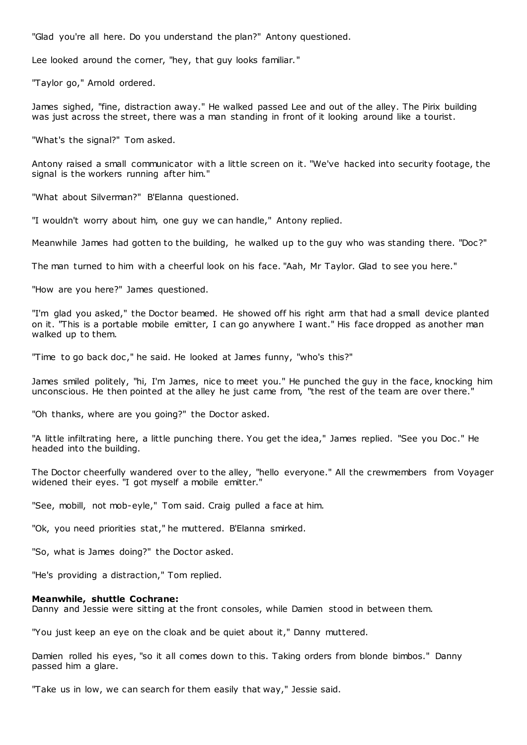"Glad you're all here. Do you understand the plan?" Antony questioned.

Lee looked around the corner, "hey, that guy looks familiar."

"Taylor go," Arnold ordered.

James sighed, "fine, distraction away." He walked passed Lee and out of the alley. The Pirix building was just across the street, there was a man standing in front of it looking around like a tourist.

"What's the signal?" Tom asked.

Antony raised a small communicator with a little screen on it. "We've hacked into security footage, the signal is the workers running after him."

"What about Silverman?" B'Elanna questioned.

"I wouldn't worry about him, one guy we can handle," Antony replied.

Meanwhile James had gotten to the building, he walked up to the guy who was standing there. "Doc?"

The man turned to him with a cheerful look on his face. "Aah, Mr Taylor. Glad to see you here."

"How are you here?" James questioned.

"I'm glad you asked," the Doctor beamed. He showed off his right arm that had a small device planted on it. "This is a portable mobile emitter, I can go anywhere I want." His face dropped as another man walked up to them.

"Time to go back doc," he said. He looked at James funny, "who's this?"

James smiled politely, "hi, I'm James, nice to meet you." He punched the guy in the face, knocking him unconscious. He then pointed at the alley he just came from, "the rest of the team are over there."

"Oh thanks, where are you going?" the Doctor asked.

"A little infiltrating here, a little punching there. You get the idea," James replied. "See you Doc." He headed into the building.

The Doctor cheerfully wandered over to the alley, "hello everyone." All the crewmembers from Voyager widened their eyes. "I got myself a mobile emitter."

"See, mobill, not mob-eyle," Tom said. Craig pulled a face at him.

"Ok, you need priorities stat," he muttered. B'Elanna smirked.

"So, what is James doing?" the Doctor asked.

"He's providing a distraction," Tom replied.

**Meanwhile, shuttle Cochrane:**
Danny and Jessie were sitting at the front consoles, while Damien stood in between them.

"You just keep an eye on the cloak and be quiet about it," Danny muttered.

Damien rolled his eyes, "so it all comes down to this. Taking orders from blonde bimbos." Danny passed him a glare.

"Take us in low, we can search for them easily that way," Jessie said.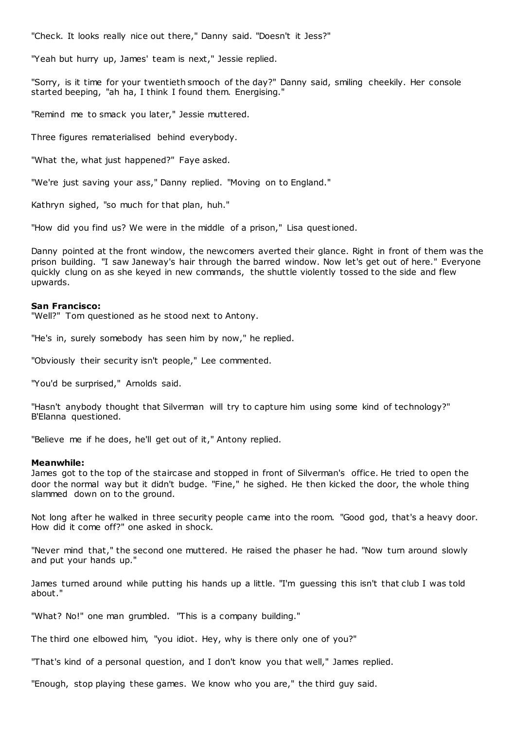"Check. It looks really nice out there," Danny said. "Doesn't it Jess?"

"Yeah but hurry up, James' team is next," Jessie replied.

"Sorry, is it time for your twentieth smooch of the day?" Danny said, smiling cheekily. Her console started beeping, "ah ha, I think I found them. Energising."

"Remind me to smack you later," Jessie muttered.

Three figures rematerialised behind everybody.

"What the, what just happened?" Faye asked.

"We're just saving your ass," Danny replied. "Moving on to England."

Kathryn sighed, "so much for that plan, huh."

"How did you find us? We were in the middle of a prison," Lisa questioned.

Danny pointed at the front window, the newcomers averted their glance. Right in front of them was the prison building. "I saw Janeway's hair through the barred window. Now let's get out of here." Everyone quickly clung on as she keyed in new commands, the shuttle violently tossed to the side and flew upwards.

**San Francisco:**
"Well?" Tom questioned as he stood next to Antony.

"He's in, surely somebody has seen him by now," he replied.

"Obviously their security isn't people," Lee commented.

"You'd be surprised," Arnolds said.

"Hasn't anybody thought that Silverman will try to capture him using some kind of technology?" B'Elanna questioned.

"Believe me if he does, he'll get out of it," Antony replied.

**Meanwhile:**
James got to the top of the staircase and stopped in front of Silverman's office. He tried to open the door the normal way but it didn't budge. "Fine," he sighed. He then kicked the door, the whole thing slammed down on to the ground.

Not long after he walked in three security people came into the room. "Good god, that's a heavy door. How did it come off?" one asked in shock.

"Never mind that," the second one muttered. He raised the phaser he had. "Now turn around slowly and put your hands up."

James turned around while putting his hands up a little. "I'm guessing this isn't that club I was told about."

"What? No!" one man grumbled. "This is a company building."

The third one elbowed him, "you idiot. Hey, why is there only one of you?"

"That's kind of a personal question, and I don't know you that well," James replied.

"Enough, stop playing these games. We know who you are," the third guy said.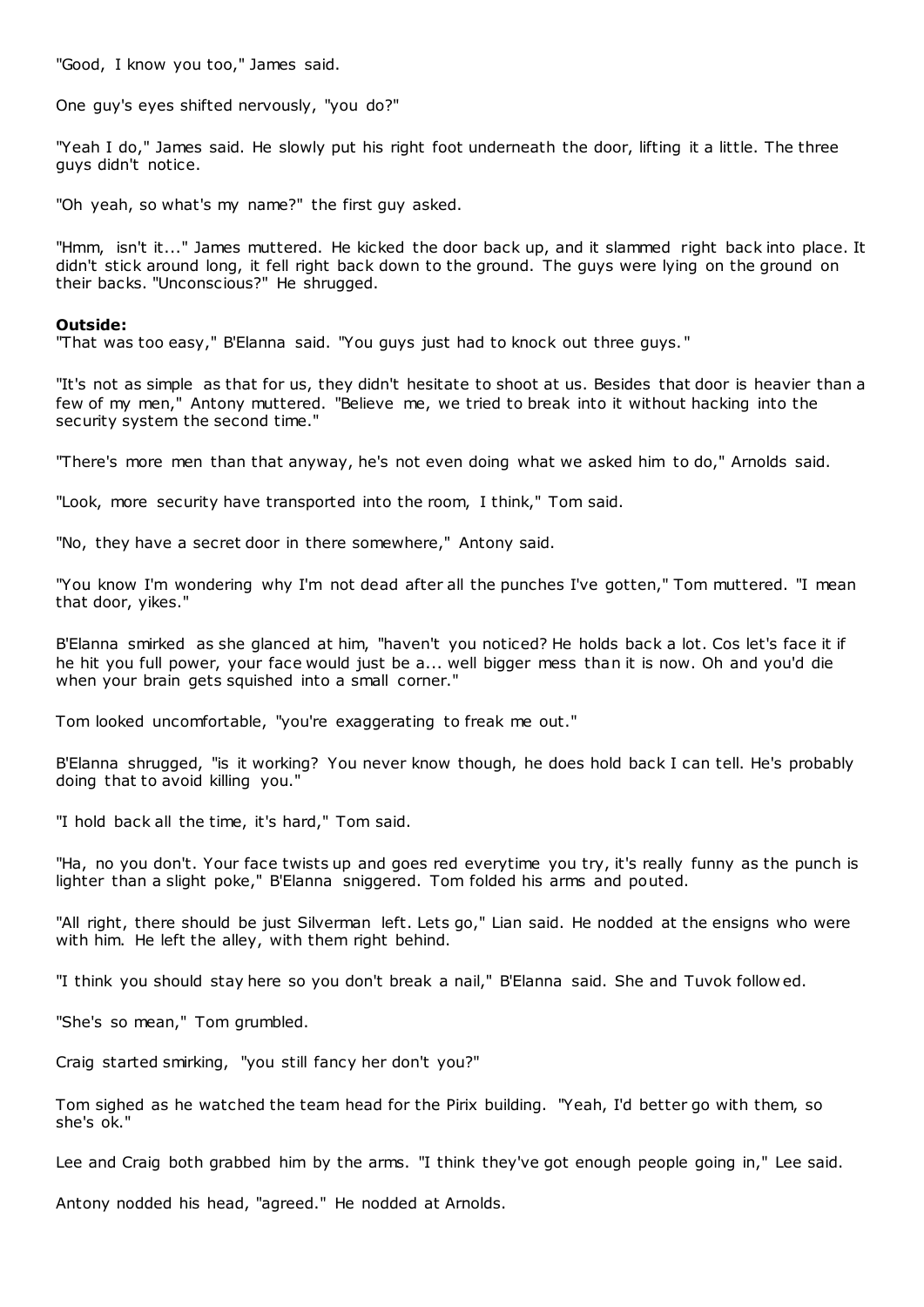"Good, I know you too," James said.

One guy's eyes shifted nervously, "you do?"

"Yeah I do," James said. He slowly put his right foot underneath the door, lifting it a little. The three guys didn't notice.

"Oh yeah, so what's my name?" the first guy asked.

"Hmm, isn't it..." James muttered. He kicked the door back up, and it slammed right back into place. It didn't stick around long, it fell right back down to the ground. The guys were lying on the ground on their backs. "Unconscious?" He shrugged.

**Outside:**
"That was too easy," B'Elanna said. "You guys just had to knock out three guys."

"It's not as simple as that for us, they didn't hesitate to shoot at us. Besides that door is heavier than a few of my men," Antony muttered. "Believe me, we tried to break into it without hacking into the security system the second time."

"There's more men than that anyway, he's not even doing what we asked him to do," Arnolds said.

"Look, more security have transported into the room, I think," Tom said.

"No, they have a secret door in there somewhere," Antony said.

"You know I'm wondering why I'm not dead after all the punches I've gotten," Tom muttered. "I mean that door, yikes."

B'Elanna smirked as she glanced at him, "haven't you noticed? He holds back a lot. Cos let's face it if he hit you full power, your face would just be a... well bigger mess than it is now. Oh and you'd die when your brain gets squished into a small corner."

Tom looked uncomfortable, "you're exaggerating to freak me out."

B'Elanna shrugged, "is it working? You never know though, he does hold back I can tell. He's probably doing that to avoid killing you."

"I hold back all the time, it's hard," Tom said.

"Ha, no you don't. Your face twists up and goes red everytime you try, it's really funny as the punch is lighter than a slight poke," B'Elanna sniggered. Tom folded his arms and pouted.

"All right, there should be just Silverman left. Lets go," Lian said. He nodded at the ensigns who were with him. He left the alley, with them right behind.

"I think you should stay here so you don't break a nail," B'Elanna said. She and Tuvok followed.

"She's so mean," Tom grumbled.

Craig started smirking, "you still fancy her don't you?"

Tom sighed as he watched the team head for the Pirix building. "Yeah, I'd better go with them, so she's ok."

Lee and Craig both grabbed him by the arms. "I think they've got enough people going in," Lee said.

Antony nodded his head, "agreed." He nodded at Arnolds.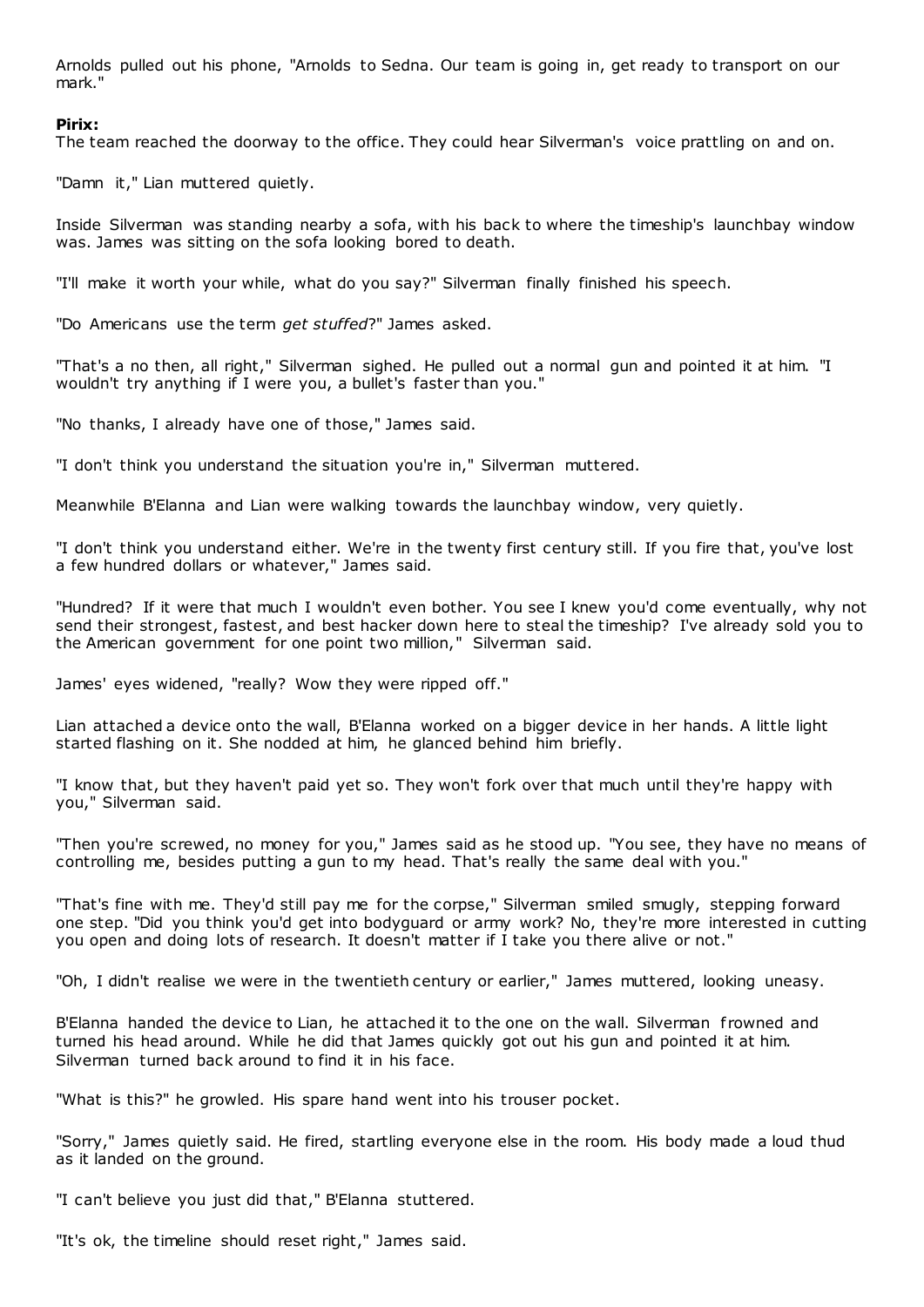Arnolds pulled out his phone, "Arnolds to Sedna. Our team is going in, get ready to transport on our mark."

**Pirix:**
The team reached the doorway to the office. They could hear Silverman's voice prattling on and on.

"Damn it," Lian muttered quietly.

Inside Silverman was standing nearby a sofa, with his back to where the timeship's launchbay window was. James was sitting on the sofa looking bored to death.

"I'll make it worth your while, what do you say?" Silverman finally finished his speech.

"Do Americans use the term *get stuffed*?" James asked.

"That's a no then, all right," Silverman sighed. He pulled out a normal gun and pointed it at him. "I wouldn't try anything if I were you, a bullet's faster than you."

"No thanks, I already have one of those," James said.

"I don't think you understand the situation you're in," Silverman muttered.

Meanwhile B'Elanna and Lian were walking towards the launchbay window, very quietly.

"I don't think you understand either. We're in the twenty first century still. If you fire that, you've lost a few hundred dollars or whatever," James said.

"Hundred? If it were that much I wouldn't even bother. You see I knew you'd come eventually, why not send their strongest, fastest, and best hacker down here to steal the timeship? I've already sold you to the American government for one point two million," Silverman said.

James' eyes widened, "really? Wow they were ripped off."

Lian attached a device onto the wall, B'Elanna worked on a bigger device in her hands. A little light started flashing on it. She nodded at him, he glanced behind him briefly.

"I know that, but they haven't paid yet so. They won't fork over that much until they're happy with you," Silverman said.

"Then you're screwed, no money for you," James said as he stood up. "You see, they have no means of controlling me, besides putting a gun to my head. That's really the same deal with you."

"That's fine with me. They'd still pay me for the corpse," Silverman smiled smugly, stepping forward one step. "Did you think you'd get into bodyguard or army work? No, they're more interested in cutting you open and doing lots of research. It doesn't matter if I take you there alive or not."

"Oh, I didn't realise we were in the twentieth century or earlier," James muttered, looking uneasy.

B'Elanna handed the device to Lian, he attached it to the one on the wall. Silverman frowned and turned his head around. While he did that James quickly got out his gun and pointed it at him. Silverman turned back around to find it in his face.

"What is this?" he growled. His spare hand went into his trouser pocket.

"Sorry," James quietly said. He fired, startling everyone else in the room. His body made a loud thud as it landed on the ground.

"I can't believe you just did that," B'Elanna stuttered.

"It's ok, the timeline should reset right," James said.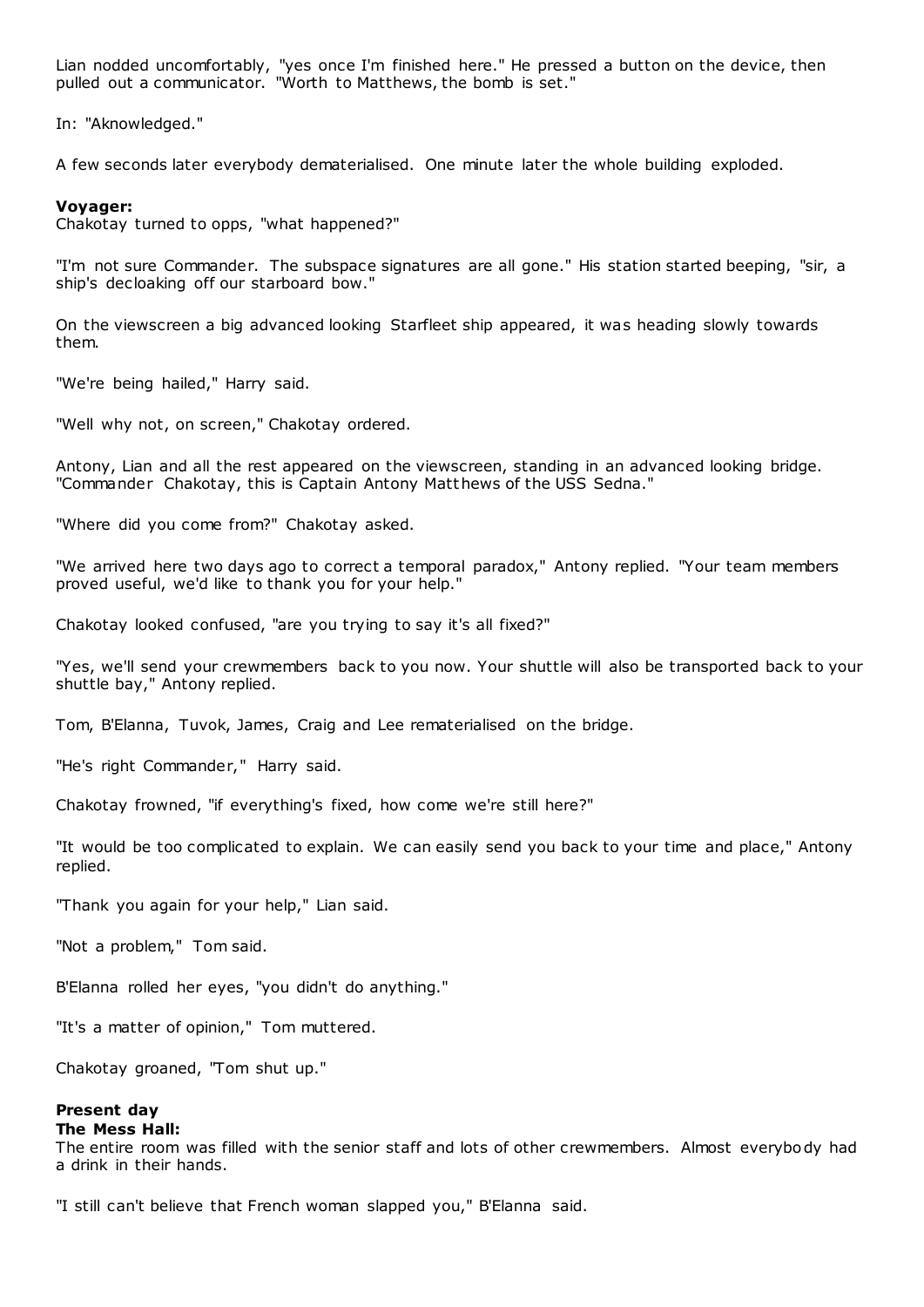Lian nodded uncomfortably, "yes once I'm finished here." He pressed a button on the device, then pulled out a communicator. "Worth to Matthews, the bomb is set."

In: "Aknowledged."

A few seconds later everybody dematerialised. One minute later the whole building exploded.

**Voyager:**
Chakotay turned to opps, "what happened?"

"I'm not sure Commander. The subspace signatures are all gone." His station started beeping, "sir, a ship's decloaking off our starboard bow."

On the viewscreen a big advanced looking Starfleet ship appeared, it was heading slowly towards them.

"We're being hailed," Harry said.

"Well why not, on screen," Chakotay ordered.

Antony, Lian and all the rest appeared on the viewscreen, standing in an advanced looking bridge. "Commander Chakotay, this is Captain Antony Matthews of the USS Sedna."

"Where did you come from?" Chakotay asked.

"We arrived here two days ago to correct a temporal paradox," Antony replied. "Your team members proved useful, we'd like to thank you for your help."

Chakotay looked confused, "are you trying to say it's all fixed?"

"Yes, we'll send your crewmembers back to you now. Your shuttle will also be transported back to your shuttle bay," Antony replied.

Tom, B'Elanna, Tuvok, James, Craig and Lee rematerialised on the bridge.

"He's right Commander," Harry said.

Chakotay frowned, "if everything's fixed, how come we're still here?"

"It would be too complicated to explain. We can easily send you back to your time and place," Antony replied.

"Thank you again for your help," Lian said.

"Not a problem," Tom said.

B'Elanna rolled her eyes, "you didn't do anything."

"It's a matter of opinion," Tom muttered.

Chakotay groaned, "Tom shut up."

**Present day**
**The Mess Hall:**
The entire room was filled with the senior staff and lots of other crewmembers. Almost everybody had a drink in their hands.

"I still can't believe that French woman slapped you," B'Elanna said.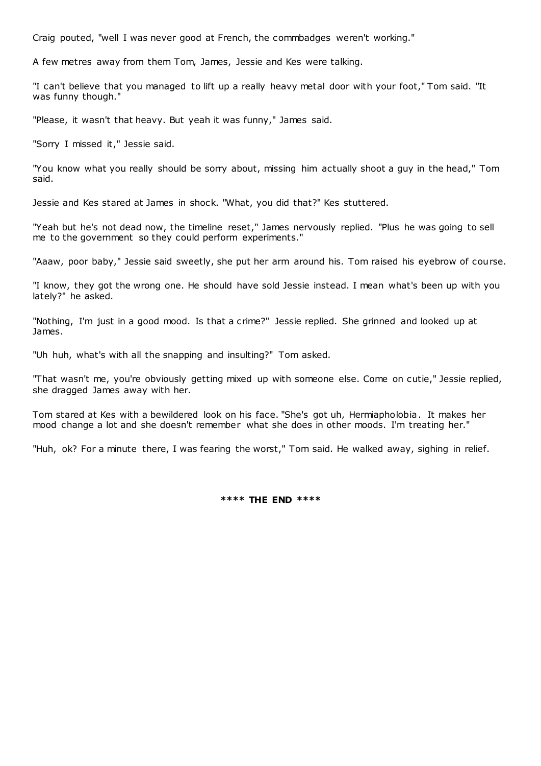Craig pouted, "well I was never good at French, the commbadges weren't working."

A few metres away from them Tom, James, Jessie and Kes were talking.

"I can't believe that you managed to lift up a really heavy metal door with your foot," Tom said. "It was funny though."

"Please, it wasn't that heavy. But yeah it was funny," James said.

"Sorry I missed it," Jessie said.

"You know what you really should be sorry about, missing him actually shoot a guy in the head," Tom said.

Jessie and Kes stared at James in shock. "What, you did that?" Kes stuttered.

"Yeah but he's not dead now, the timeline reset," James nervously replied. "Plus he was going to sell me to the government so they could perform experiments."

"Aaaw, poor baby," Jessie said sweetly, she put her arm around his. Tom raised his eyebrow of course.

"I know, they got the wrong one. He should have sold Jessie instead. I mean what's been up with you lately?" he asked.

"Nothing, I'm just in a good mood. Is that a crime?" Jessie replied. She grinned and looked up at James.

"Uh huh, what's with all the snapping and insulting?" Tom asked.

"That wasn't me, you're obviously getting mixed up with someone else. Come on cutie," Jessie replied, she dragged James away with her.

Tom stared at Kes with a bewildered look on his face. "She's got uh, Hermiapholobia. It makes her mood change a lot and she doesn't remember what she does in other moods. I'm treating her."

"Huh, ok? For a minute there, I was fearing the worst," Tom said. He walked away, sighing in relief.

**\*\*\*\* THE END \*\*\*\***